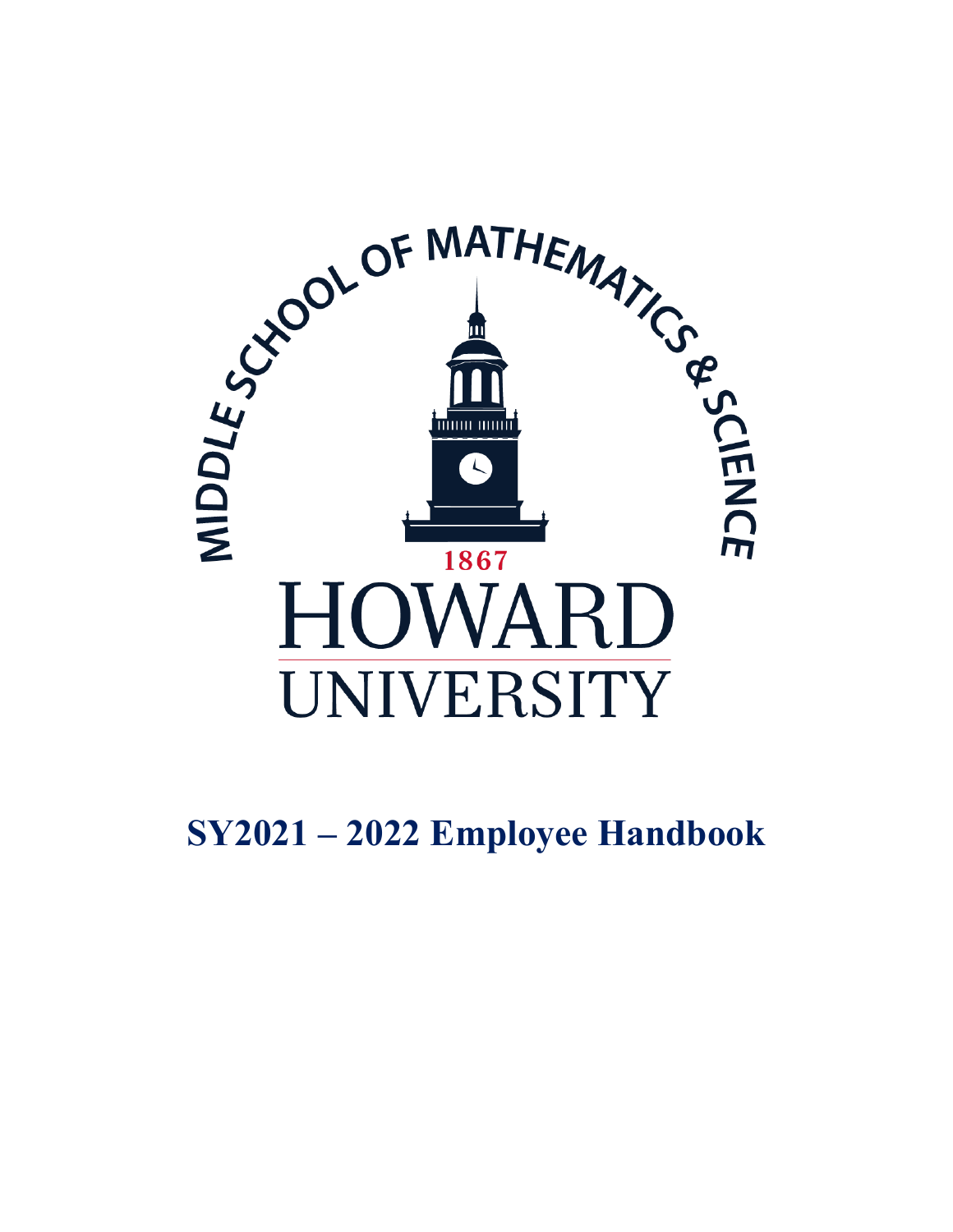MIDDLE SCHOOL OF MATHEMATICS & SCIENCE

1867

HOWARD UNIVERSITY

# SY2021 – 2022 Employee Handbook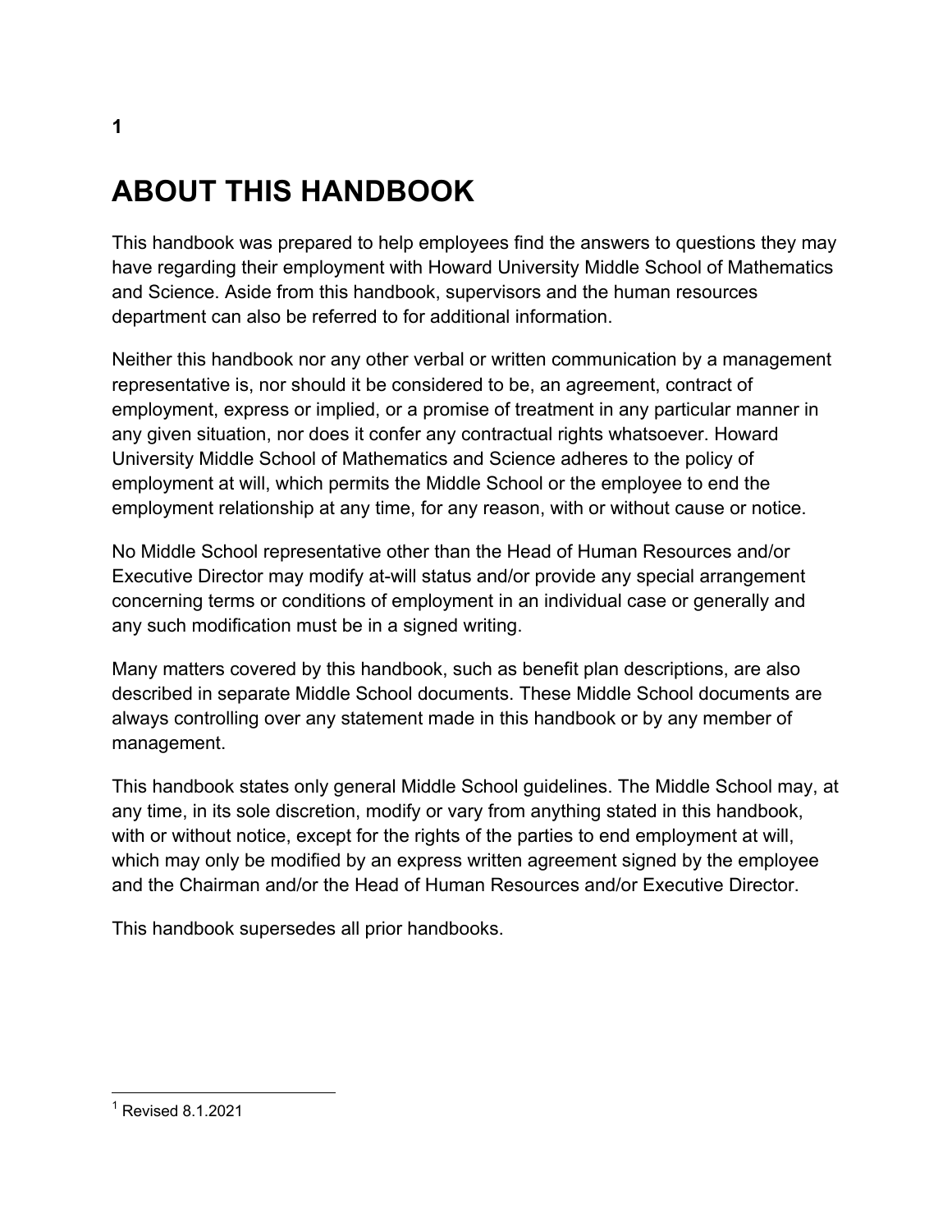# ABOUT THIS HANDBOOK[1]

This handbook was prepared to help employees find the answers to questions they may have regarding their employment with Howard University Middle School of Mathematics and Science. Aside from this handbook, supervisors and the human resources department can also be referred to for additional information.

Neither this handbook nor any other verbal or written communication by a management representative is, nor should it be considered to be, an agreement, contract of employment, express or implied, or a promise of treatment in any particular manner in any given situation, nor does it confer any contractual rights whatsoever. Howard University Middle School of Mathematics and Science adheres to the policy of employment at will, which permits the Middle School or the employee to end the employment relationship at any time, for any reason, with or without cause or notice.

No Middle School representative other than the Head of Human Resources and/or Executive Director may modify at-will status and/or provide any special arrangement concerning terms or conditions of employment in an individual case or generally and any such modification must be in a signed writing.

Many matters covered by this handbook, such as benefit plan descriptions, are also described in separate Middle School documents. These Middle School documents are always controlling over any statement made in this handbook or by any member of management.

This handbook states only general Middle School guidelines. The Middle School may, at any time, in its sole discretion, modify or vary from anything stated in this handbook, with or without notice, except for the rights of the parties to end employment at will, which may only be modified by an express written agreement signed by the employee and the Chairman and/or the Head of Human Resources and/or Executive Director.

This handbook supersedes all prior handbooks.

---

[1] Revised 8.1.2021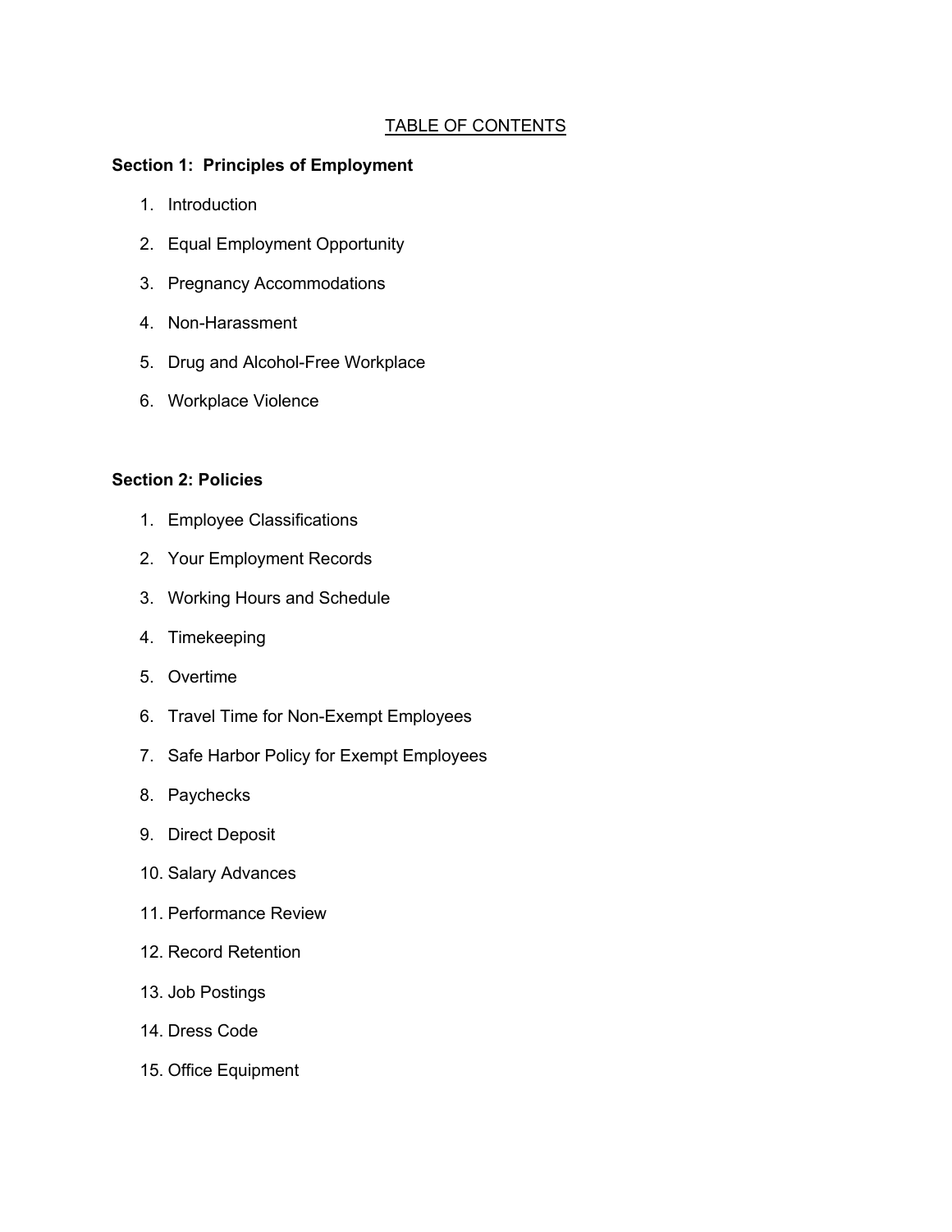# TABLE OF CONTENTS

**Section 1: Principles of Employment**

1. Introduction
2. Equal Employment Opportunity
3. Pregnancy Accommodations
4. Non-Harassment
5. Drug and Alcohol-Free Workplace
6. Workplace Violence

**Section 2: Policies**

1. Employee Classifications
2. Your Employment Records
3. Working Hours and Schedule
4. Timekeeping
5. Overtime
6. Travel Time for Non-Exempt Employees
7. Safe Harbor Policy for Exempt Employees
8. Paychecks
9. Direct Deposit
10. Salary Advances
11. Performance Review
12. Record Retention
13. Job Postings
14. Dress Code
15. Office Equipment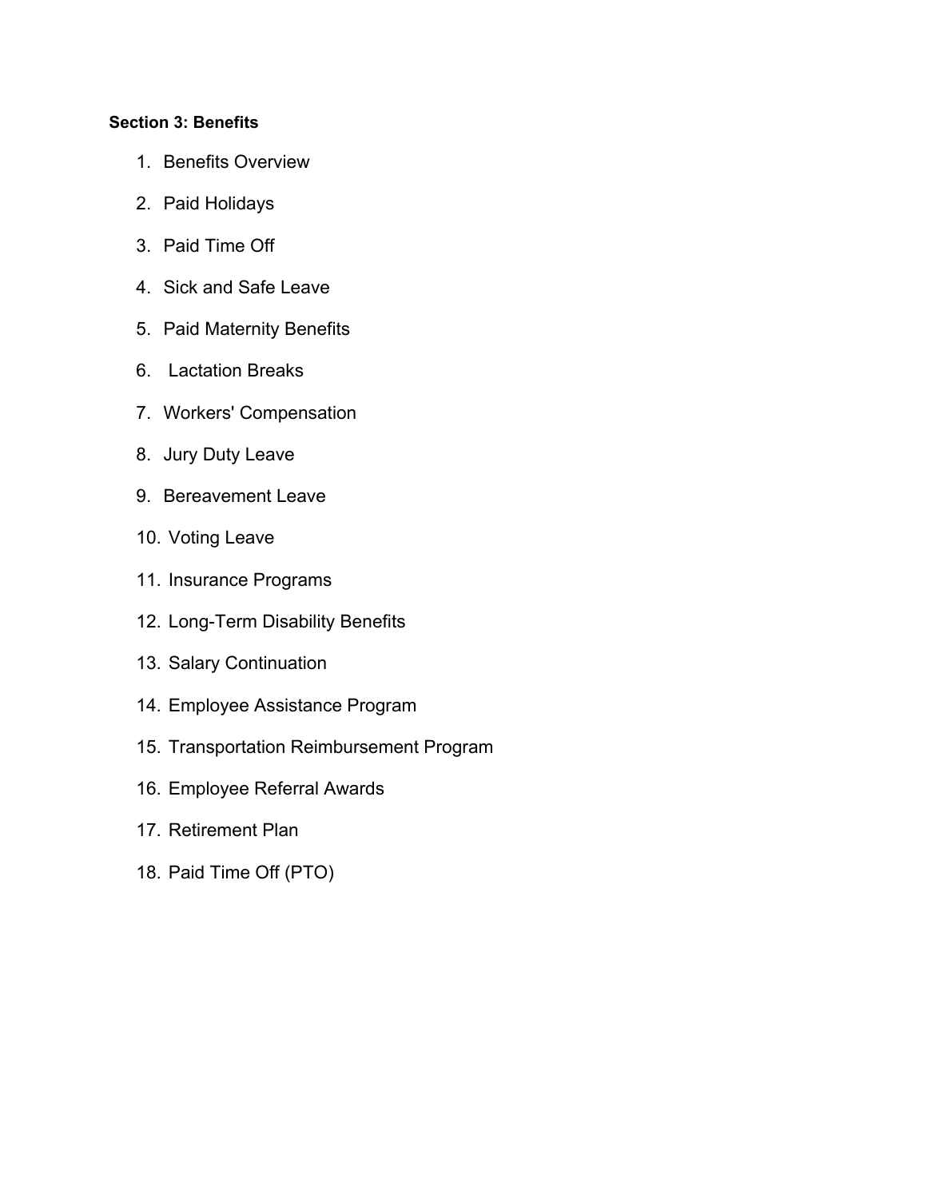**Section 3: Benefits**

1. Benefits Overview
2. Paid Holidays
3. Paid Time Off
4. Sick and Safe Leave
5. Paid Maternity Benefits
6. Lactation Breaks
7. Workers' Compensation
8. Jury Duty Leave
9. Bereavement Leave
10. Voting Leave
11. Insurance Programs
12. Long-Term Disability Benefits
13. Salary Continuation
14. Employee Assistance Program
15. Transportation Reimbursement Program
16. Employee Referral Awards
17. Retirement Plan
18. Paid Time Off (PTO)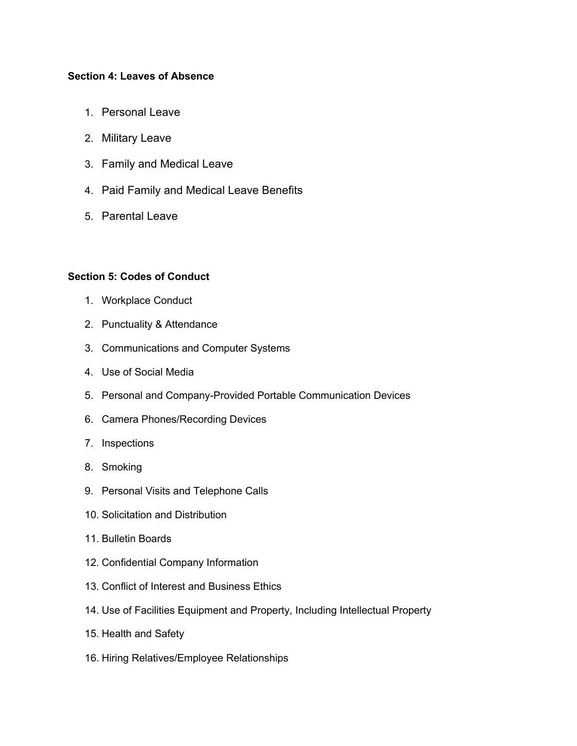**Section 4: Leaves of Absence**

1. Personal Leave
2. Military Leave
3. Family and Medical Leave
4. Paid Family and Medical Leave Benefits
5. Parental Leave

**Section 5: Codes of Conduct**

1. Workplace Conduct
2. Punctuality & Attendance
3. Communications and Computer Systems
4. Use of Social Media
5. Personal and Company-Provided Portable Communication Devices
6. Camera Phones/Recording Devices
7. Inspections
8. Smoking
9. Personal Visits and Telephone Calls
10. Solicitation and Distribution
11. Bulletin Boards
12. Confidential Company Information
13. Conflict of Interest and Business Ethics
14. Use of Facilities Equipment and Property, Including Intellectual Property
15. Health and Safety
16. Hiring Relatives/Employee Relationships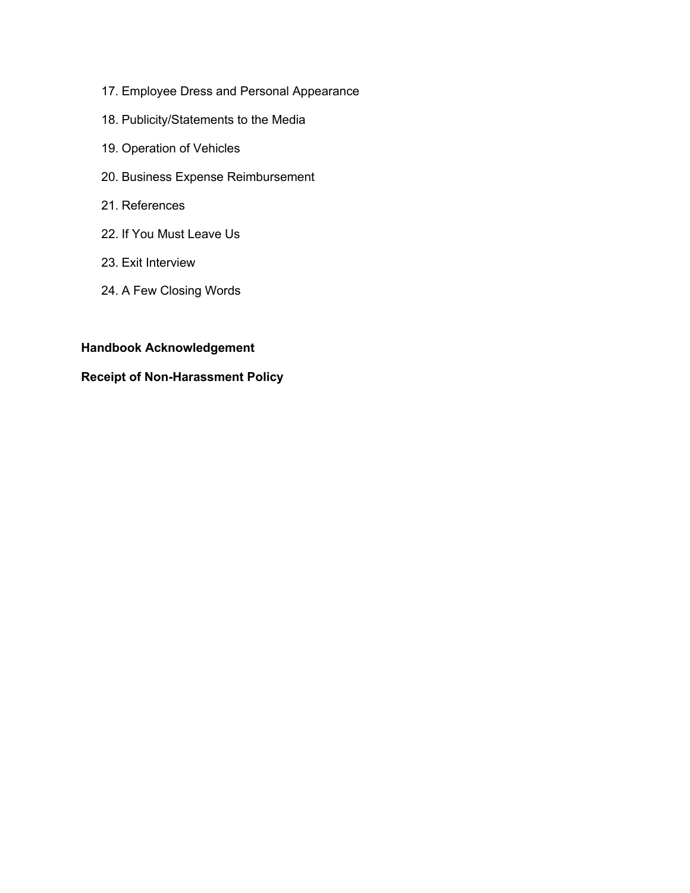17. Employee Dress and Personal Appearance
18. Publicity/Statements to the Media
19. Operation of Vehicles
20. Business Expense Reimbursement
21. References
22. If You Must Leave Us
23. Exit Interview
24. A Few Closing Words

**Handbook Acknowledgement**

**Receipt of Non-Harassment Policy**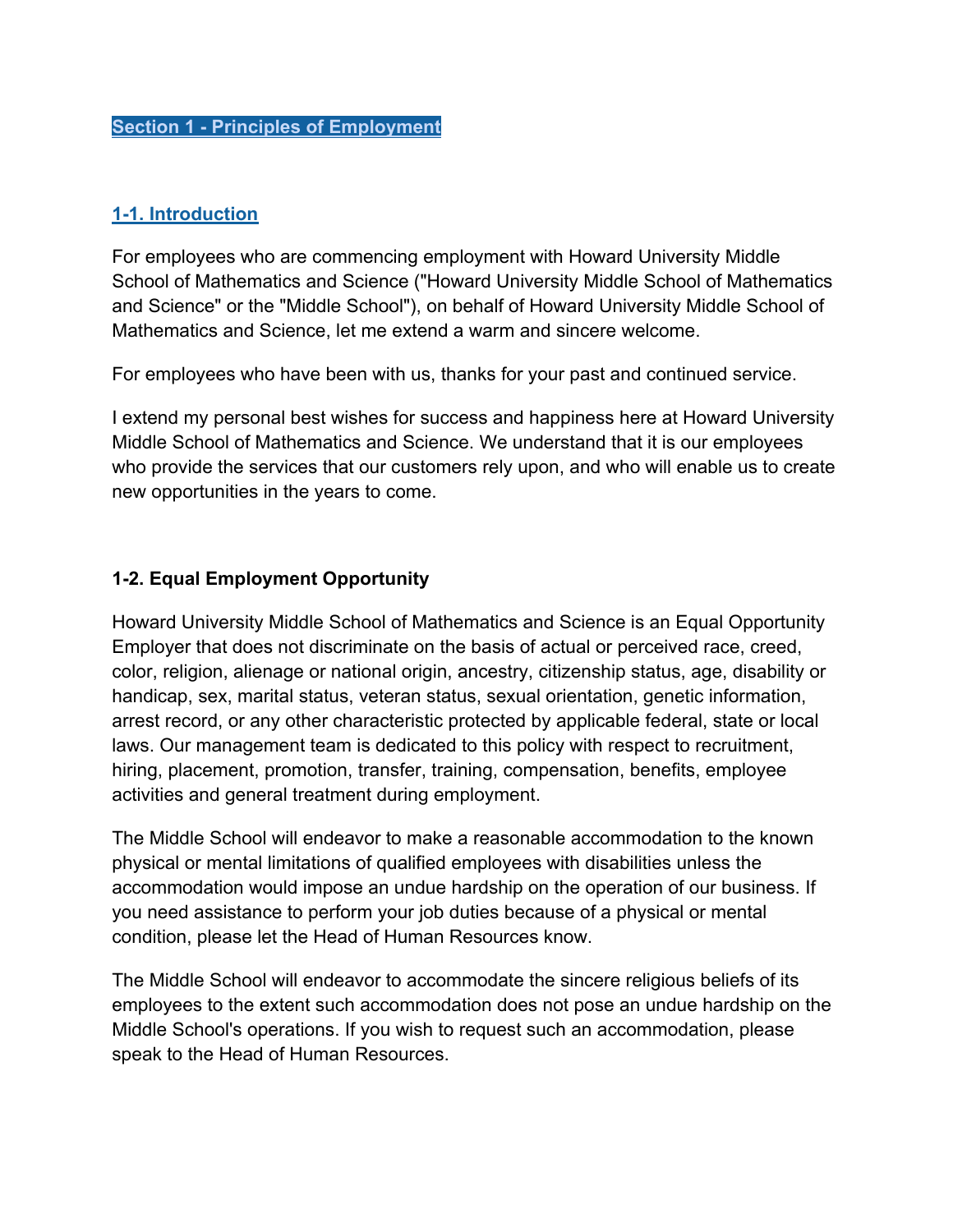# Section 1 - Principles of Employment

## 1-1. Introduction

For employees who are commencing employment with Howard University Middle School of Mathematics and Science ("Howard University Middle School of Mathematics and Science" or the "Middle School"), on behalf of Howard University Middle School of Mathematics and Science, let me extend a warm and sincere welcome.

For employees who have been with us, thanks for your past and continued service.

I extend my personal best wishes for success and happiness here at Howard University Middle School of Mathematics and Science. We understand that it is our employees who provide the services that our customers rely upon, and who will enable us to create new opportunities in the years to come.

## 1-2. Equal Employment Opportunity

Howard University Middle School of Mathematics and Science is an Equal Opportunity Employer that does not discriminate on the basis of actual or perceived race, creed, color, religion, alienage or national origin, ancestry, citizenship status, age, disability or handicap, sex, marital status, veteran status, sexual orientation, genetic information, arrest record, or any other characteristic protected by applicable federal, state or local laws. Our management team is dedicated to this policy with respect to recruitment, hiring, placement, promotion, transfer, training, compensation, benefits, employee activities and general treatment during employment.

The Middle School will endeavor to make a reasonable accommodation to the known physical or mental limitations of qualified employees with disabilities unless the accommodation would impose an undue hardship on the operation of our business. If you need assistance to perform your job duties because of a physical or mental condition, please let the Head of Human Resources know.

The Middle School will endeavor to accommodate the sincere religious beliefs of its employees to the extent such accommodation does not pose an undue hardship on the Middle School's operations. If you wish to request such an accommodation, please speak to the Head of Human Resources.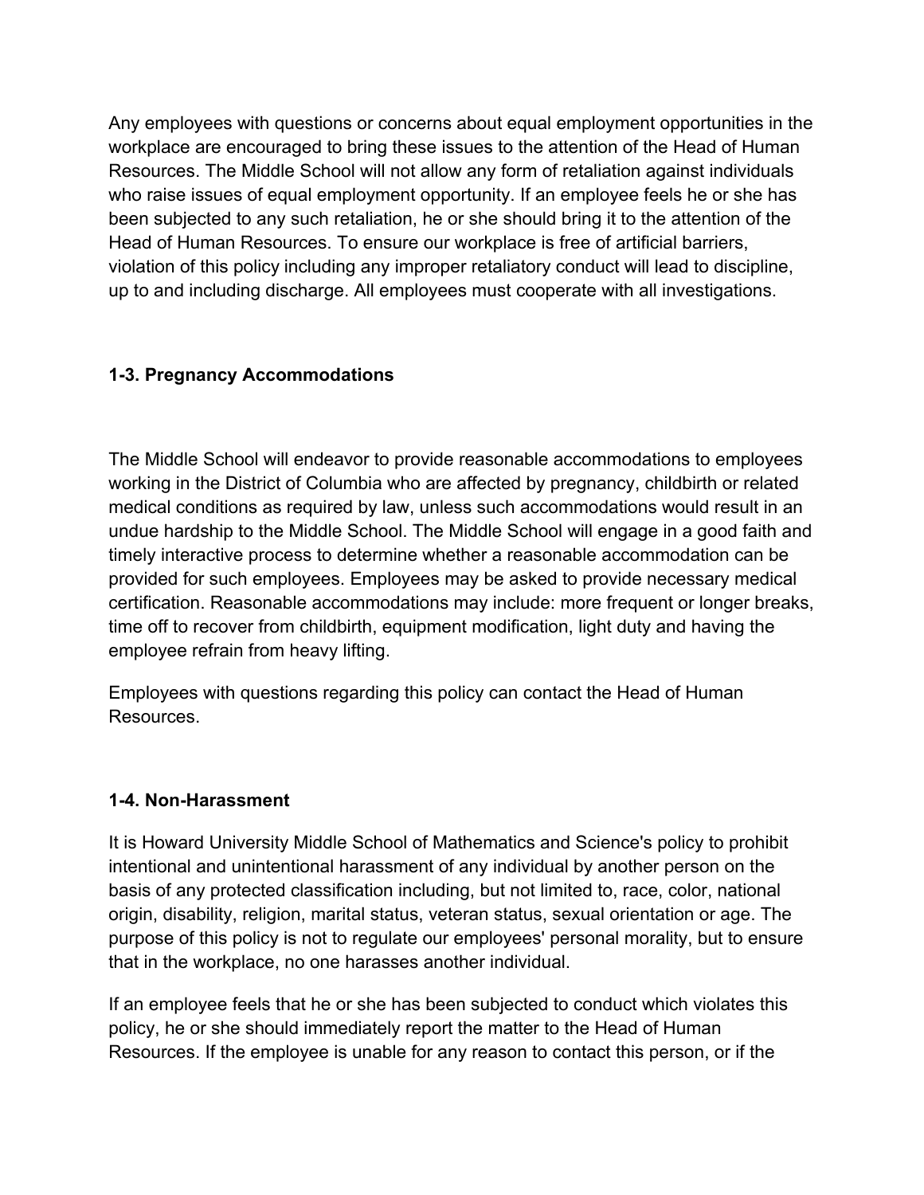Any employees with questions or concerns about equal employment opportunities in the workplace are encouraged to bring these issues to the attention of the Head of Human Resources. The Middle School will not allow any form of retaliation against individuals who raise issues of equal employment opportunity. If an employee feels he or she has been subjected to any such retaliation, he or she should bring it to the attention of the Head of Human Resources. To ensure our workplace is free of artificial barriers, violation of this policy including any improper retaliatory conduct will lead to discipline, up to and including discharge. All employees must cooperate with all investigations.

### 1-3. Pregnancy Accommodations

The Middle School will endeavor to provide reasonable accommodations to employees working in the District of Columbia who are affected by pregnancy, childbirth or related medical conditions as required by law, unless such accommodations would result in an undue hardship to the Middle School. The Middle School will engage in a good faith and timely interactive process to determine whether a reasonable accommodation can be provided for such employees. Employees may be asked to provide necessary medical certification. Reasonable accommodations may include: more frequent or longer breaks, time off to recover from childbirth, equipment modification, light duty and having the employee refrain from heavy lifting.

Employees with questions regarding this policy can contact the Head of Human Resources.

### 1-4. Non-Harassment

It is Howard University Middle School of Mathematics and Science's policy to prohibit intentional and unintentional harassment of any individual by another person on the basis of any protected classification including, but not limited to, race, color, national origin, disability, religion, marital status, veteran status, sexual orientation or age. The purpose of this policy is not to regulate our employees' personal morality, but to ensure that in the workplace, no one harasses another individual.

If an employee feels that he or she has been subjected to conduct which violates this policy, he or she should immediately report the matter to the Head of Human Resources. If the employee is unable for any reason to contact this person, or if the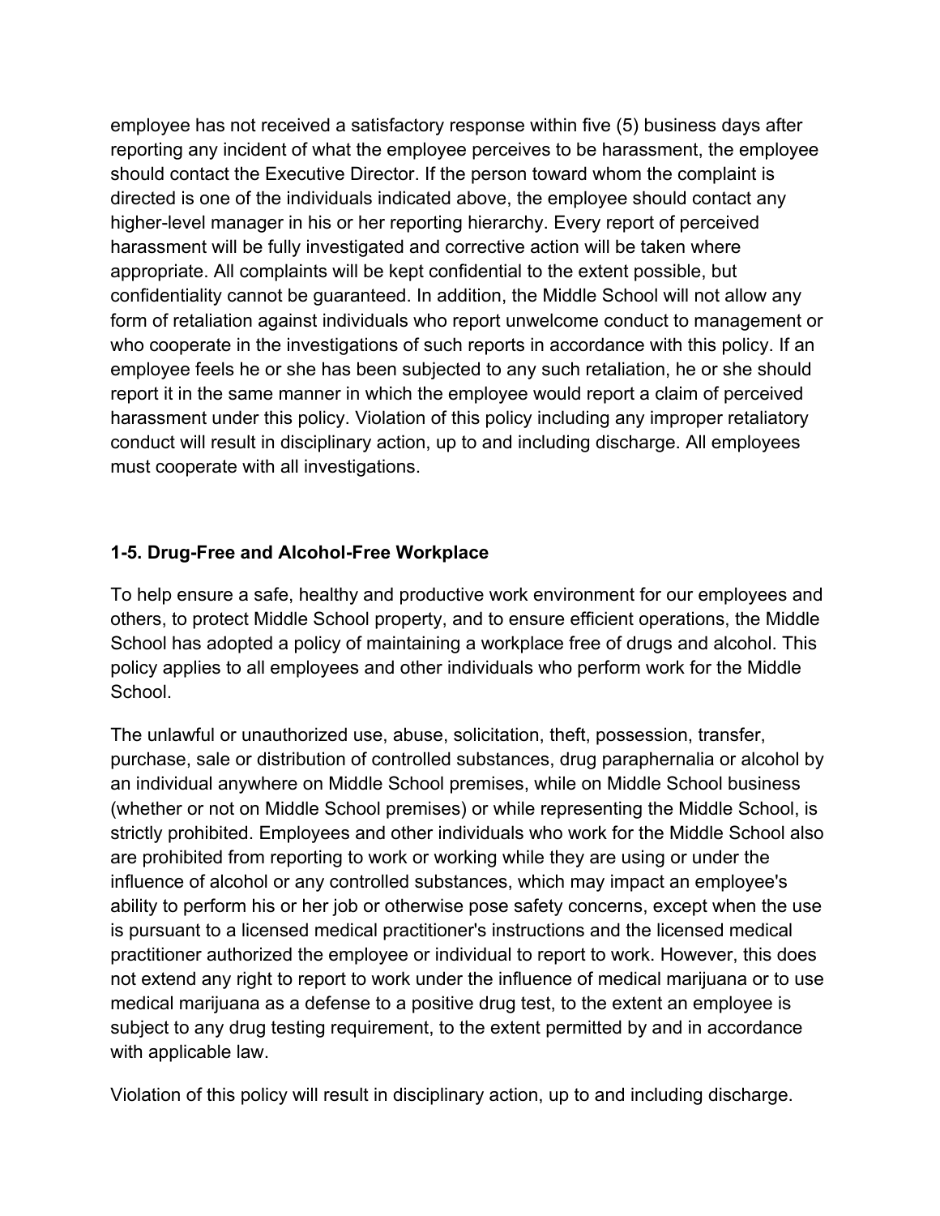employee has not received a satisfactory response within five (5) business days after reporting any incident of what the employee perceives to be harassment, the employee should contact the Executive Director. If the person toward whom the complaint is directed is one of the individuals indicated above, the employee should contact any higher-level manager in his or her reporting hierarchy. Every report of perceived harassment will be fully investigated and corrective action will be taken where appropriate. All complaints will be kept confidential to the extent possible, but confidentiality cannot be guaranteed. In addition, the Middle School will not allow any form of retaliation against individuals who report unwelcome conduct to management or who cooperate in the investigations of such reports in accordance with this policy. If an employee feels he or she has been subjected to any such retaliation, he or she should report it in the same manner in which the employee would report a claim of perceived harassment under this policy. Violation of this policy including any improper retaliatory conduct will result in disciplinary action, up to and including discharge. All employees must cooperate with all investigations.

### 1-5. Drug-Free and Alcohol-Free Workplace

To help ensure a safe, healthy and productive work environment for our employees and others, to protect Middle School property, and to ensure efficient operations, the Middle School has adopted a policy of maintaining a workplace free of drugs and alcohol. This policy applies to all employees and other individuals who perform work for the Middle School.

The unlawful or unauthorized use, abuse, solicitation, theft, possession, transfer, purchase, sale or distribution of controlled substances, drug paraphernalia or alcohol by an individual anywhere on Middle School premises, while on Middle School business (whether or not on Middle School premises) or while representing the Middle School, is strictly prohibited. Employees and other individuals who work for the Middle School also are prohibited from reporting to work or working while they are using or under the influence of alcohol or any controlled substances, which may impact an employee's ability to perform his or her job or otherwise pose safety concerns, except when the use is pursuant to a licensed medical practitioner's instructions and the licensed medical practitioner authorized the employee or individual to report to work. However, this does not extend any right to report to work under the influence of medical marijuana or to use medical marijuana as a defense to a positive drug test, to the extent an employee is subject to any drug testing requirement, to the extent permitted by and in accordance with applicable law.

Violation of this policy will result in disciplinary action, up to and including discharge.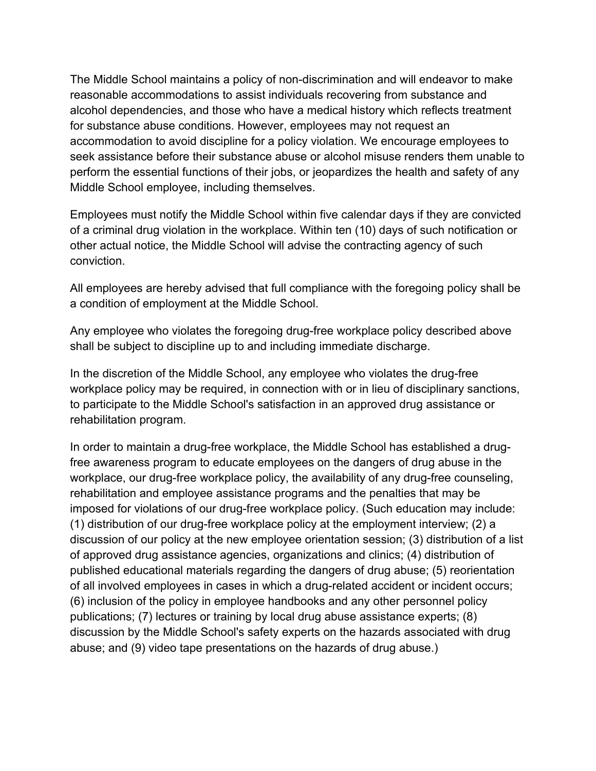The Middle School maintains a policy of non-discrimination and will endeavor to make reasonable accommodations to assist individuals recovering from substance and alcohol dependencies, and those who have a medical history which reflects treatment for substance abuse conditions. However, employees may not request an accommodation to avoid discipline for a policy violation. We encourage employees to seek assistance before their substance abuse or alcohol misuse renders them unable to perform the essential functions of their jobs, or jeopardizes the health and safety of any Middle School employee, including themselves.

Employees must notify the Middle School within five calendar days if they are convicted of a criminal drug violation in the workplace. Within ten (10) days of such notification or other actual notice, the Middle School will advise the contracting agency of such conviction.

All employees are hereby advised that full compliance with the foregoing policy shall be a condition of employment at the Middle School.

Any employee who violates the foregoing drug-free workplace policy described above shall be subject to discipline up to and including immediate discharge.

In the discretion of the Middle School, any employee who violates the drug-free workplace policy may be required, in connection with or in lieu of disciplinary sanctions, to participate to the Middle School's satisfaction in an approved drug assistance or rehabilitation program.

In order to maintain a drug-free workplace, the Middle School has established a drug-free awareness program to educate employees on the dangers of drug abuse in the workplace, our drug-free workplace policy, the availability of any drug-free counseling, rehabilitation and employee assistance programs and the penalties that may be imposed for violations of our drug-free workplace policy. (Such education may include: (1) distribution of our drug-free workplace policy at the employment interview; (2) a discussion of our policy at the new employee orientation session; (3) distribution of a list of approved drug assistance agencies, organizations and clinics; (4) distribution of published educational materials regarding the dangers of drug abuse; (5) reorientation of all involved employees in cases in which a drug-related accident or incident occurs; (6) inclusion of the policy in employee handbooks and any other personnel policy publications; (7) lectures or training by local drug abuse assistance experts; (8) discussion by the Middle School's safety experts on the hazards associated with drug abuse; and (9) video tape presentations on the hazards of drug abuse.)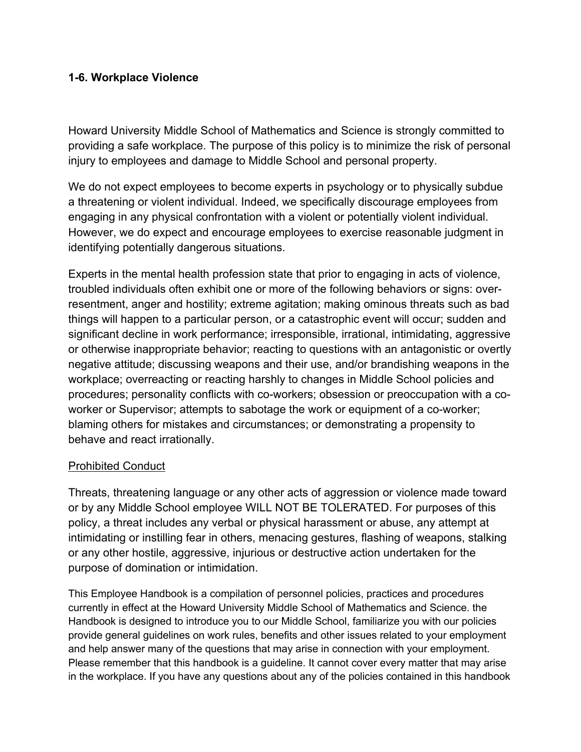### 1-6. Workplace Violence

Howard University Middle School of Mathematics and Science is strongly committed to providing a safe workplace. The purpose of this policy is to minimize the risk of personal injury to employees and damage to Middle School and personal property.

We do not expect employees to become experts in psychology or to physically subdue a threatening or violent individual. Indeed, we specifically discourage employees from engaging in any physical confrontation with a violent or potentially violent individual. However, we do expect and encourage employees to exercise reasonable judgment in identifying potentially dangerous situations.

Experts in the mental health profession state that prior to engaging in acts of violence, troubled individuals often exhibit one or more of the following behaviors or signs: over-resentment, anger and hostility; extreme agitation; making ominous threats such as bad things will happen to a particular person, or a catastrophic event will occur; sudden and significant decline in work performance; irresponsible, irrational, intimidating, aggressive or otherwise inappropriate behavior; reacting to questions with an antagonistic or overtly negative attitude; discussing weapons and their use, and/or brandishing weapons in the workplace; overreacting or reacting harshly to changes in Middle School policies and procedures; personality conflicts with co-workers; obsession or preoccupation with a co-worker or Supervisor; attempts to sabotage the work or equipment of a co-worker; blaming others for mistakes and circumstances; or demonstrating a propensity to behave and react irrationally.

#### Prohibited Conduct

Threats, threatening language or any other acts of aggression or violence made toward or by any Middle School employee WILL NOT BE TOLERATED. For purposes of this policy, a threat includes any verbal or physical harassment or abuse, any attempt at intimidating or instilling fear in others, menacing gestures, flashing of weapons, stalking or any other hostile, aggressive, injurious or destructive action undertaken for the purpose of domination or intimidation.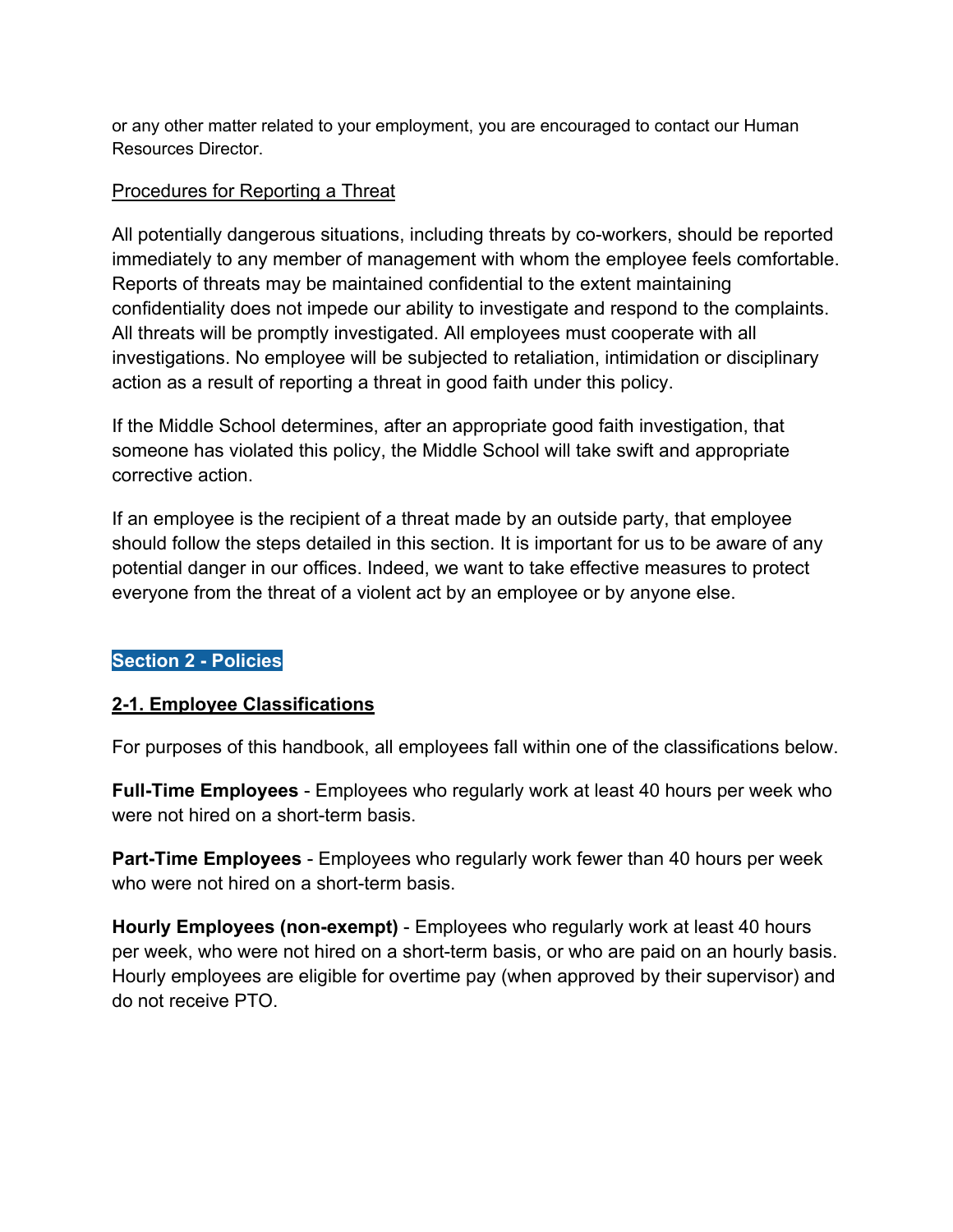or any other matter related to your employment, you are encouraged to contact our Human Resources Director.

Procedures for Reporting a Threat

All potentially dangerous situations, including threats by co-workers, should be reported immediately to any member of management with whom the employee feels comfortable. Reports of threats may be maintained confidential to the extent maintaining confidentiality does not impede our ability to investigate and respond to the complaints. All threats will be promptly investigated. All employees must cooperate with all investigations. No employee will be subjected to retaliation, intimidation or disciplinary action as a result of reporting a threat in good faith under this policy.

If the Middle School determines, after an appropriate good faith investigation, that someone has violated this policy, the Middle School will take swift and appropriate corrective action.

If an employee is the recipient of a threat made by an outside party, that employee should follow the steps detailed in this section. It is important for us to be aware of any potential danger in our offices. Indeed, we want to take effective measures to protect everyone from the threat of a violent act by an employee or by anyone else.

## Section 2 - Policies

### 2-1. Employee Classifications

For purposes of this handbook, all employees fall within one of the classifications below.

**Full-Time Employees** - Employees who regularly work at least 40 hours per week who were not hired on a short-term basis.

**Part-Time Employees** - Employees who regularly work fewer than 40 hours per week who were not hired on a short-term basis.

**Hourly Employees (non-exempt)** - Employees who regularly work at least 40 hours per week, who were not hired on a short-term basis, or who are paid on an hourly basis. Hourly employees are eligible for overtime pay (when approved by their supervisor) and do not receive PTO.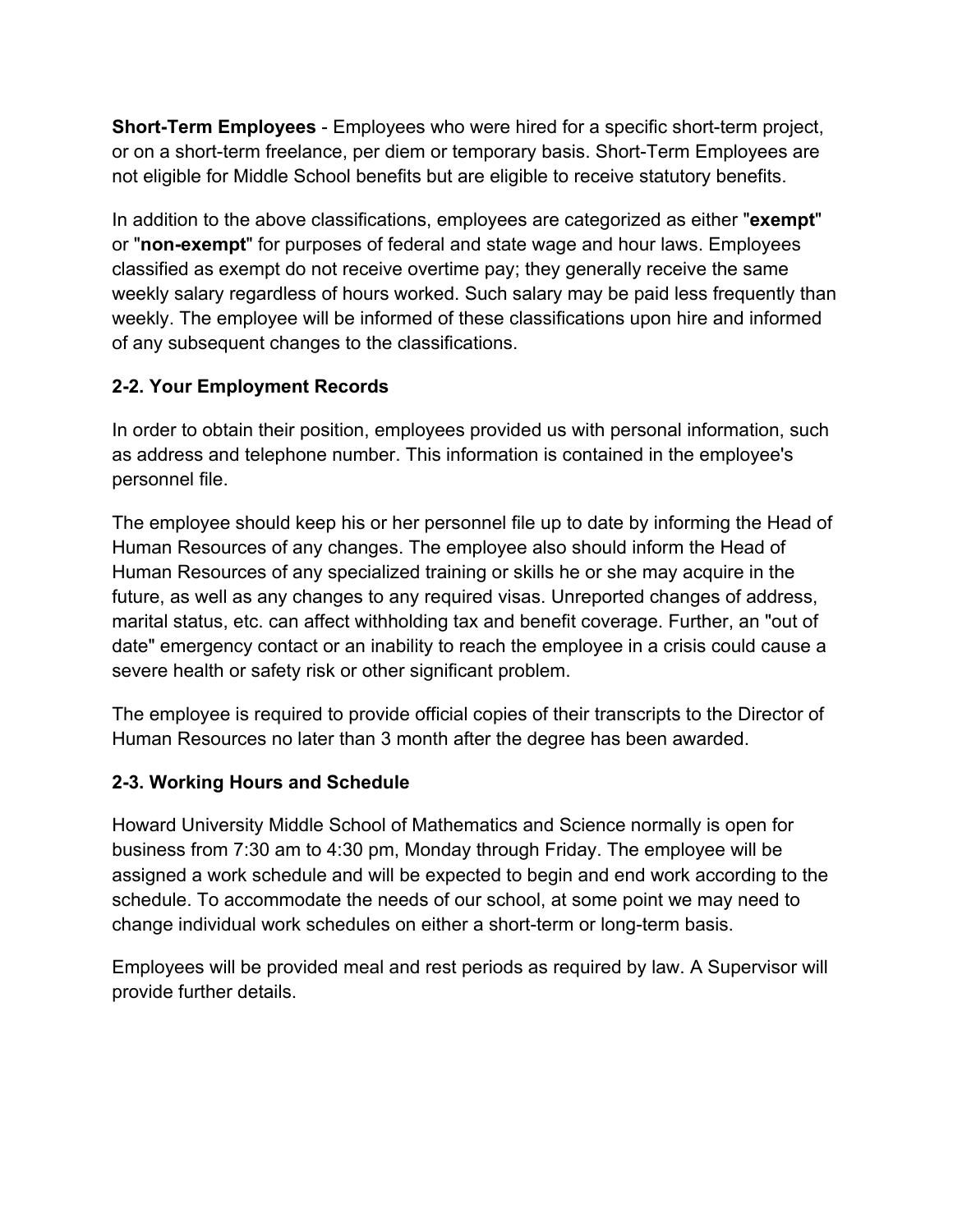**Short-Term Employees** - Employees who were hired for a specific short-term project, or on a short-term freelance, per diem or temporary basis. Short-Term Employees are not eligible for Middle School benefits but are eligible to receive statutory benefits.

In addition to the above classifications, employees are categorized as either "**exempt**" or "**non-exempt**" for purposes of federal and state wage and hour laws. Employees classified as exempt do not receive overtime pay; they generally receive the same weekly salary regardless of hours worked. Such salary may be paid less frequently than weekly. The employee will be informed of these classifications upon hire and informed of any subsequent changes to the classifications.

### 2-2. Your Employment Records

In order to obtain their position, employees provided us with personal information, such as address and telephone number. This information is contained in the employee's personnel file.

The employee should keep his or her personnel file up to date by informing the Head of Human Resources of any changes. The employee also should inform the Head of Human Resources of any specialized training or skills he or she may acquire in the future, as well as any changes to any required visas. Unreported changes of address, marital status, etc. can affect withholding tax and benefit coverage. Further, an "out of date" emergency contact or an inability to reach the employee in a crisis could cause a severe health or safety risk or other significant problem.

The employee is required to provide official copies of their transcripts to the Director of Human Resources no later than 3 month after the degree has been awarded.

### 2-3. Working Hours and Schedule

Howard University Middle School of Mathematics and Science normally is open for business from 7:30 am to 4:30 pm, Monday through Friday. The employee will be assigned a work schedule and will be expected to begin and end work according to the schedule. To accommodate the needs of our school, at some point we may need to change individual work schedules on either a short-term or long-term basis.

Employees will be provided meal and rest periods as required by law. A Supervisor will provide further details.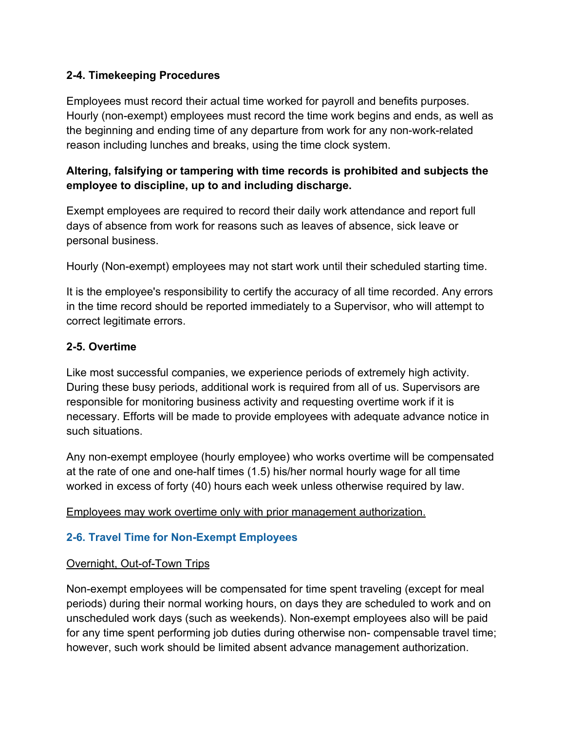### 2-4. Timekeeping Procedures

Employees must record their actual time worked for payroll and benefits purposes. Hourly (non-exempt) employees must record the time work begins and ends, as well as the beginning and ending time of any departure from work for any non-work-related reason including lunches and breaks, using the time clock system.

**Altering, falsifying or tampering with time records is prohibited and subjects the employee to discipline, up to and including discharge.**

Exempt employees are required to record their daily work attendance and report full days of absence from work for reasons such as leaves of absence, sick leave or personal business.

Hourly (Non-exempt) employees may not start work until their scheduled starting time.

It is the employee's responsibility to certify the accuracy of all time recorded. Any errors in the time record should be reported immediately to a Supervisor, who will attempt to correct legitimate errors.

### 2-5. Overtime

Like most successful companies, we experience periods of extremely high activity. During these busy periods, additional work is required from all of us. Supervisors are responsible for monitoring business activity and requesting overtime work if it is necessary. Efforts will be made to provide employees with adequate advance notice in such situations.

Any non-exempt employee (hourly employee) who works overtime will be compensated at the rate of one and one-half times (1.5) his/her normal hourly wage for all time worked in excess of forty (40) hours each week unless otherwise required by law.

<u>Employees may work overtime only with prior management authorization.</u>

### 2-6. Travel Time for Non-Exempt Employees

<u>Overnight, Out-of-Town Trips</u>

Non-exempt employees will be compensated for time spent traveling (except for meal periods) during their normal working hours, on days they are scheduled to work and on unscheduled work days (such as weekends). Non-exempt employees also will be paid for any time spent performing job duties during otherwise non- compensable travel time; however, such work should be limited absent advance management authorization.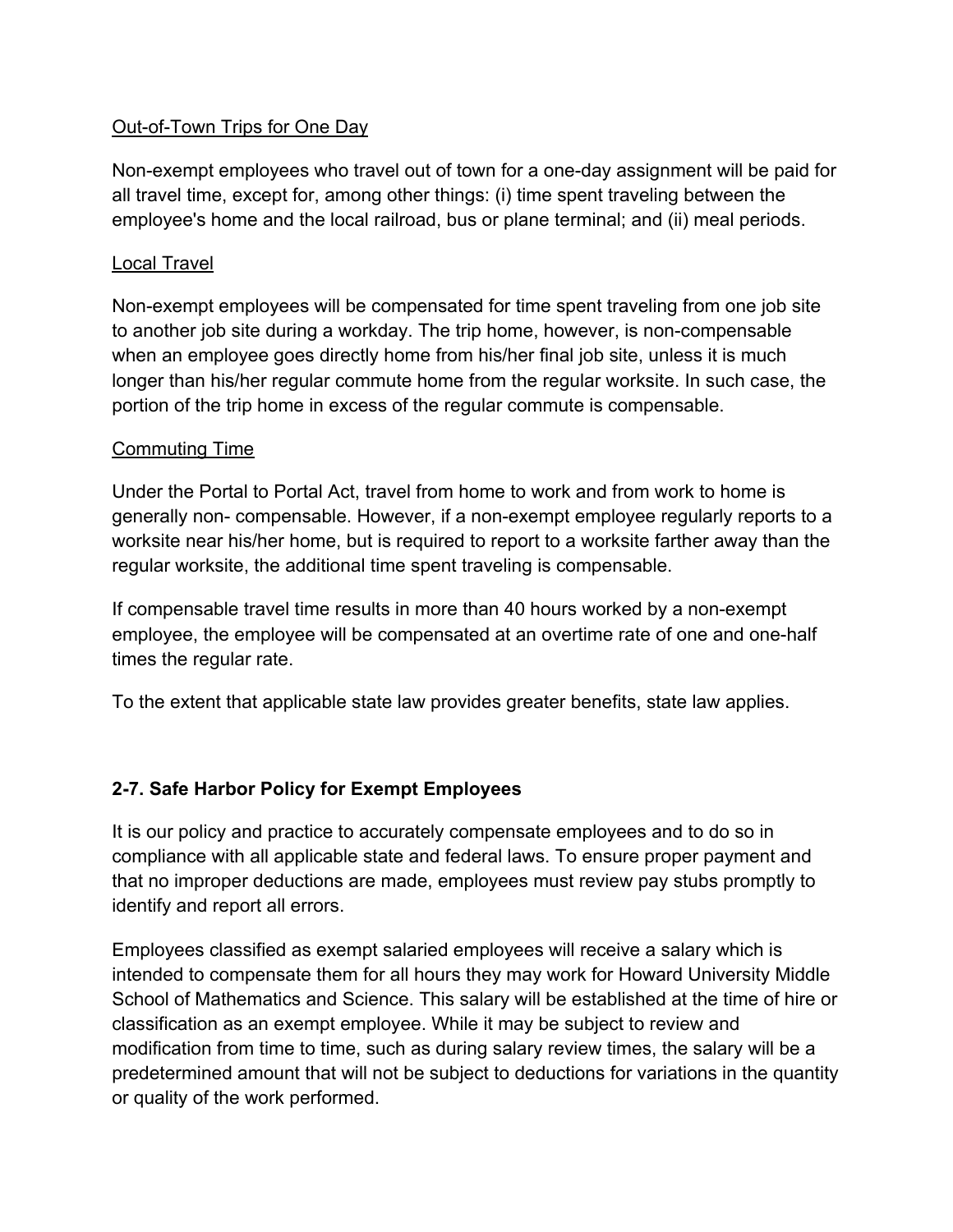Out-of-Town Trips for One Day

Non-exempt employees who travel out of town for a one-day assignment will be paid for all travel time, except for, among other things: (i) time spent traveling between the employee's home and the local railroad, bus or plane terminal; and (ii) meal periods.

Local Travel

Non-exempt employees will be compensated for time spent traveling from one job site to another job site during a workday. The trip home, however, is non-compensable when an employee goes directly home from his/her final job site, unless it is much longer than his/her regular commute home from the regular worksite. In such case, the portion of the trip home in excess of the regular commute is compensable.

Commuting Time

Under the Portal to Portal Act, travel from home to work and from work to home is generally non- compensable. However, if a non-exempt employee regularly reports to a worksite near his/her home, but is required to report to a worksite farther away than the regular worksite, the additional time spent traveling is compensable.

If compensable travel time results in more than 40 hours worked by a non-exempt employee, the employee will be compensated at an overtime rate of one and one-half times the regular rate.

To the extent that applicable state law provides greater benefits, state law applies.

### 2-7. Safe Harbor Policy for Exempt Employees

It is our policy and practice to accurately compensate employees and to do so in compliance with all applicable state and federal laws. To ensure proper payment and that no improper deductions are made, employees must review pay stubs promptly to identify and report all errors.

Employees classified as exempt salaried employees will receive a salary which is intended to compensate them for all hours they may work for Howard University Middle School of Mathematics and Science. This salary will be established at the time of hire or classification as an exempt employee. While it may be subject to review and modification from time to time, such as during salary review times, the salary will be a predetermined amount that will not be subject to deductions for variations in the quantity or quality of the work performed.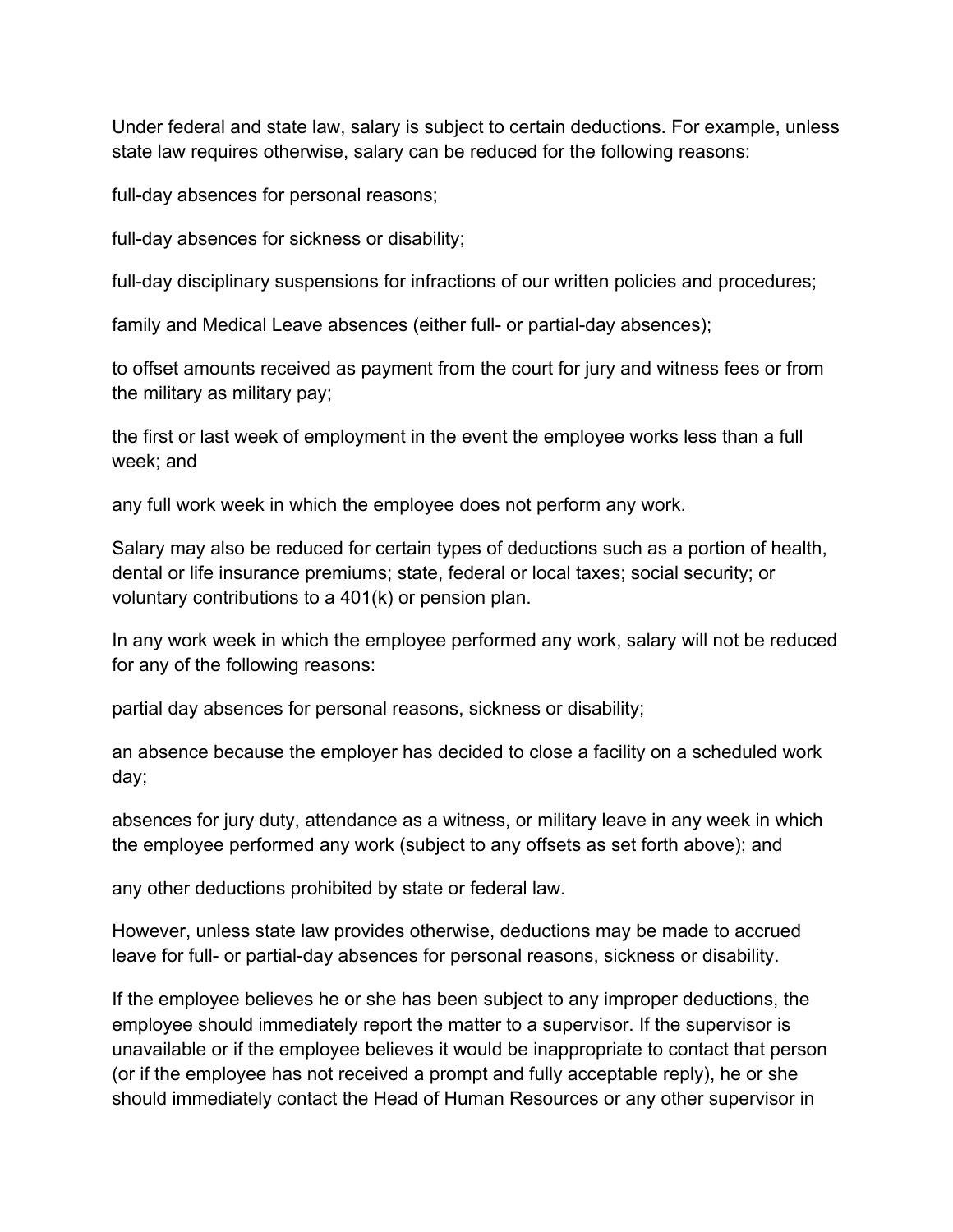Under federal and state law, salary is subject to certain deductions. For example, unless state law requires otherwise, salary can be reduced for the following reasons:

full-day absences for personal reasons;

full-day absences for sickness or disability;

full-day disciplinary suspensions for infractions of our written policies and procedures;

family and Medical Leave absences (either full- or partial-day absences);

to offset amounts received as payment from the court for jury and witness fees or from the military as military pay;

the first or last week of employment in the event the employee works less than a full week; and

any full work week in which the employee does not perform any work.

Salary may also be reduced for certain types of deductions such as a portion of health, dental or life insurance premiums; state, federal or local taxes; social security; or voluntary contributions to a 401(k) or pension plan.

In any work week in which the employee performed any work, salary will not be reduced for any of the following reasons:

partial day absences for personal reasons, sickness or disability;

an absence because the employer has decided to close a facility on a scheduled work day;

absences for jury duty, attendance as a witness, or military leave in any week in which the employee performed any work (subject to any offsets as set forth above); and

any other deductions prohibited by state or federal law.

However, unless state law provides otherwise, deductions may be made to accrued leave for full- or partial-day absences for personal reasons, sickness or disability.

If the employee believes he or she has been subject to any improper deductions, the employee should immediately report the matter to a supervisor. If the supervisor is unavailable or if the employee believes it would be inappropriate to contact that person (or if the employee has not received a prompt and fully acceptable reply), he or she should immediately contact the Head of Human Resources or any other supervisor in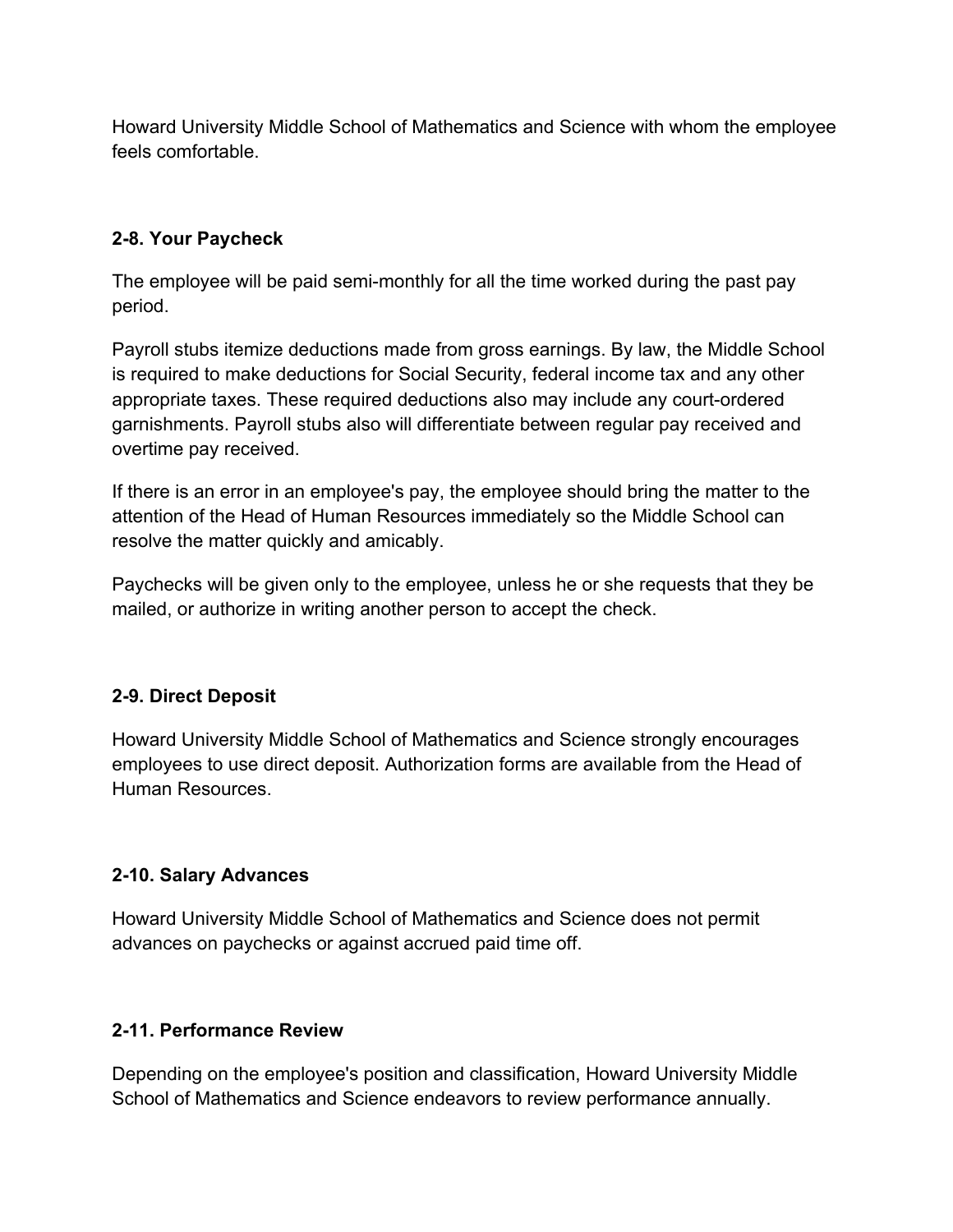Howard University Middle School of Mathematics and Science with whom the employee feels comfortable.

### 2-8. Your Paycheck

The employee will be paid semi-monthly for all the time worked during the past pay period.

Payroll stubs itemize deductions made from gross earnings. By law, the Middle School is required to make deductions for Social Security, federal income tax and any other appropriate taxes. These required deductions also may include any court-ordered garnishments. Payroll stubs also will differentiate between regular pay received and overtime pay received.

If there is an error in an employee's pay, the employee should bring the matter to the attention of the Head of Human Resources immediately so the Middle School can resolve the matter quickly and amicably.

Paychecks will be given only to the employee, unless he or she requests that they be mailed, or authorize in writing another person to accept the check.

### 2-9. Direct Deposit

Howard University Middle School of Mathematics and Science strongly encourages employees to use direct deposit. Authorization forms are available from the Head of Human Resources.

### 2-10. Salary Advances

Howard University Middle School of Mathematics and Science does not permit advances on paychecks or against accrued paid time off.

### 2-11. Performance Review

Depending on the employee's position and classification, Howard University Middle School of Mathematics and Science endeavors to review performance annually.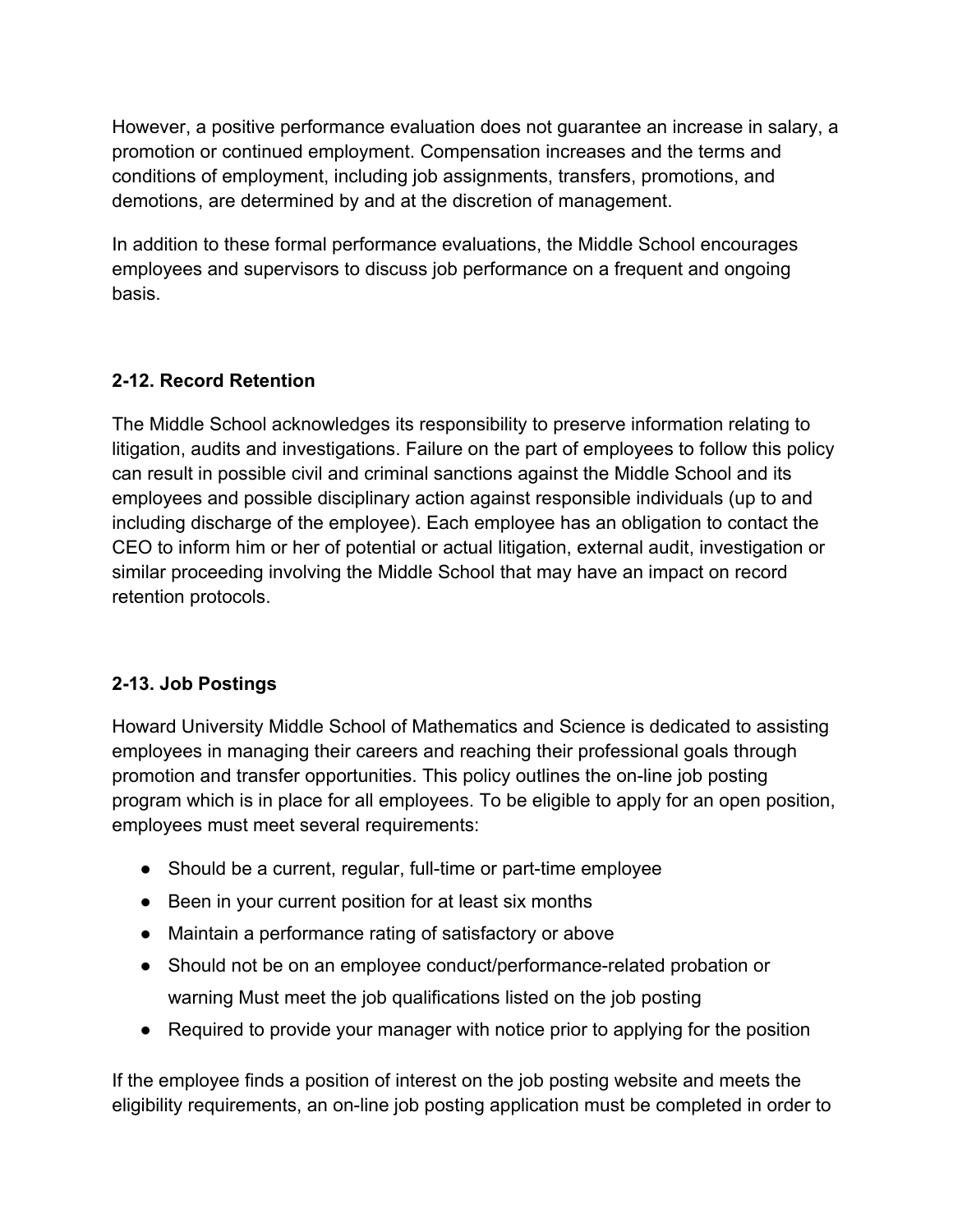However, a positive performance evaluation does not guarantee an increase in salary, a promotion or continued employment. Compensation increases and the terms and conditions of employment, including job assignments, transfers, promotions, and demotions, are determined by and at the discretion of management.

In addition to these formal performance evaluations, the Middle School encourages employees and supervisors to discuss job performance on a frequent and ongoing basis.

### 2-12. Record Retention

The Middle School acknowledges its responsibility to preserve information relating to litigation, audits and investigations. Failure on the part of employees to follow this policy can result in possible civil and criminal sanctions against the Middle School and its employees and possible disciplinary action against responsible individuals (up to and including discharge of the employee). Each employee has an obligation to contact the CEO to inform him or her of potential or actual litigation, external audit, investigation or similar proceeding involving the Middle School that may have an impact on record retention protocols.

### 2-13. Job Postings

Howard University Middle School of Mathematics and Science is dedicated to assisting employees in managing their careers and reaching their professional goals through promotion and transfer opportunities. This policy outlines the on-line job posting program which is in place for all employees. To be eligible to apply for an open position, employees must meet several requirements:

- Should be a current, regular, full-time or part-time employee
- Been in your current position for at least six months
- Maintain a performance rating of satisfactory or above
- Should not be on an employee conduct/performance-related probation or warning Must meet the job qualifications listed on the job posting
- Required to provide your manager with notice prior to applying for the position

If the employee finds a position of interest on the job posting website and meets the eligibility requirements, an on-line job posting application must be completed in order to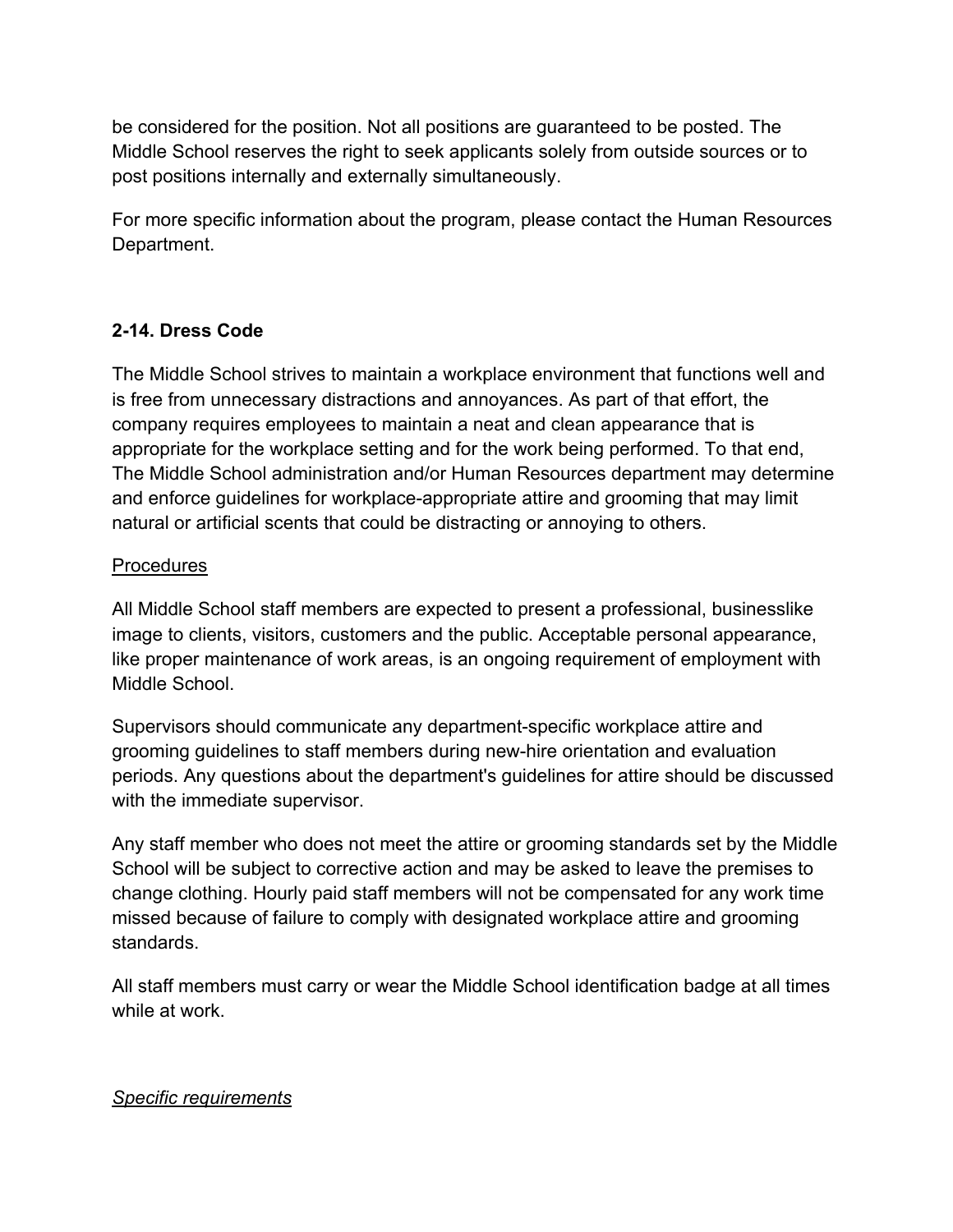be considered for the position. Not all positions are guaranteed to be posted. The Middle School reserves the right to seek applicants solely from outside sources or to post positions internally and externally simultaneously.

For more specific information about the program, please contact the Human Resources Department.

## 2-14. Dress Code

The Middle School strives to maintain a workplace environment that functions well and is free from unnecessary distractions and annoyances. As part of that effort, the company requires employees to maintain a neat and clean appearance that is appropriate for the workplace setting and for the work being performed. To that end, The Middle School administration and/or Human Resources department may determine and enforce guidelines for workplace-appropriate attire and grooming that may limit natural or artificial scents that could be distracting or annoying to others.

<u>Procedures</u>

All Middle School staff members are expected to present a professional, businesslike image to clients, visitors, customers and the public. Acceptable personal appearance, like proper maintenance of work areas, is an ongoing requirement of employment with Middle School.

Supervisors should communicate any department-specific workplace attire and grooming guidelines to staff members during new-hire orientation and evaluation periods. Any questions about the department's guidelines for attire should be discussed with the immediate supervisor.

Any staff member who does not meet the attire or grooming standards set by the Middle School will be subject to corrective action and may be asked to leave the premises to change clothing. Hourly paid staff members will not be compensated for any work time missed because of failure to comply with designated workplace attire and grooming standards.

All staff members must carry or wear the Middle School identification badge at all times while at work.

<u>*Specific requirements*</u>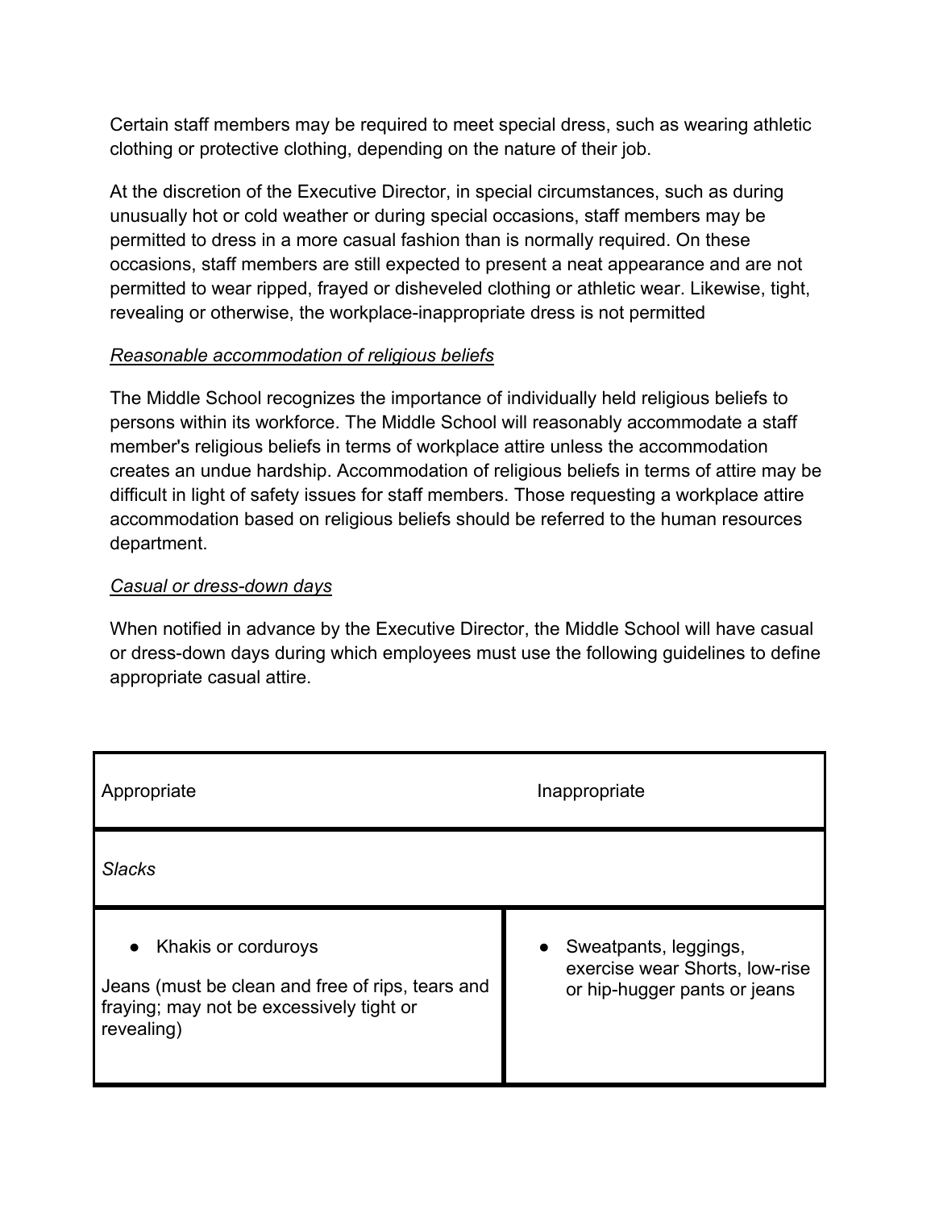Certain staff members may be required to meet special dress, such as wearing athletic clothing or protective clothing, depending on the nature of their job.

At the discretion of the Executive Director, in special circumstances, such as during unusually hot or cold weather or during special occasions, staff members may be permitted to dress in a more casual fashion than is normally required. On these occasions, staff members are still expected to present a neat appearance and are not permitted to wear ripped, frayed or disheveled clothing or athletic wear. Likewise, tight, revealing or otherwise, the workplace-inappropriate dress is not permitted

*Reasonable accommodation of religious beliefs*

The Middle School recognizes the importance of individually held religious beliefs to persons within its workforce. The Middle School will reasonably accommodate a staff member's religious beliefs in terms of workplace attire unless the accommodation creates an undue hardship. Accommodation of religious beliefs in terms of attire may be difficult in light of safety issues for staff members. Those requesting a workplace attire accommodation based on religious beliefs should be referred to the human resources department.

*Casual or dress-down days*

When notified in advance by the Executive Director, the Middle School will have casual or dress-down days during which employees must use the following guidelines to define appropriate casual attire.

| Appropriate | Inappropriate |
| --- | --- |
| *Slacks* | |
| • Khakis or corduroys<br><br>Jeans (must be clean and free of rips, tears and fraying; may not be excessively tight or revealing) | • Sweatpants, leggings, exercise wear Shorts, low-rise or hip-hugger pants or jeans |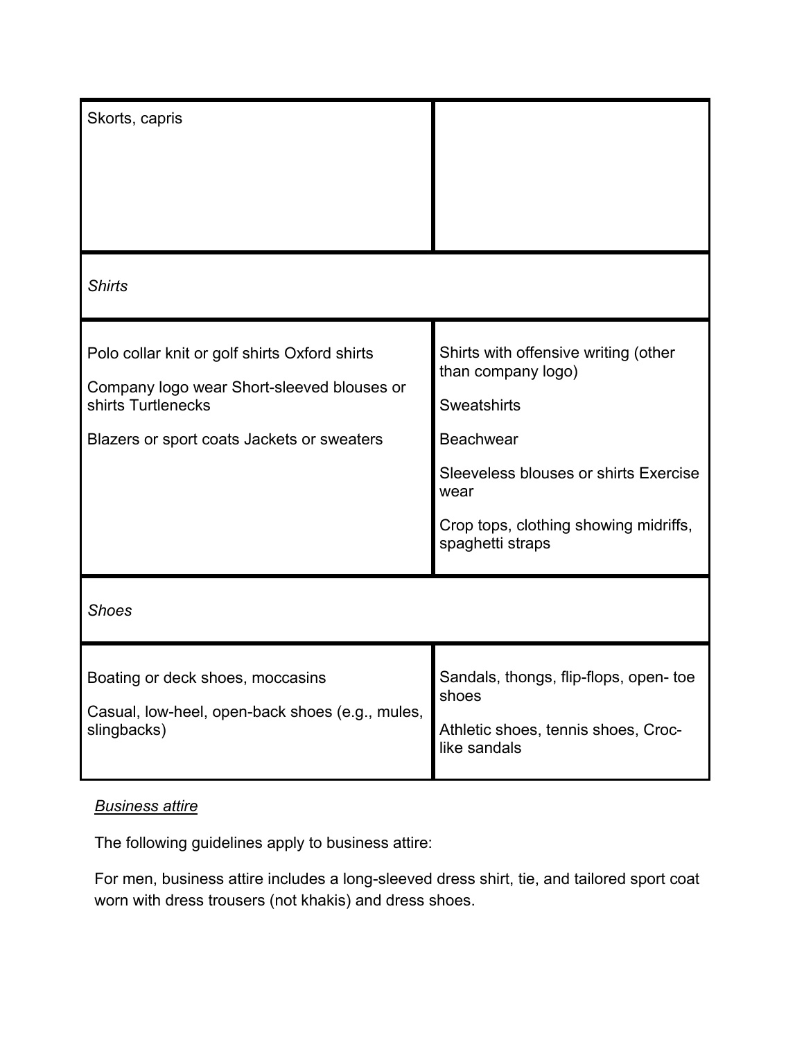| | |
|---|---|
| Skorts, capris | |
| *Shirts* | |
| Polo collar knit or golf shirts Oxford shirts<br><br>Company logo wear Short-sleeved blouses or shirts Turtlenecks<br><br>Blazers or sport coats Jackets or sweaters | Shirts with offensive writing (other than company logo)<br><br>Sweatshirts<br><br>Beachwear<br><br>Sleeveless blouses or shirts Exercise wear<br><br>Crop tops, clothing showing midriffs, spaghetti straps |
| *Shoes* | |
| Boating or deck shoes, moccasins<br><br>Casual, low-heel, open-back shoes (e.g., mules, slingbacks) | Sandals, thongs, flip-flops, open- toe shoes<br><br>Athletic shoes, tennis shoes, Croc-like sandals |

*Business attire*

The following guidelines apply to business attire:

For men, business attire includes a long-sleeved dress shirt, tie, and tailored sport coat worn with dress trousers (not khakis) and dress shoes.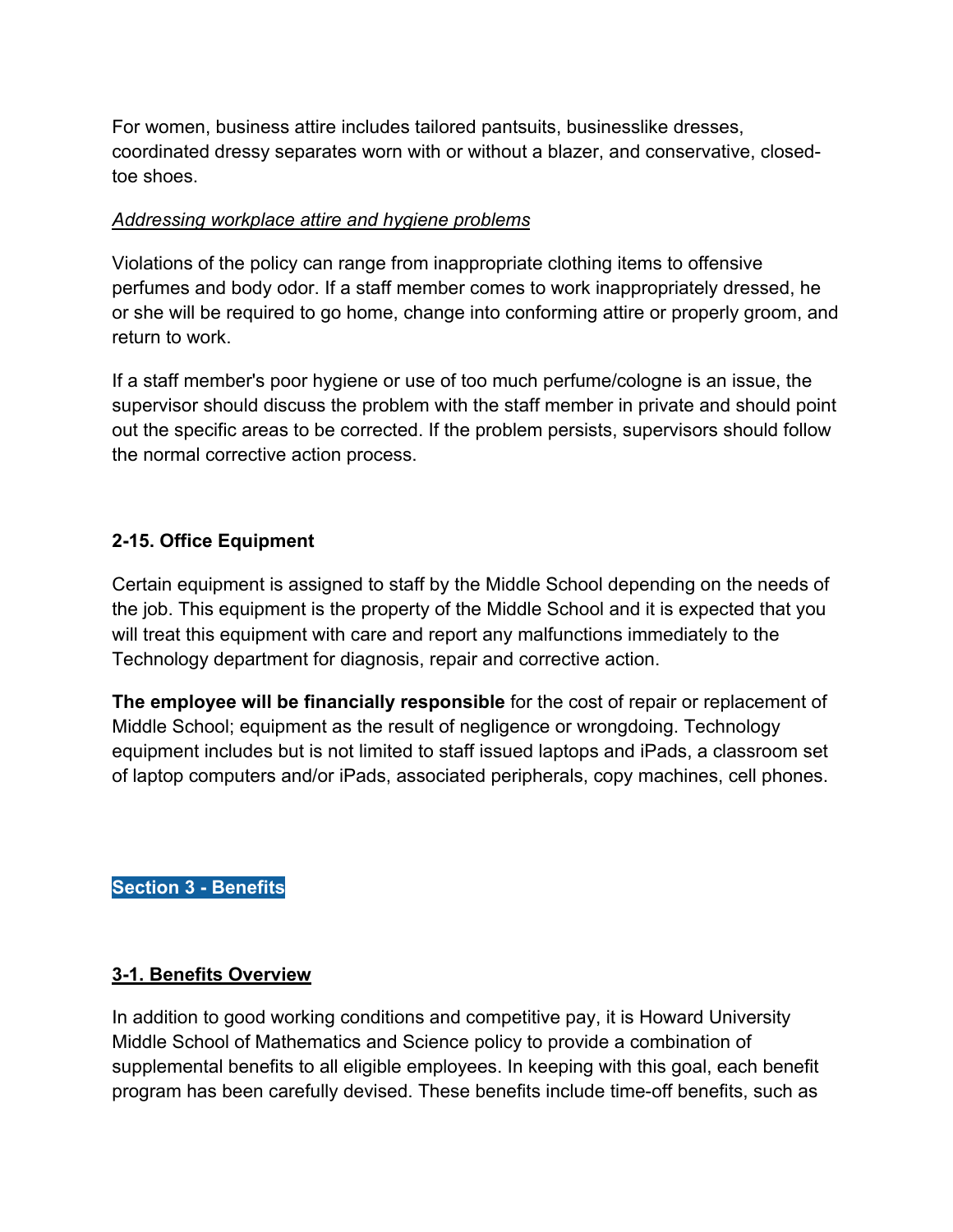For women, business attire includes tailored pantsuits, businesslike dresses, coordinated dressy separates worn with or without a blazer, and conservative, closed-toe shoes.

*Addressing workplace attire and hygiene problems*

Violations of the policy can range from inappropriate clothing items to offensive perfumes and body odor. If a staff member comes to work inappropriately dressed, he or she will be required to go home, change into conforming attire or properly groom, and return to work.

If a staff member's poor hygiene or use of too much perfume/cologne is an issue, the supervisor should discuss the problem with the staff member in private and should point out the specific areas to be corrected. If the problem persists, supervisors should follow the normal corrective action process.

### 2-15. Office Equipment

Certain equipment is assigned to staff by the Middle School depending on the needs of the job. This equipment is the property of the Middle School and it is expected that you will treat this equipment with care and report any malfunctions immediately to the Technology department for diagnosis, repair and corrective action.

**The employee will be financially responsible** for the cost of repair or replacement of Middle School; equipment as the result of negligence or wrongdoing. Technology equipment includes but is not limited to staff issued laptops and iPads, a classroom set of laptop computers and/or iPads, associated peripherals, copy machines, cell phones.

## Section 3 - Benefits

### 3-1. Benefits Overview

In addition to good working conditions and competitive pay, it is Howard University Middle School of Mathematics and Science policy to provide a combination of supplemental benefits to all eligible employees. In keeping with this goal, each benefit program has been carefully devised. These benefits include time-off benefits, such as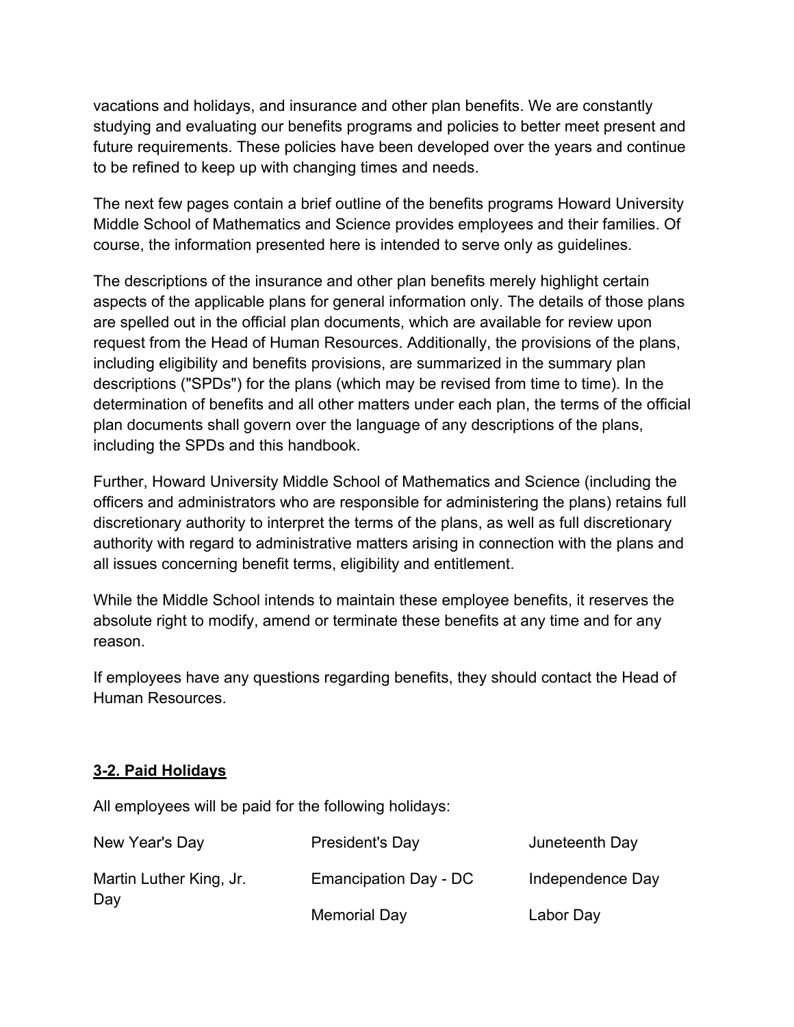vacations and holidays, and insurance and other plan benefits. We are constantly studying and evaluating our benefits programs and policies to better meet present and future requirements. These policies have been developed over the years and continue to be refined to keep up with changing times and needs.

The next few pages contain a brief outline of the benefits programs Howard University Middle School of Mathematics and Science provides employees and their families. Of course, the information presented here is intended to serve only as guidelines.

The descriptions of the insurance and other plan benefits merely highlight certain aspects of the applicable plans for general information only. The details of those plans are spelled out in the official plan documents, which are available for review upon request from the Head of Human Resources. Additionally, the provisions of the plans, including eligibility and benefits provisions, are summarized in the summary plan descriptions ("SPDs") for the plans (which may be revised from time to time). In the determination of benefits and all other matters under each plan, the terms of the official plan documents shall govern over the language of any descriptions of the plans, including the SPDs and this handbook.

Further, Howard University Middle School of Mathematics and Science (including the officers and administrators who are responsible for administering the plans) retains full discretionary authority to interpret the terms of the plans, as well as full discretionary authority with regard to administrative matters arising in connection with the plans and all issues concerning benefit terms, eligibility and entitlement.

While the Middle School intends to maintain these employee benefits, it reserves the absolute right to modify, amend or terminate these benefits at any time and for any reason.

If employees have any questions regarding benefits, they should contact the Head of Human Resources.

## **3-2. Paid Holidays**

All employees will be paid for the following holidays:

| | | |
|---|---|---|
| New Year's Day | President's Day | Juneteenth Day |
| Martin Luther King, Jr. Day | Emancipation Day - DC | Independence Day |
| | Memorial Day | Labor Day |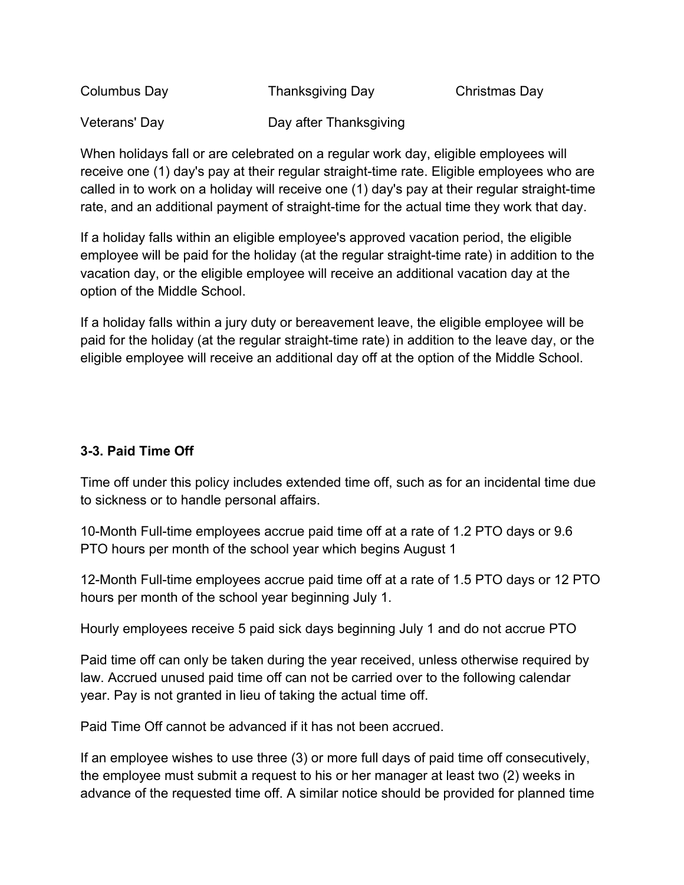| | | |
|---|---|---|
| Columbus Day | Thanksgiving Day | Christmas Day |
| Veterans' Day | Day after Thanksgiving | |

When holidays fall or are celebrated on a regular work day, eligible employees will receive one (1) day's pay at their regular straight-time rate. Eligible employees who are called in to work on a holiday will receive one (1) day's pay at their regular straight-time rate, and an additional payment of straight-time for the actual time they work that day.

If a holiday falls within an eligible employee's approved vacation period, the eligible employee will be paid for the holiday (at the regular straight-time rate) in addition to the vacation day, or the eligible employee will receive an additional vacation day at the option of the Middle School.

If a holiday falls within a jury duty or bereavement leave, the eligible employee will be paid for the holiday (at the regular straight-time rate) in addition to the leave day, or the eligible employee will receive an additional day off at the option of the Middle School.

### 3-3. Paid Time Off

Time off under this policy includes extended time off, such as for an incidental time due to sickness or to handle personal affairs.

10-Month Full-time employees accrue paid time off at a rate of 1.2 PTO days or 9.6 PTO hours per month of the school year which begins August 1

12-Month Full-time employees accrue paid time off at a rate of 1.5 PTO days or 12 PTO hours per month of the school year beginning July 1.

Hourly employees receive 5 paid sick days beginning July 1 and do not accrue PTO

Paid time off can only be taken during the year received, unless otherwise required by law. Accrued unused paid time off can not be carried over to the following calendar year. Pay is not granted in lieu of taking the actual time off.

Paid Time Off cannot be advanced if it has not been accrued.

If an employee wishes to use three (3) or more full days of paid time off consecutively, the employee must submit a request to his or her manager at least two (2) weeks in advance of the requested time off. A similar notice should be provided for planned time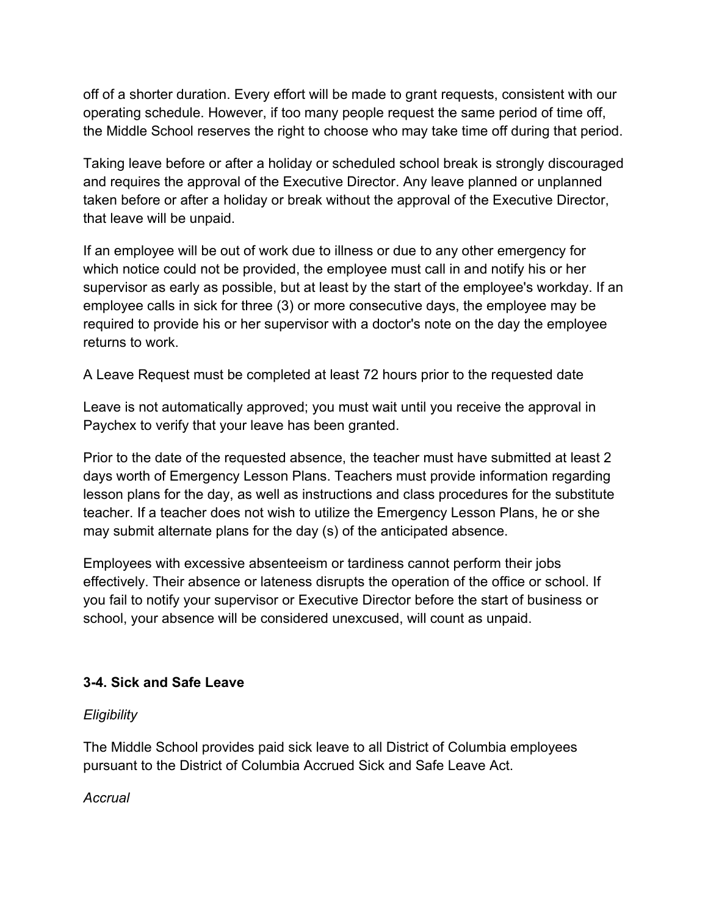off of a shorter duration. Every effort will be made to grant requests, consistent with our operating schedule. However, if too many people request the same period of time off, the Middle School reserves the right to choose who may take time off during that period.

Taking leave before or after a holiday or scheduled school break is strongly discouraged and requires the approval of the Executive Director. Any leave planned or unplanned taken before or after a holiday or break without the approval of the Executive Director, that leave will be unpaid.

If an employee will be out of work due to illness or due to any other emergency for which notice could not be provided, the employee must call in and notify his or her supervisor as early as possible, but at least by the start of the employee's workday. If an employee calls in sick for three (3) or more consecutive days, the employee may be required to provide his or her supervisor with a doctor's note on the day the employee returns to work.

A Leave Request must be completed at least 72 hours prior to the requested date

Leave is not automatically approved; you must wait until you receive the approval in Paychex to verify that your leave has been granted.

Prior to the date of the requested absence, the teacher must have submitted at least 2 days worth of Emergency Lesson Plans. Teachers must provide information regarding lesson plans for the day, as well as instructions and class procedures for the substitute teacher. If a teacher does not wish to utilize the Emergency Lesson Plans, he or she may submit alternate plans for the day (s) of the anticipated absence.

Employees with excessive absenteeism or tardiness cannot perform their jobs effectively. Their absence or lateness disrupts the operation of the office or school. If you fail to notify your supervisor or Executive Director before the start of business or school, your absence will be considered unexcused, will count as unpaid.

### 3-4. Sick and Safe Leave

*Eligibility*

The Middle School provides paid sick leave to all District of Columbia employees pursuant to the District of Columbia Accrued Sick and Safe Leave Act.

*Accrual*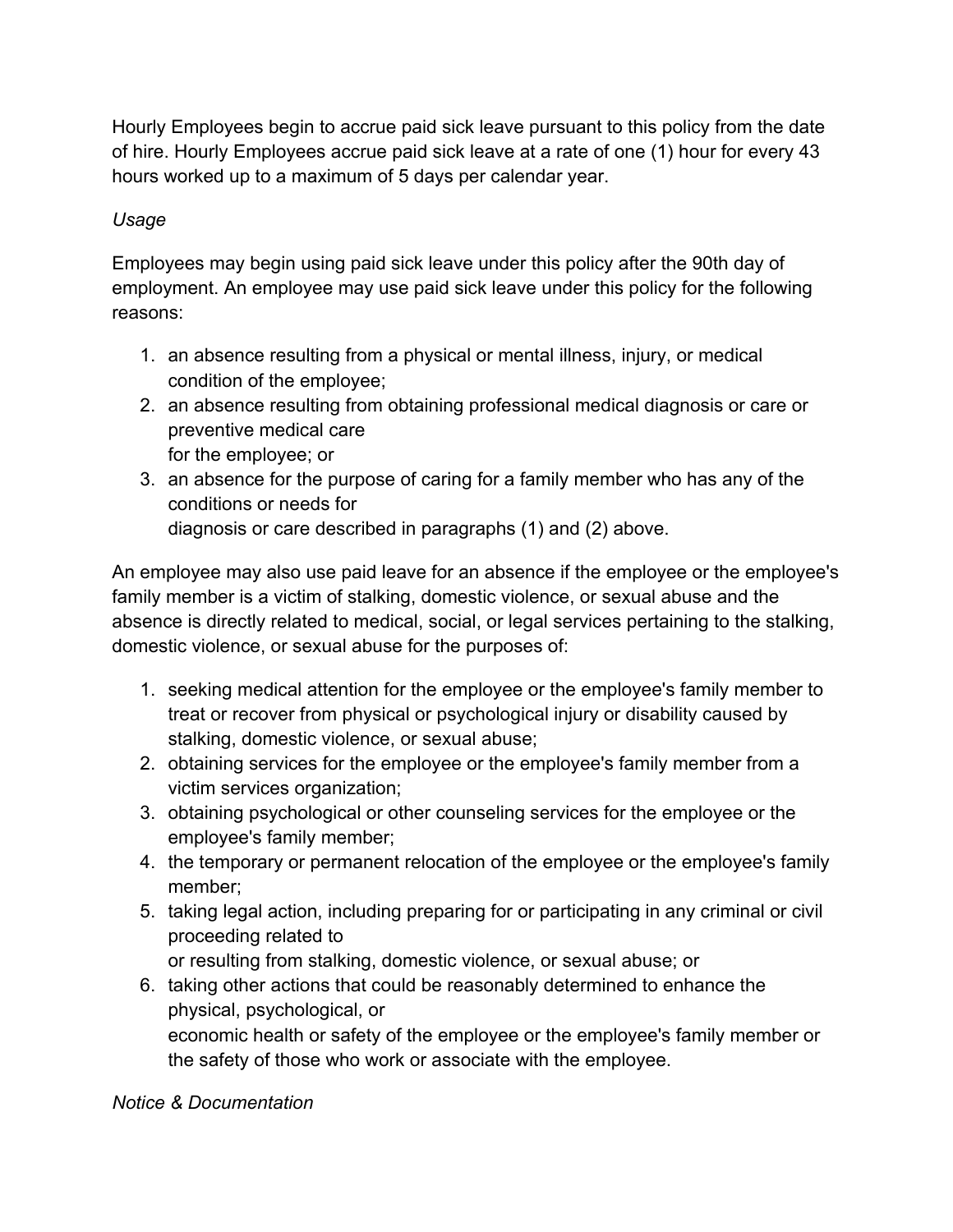Hourly Employees begin to accrue paid sick leave pursuant to this policy from the date of hire. Hourly Employees accrue paid sick leave at a rate of one (1) hour for every 43 hours worked up to a maximum of 5 days per calendar year.

*Usage*

Employees may begin using paid sick leave under this policy after the 90th day of employment. An employee may use paid sick leave under this policy for the following reasons:

1. an absence resulting from a physical or mental illness, injury, or medical condition of the employee;
2. an absence resulting from obtaining professional medical diagnosis or care or preventive medical care for the employee; or
3. an absence for the purpose of caring for a family member who has any of the conditions or needs for diagnosis or care described in paragraphs (1) and (2) above.

An employee may also use paid leave for an absence if the employee or the employee's family member is a victim of stalking, domestic violence, or sexual abuse and the absence is directly related to medical, social, or legal services pertaining to the stalking, domestic violence, or sexual abuse for the purposes of:

1. seeking medical attention for the employee or the employee's family member to treat or recover from physical or psychological injury or disability caused by stalking, domestic violence, or sexual abuse;
2. obtaining services for the employee or the employee's family member from a victim services organization;
3. obtaining psychological or other counseling services for the employee or the employee's family member;
4. the temporary or permanent relocation of the employee or the employee's family member;
5. taking legal action, including preparing for or participating in any criminal or civil proceeding related to or resulting from stalking, domestic violence, or sexual abuse; or
6. taking other actions that could be reasonably determined to enhance the physical, psychological, or economic health or safety of the employee or the employee's family member or the safety of those who work or associate with the employee.

*Notice & Documentation*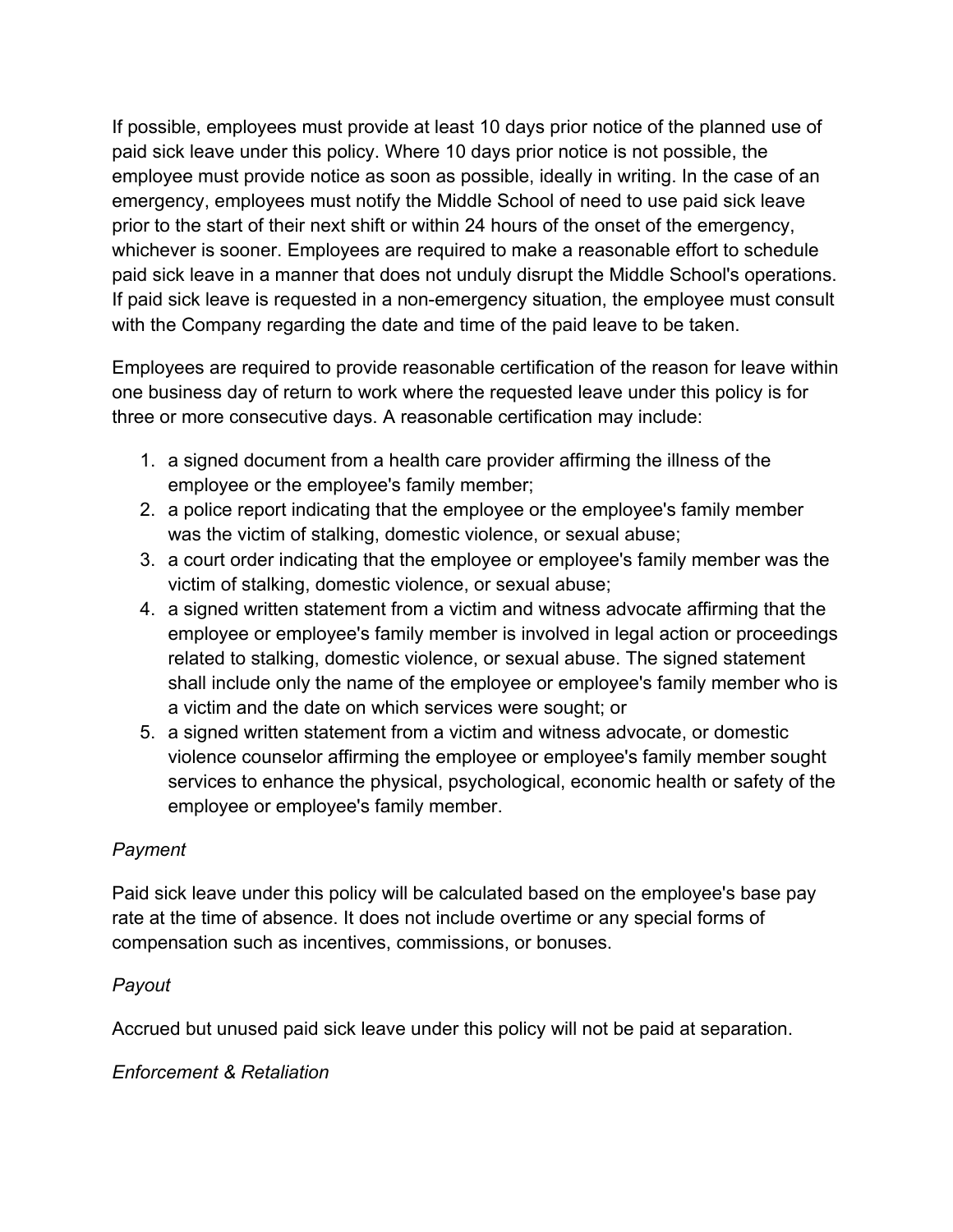If possible, employees must provide at least 10 days prior notice of the planned use of paid sick leave under this policy. Where 10 days prior notice is not possible, the employee must provide notice as soon as possible, ideally in writing. In the case of an emergency, employees must notify the Middle School of need to use paid sick leave prior to the start of their next shift or within 24 hours of the onset of the emergency, whichever is sooner. Employees are required to make a reasonable effort to schedule paid sick leave in a manner that does not unduly disrupt the Middle School's operations. If paid sick leave is requested in a non-emergency situation, the employee must consult with the Company regarding the date and time of the paid leave to be taken.

Employees are required to provide reasonable certification of the reason for leave within one business day of return to work where the requested leave under this policy is for three or more consecutive days. A reasonable certification may include:

1. a signed document from a health care provider affirming the illness of the employee or the employee's family member;
2. a police report indicating that the employee or the employee's family member was the victim of stalking, domestic violence, or sexual abuse;
3. a court order indicating that the employee or employee's family member was the victim of stalking, domestic violence, or sexual abuse;
4. a signed written statement from a victim and witness advocate affirming that the employee or employee's family member is involved in legal action or proceedings related to stalking, domestic violence, or sexual abuse. The signed statement shall include only the name of the employee or employee's family member who is a victim and the date on which services were sought; or
5. a signed written statement from a victim and witness advocate, or domestic violence counselor affirming the employee or employee's family member sought services to enhance the physical, psychological, economic health or safety of the employee or employee's family member.

*Payment*

Paid sick leave under this policy will be calculated based on the employee's base pay rate at the time of absence. It does not include overtime or any special forms of compensation such as incentives, commissions, or bonuses.

*Payout*

Accrued but unused paid sick leave under this policy will not be paid at separation.

*Enforcement & Retaliation*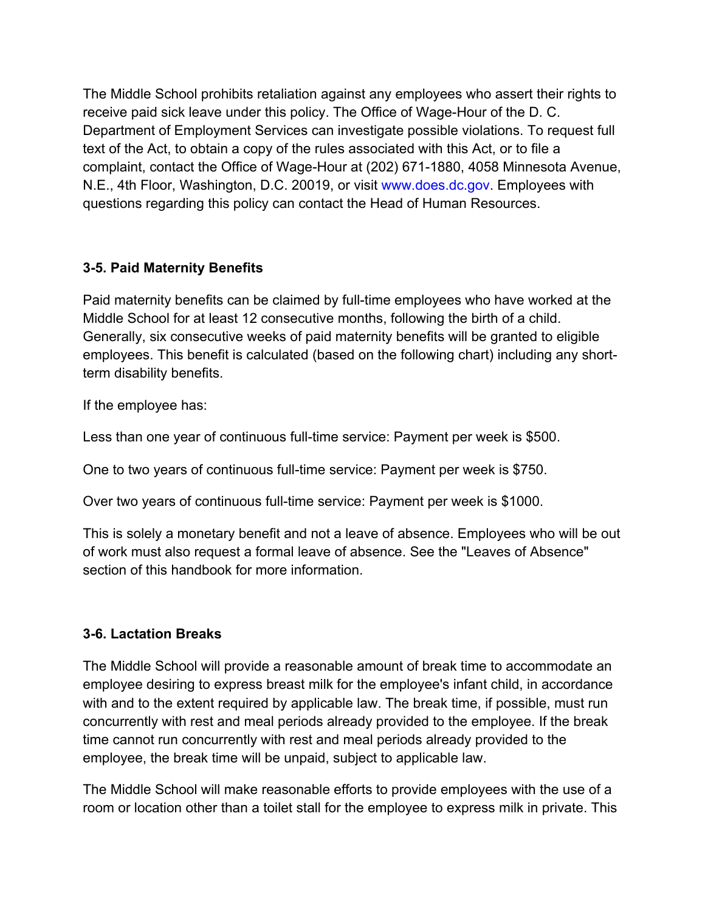The Middle School prohibits retaliation against any employees who assert their rights to receive paid sick leave under this policy. The Office of Wage-Hour of the D. C. Department of Employment Services can investigate possible violations. To request full text of the Act, to obtain a copy of the rules associated with this Act, or to file a complaint, contact the Office of Wage-Hour at (202) 671-1880, 4058 Minnesota Avenue, N.E., 4th Floor, Washington, D.C. 20019, or visit www.does.dc.gov. Employees with questions regarding this policy can contact the Head of Human Resources.

### 3-5. Paid Maternity Benefits

Paid maternity benefits can be claimed by full-time employees who have worked at the Middle School for at least 12 consecutive months, following the birth of a child. Generally, six consecutive weeks of paid maternity benefits will be granted to eligible employees. This benefit is calculated (based on the following chart) including any short-term disability benefits.

If the employee has:

Less than one year of continuous full-time service: Payment per week is $500.

One to two years of continuous full-time service: Payment per week is $750.

Over two years of continuous full-time service: Payment per week is $1000.

This is solely a monetary benefit and not a leave of absence. Employees who will be out of work must also request a formal leave of absence. See the "Leaves of Absence" section of this handbook for more information.

### 3-6. Lactation Breaks

The Middle School will provide a reasonable amount of break time to accommodate an employee desiring to express breast milk for the employee's infant child, in accordance with and to the extent required by applicable law. The break time, if possible, must run concurrently with rest and meal periods already provided to the employee. If the break time cannot run concurrently with rest and meal periods already provided to the employee, the break time will be unpaid, subject to applicable law.

The Middle School will make reasonable efforts to provide employees with the use of a room or location other than a toilet stall for the employee to express milk in private. This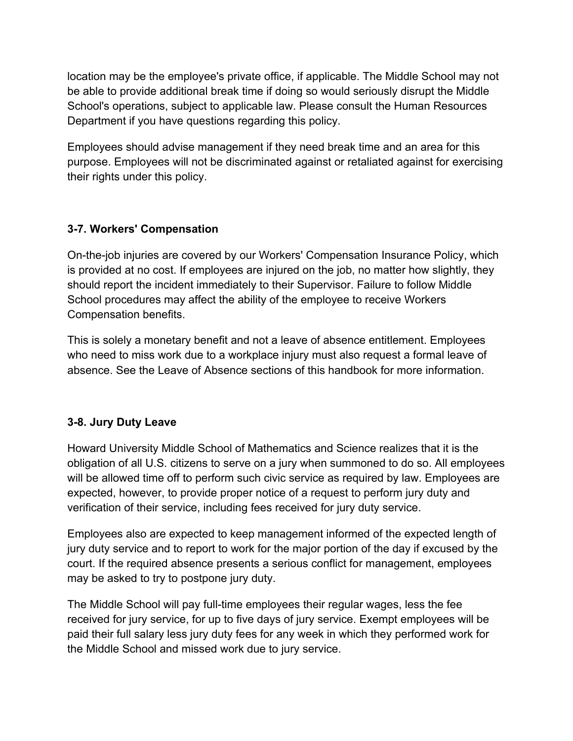location may be the employee's private office, if applicable. The Middle School may not be able to provide additional break time if doing so would seriously disrupt the Middle School's operations, subject to applicable law. Please consult the Human Resources Department if you have questions regarding this policy.

Employees should advise management if they need break time and an area for this purpose. Employees will not be discriminated against or retaliated against for exercising their rights under this policy.

### 3-7. Workers' Compensation

On-the-job injuries are covered by our Workers' Compensation Insurance Policy, which is provided at no cost. If employees are injured on the job, no matter how slightly, they should report the incident immediately to their Supervisor. Failure to follow Middle School procedures may affect the ability of the employee to receive Workers Compensation benefits.

This is solely a monetary benefit and not a leave of absence entitlement. Employees who need to miss work due to a workplace injury must also request a formal leave of absence. See the Leave of Absence sections of this handbook for more information.

### 3-8. Jury Duty Leave

Howard University Middle School of Mathematics and Science realizes that it is the obligation of all U.S. citizens to serve on a jury when summoned to do so. All employees will be allowed time off to perform such civic service as required by law. Employees are expected, however, to provide proper notice of a request to perform jury duty and verification of their service, including fees received for jury duty service.

Employees also are expected to keep management informed of the expected length of jury duty service and to report to work for the major portion of the day if excused by the court. If the required absence presents a serious conflict for management, employees may be asked to try to postpone jury duty.

The Middle School will pay full-time employees their regular wages, less the fee received for jury service, for up to five days of jury service. Exempt employees will be paid their full salary less jury duty fees for any week in which they performed work for the Middle School and missed work due to jury service.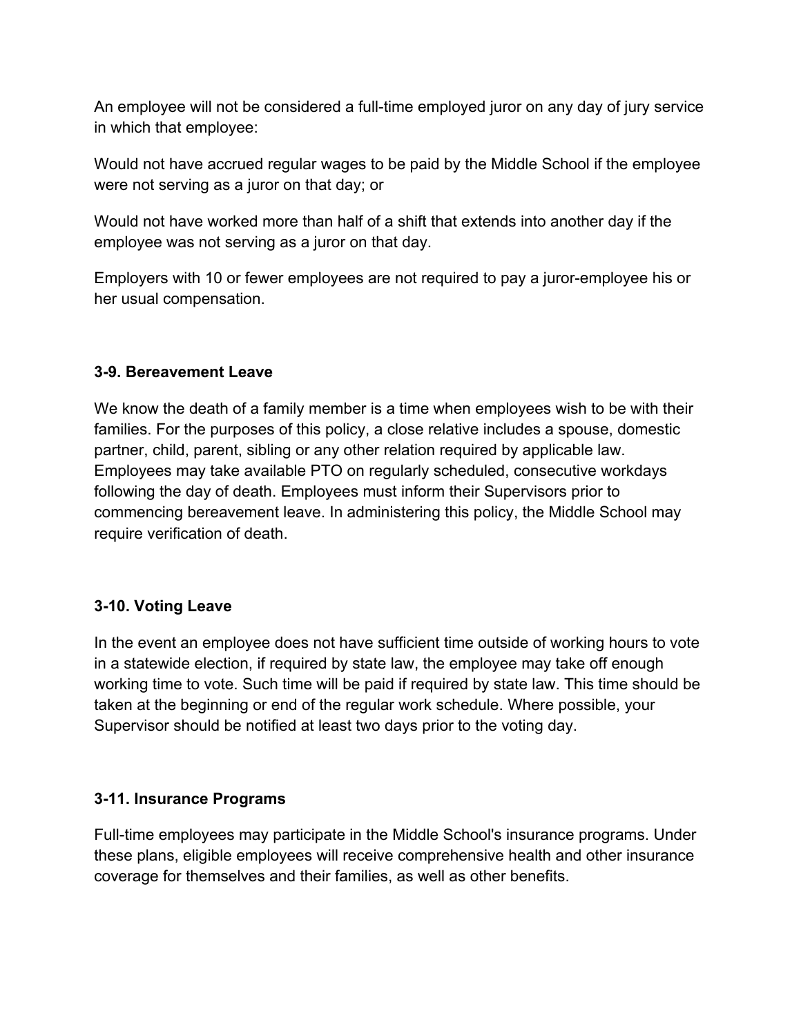An employee will not be considered a full-time employed juror on any day of jury service in which that employee:

Would not have accrued regular wages to be paid by the Middle School if the employee were not serving as a juror on that day; or

Would not have worked more than half of a shift that extends into another day if the employee was not serving as a juror on that day.

Employers with 10 or fewer employees are not required to pay a juror-employee his or her usual compensation.

### 3-9. Bereavement Leave

We know the death of a family member is a time when employees wish to be with their families. For the purposes of this policy, a close relative includes a spouse, domestic partner, child, parent, sibling or any other relation required by applicable law. Employees may take available PTO on regularly scheduled, consecutive workdays following the day of death. Employees must inform their Supervisors prior to commencing bereavement leave. In administering this policy, the Middle School may require verification of death.

### 3-10. Voting Leave

In the event an employee does not have sufficient time outside of working hours to vote in a statewide election, if required by state law, the employee may take off enough working time to vote. Such time will be paid if required by state law. This time should be taken at the beginning or end of the regular work schedule. Where possible, your Supervisor should be notified at least two days prior to the voting day.

### 3-11. Insurance Programs

Full-time employees may participate in the Middle School's insurance programs. Under these plans, eligible employees will receive comprehensive health and other insurance coverage for themselves and their families, as well as other benefits.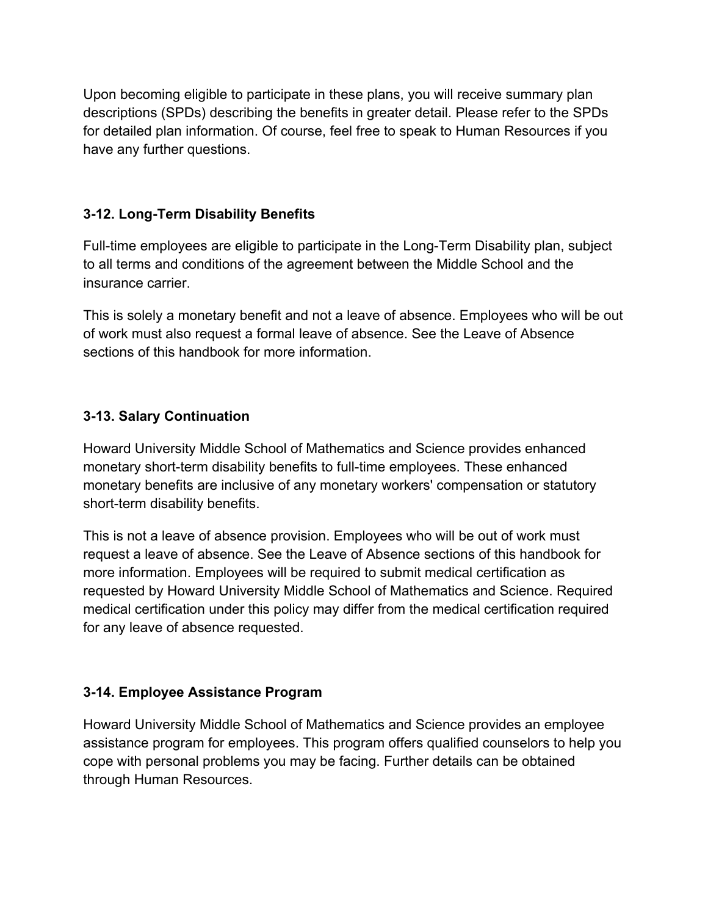Upon becoming eligible to participate in these plans, you will receive summary plan descriptions (SPDs) describing the benefits in greater detail. Please refer to the SPDs for detailed plan information. Of course, feel free to speak to Human Resources if you have any further questions.

### 3-12. Long-Term Disability Benefits

Full-time employees are eligible to participate in the Long-Term Disability plan, subject to all terms and conditions of the agreement between the Middle School and the insurance carrier.

This is solely a monetary benefit and not a leave of absence. Employees who will be out of work must also request a formal leave of absence. See the Leave of Absence sections of this handbook for more information.

### 3-13. Salary Continuation

Howard University Middle School of Mathematics and Science provides enhanced monetary short-term disability benefits to full-time employees. These enhanced monetary benefits are inclusive of any monetary workers' compensation or statutory short-term disability benefits.

This is not a leave of absence provision. Employees who will be out of work must request a leave of absence. See the Leave of Absence sections of this handbook for more information. Employees will be required to submit medical certification as requested by Howard University Middle School of Mathematics and Science. Required medical certification under this policy may differ from the medical certification required for any leave of absence requested.

### 3-14. Employee Assistance Program

Howard University Middle School of Mathematics and Science provides an employee assistance program for employees. This program offers qualified counselors to help you cope with personal problems you may be facing. Further details can be obtained through Human Resources.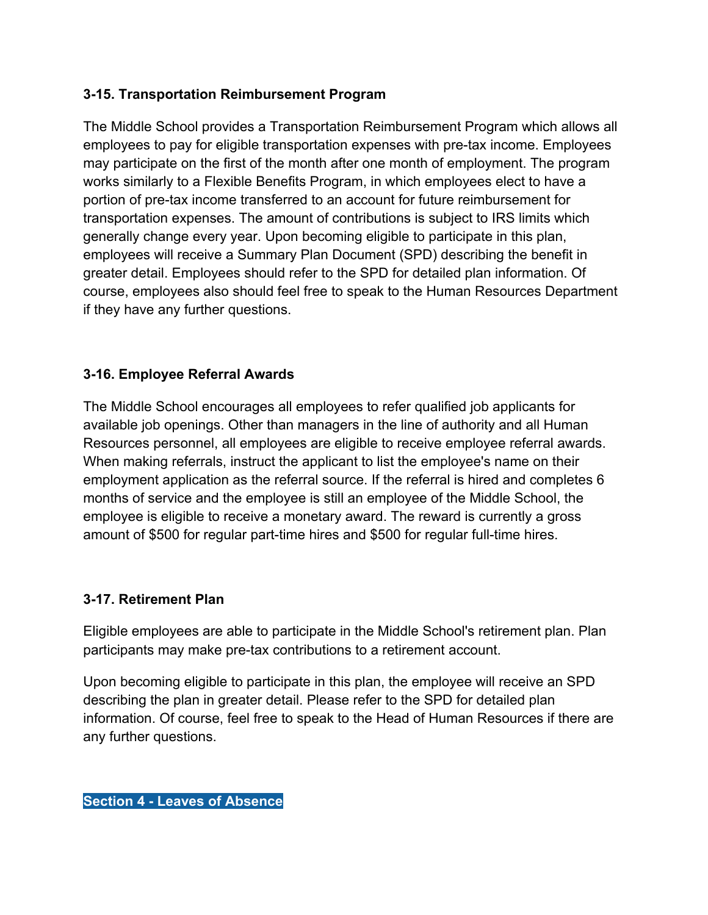### 3-15. Transportation Reimbursement Program

The Middle School provides a Transportation Reimbursement Program which allows all employees to pay for eligible transportation expenses with pre-tax income. Employees may participate on the first of the month after one month of employment. The program works similarly to a Flexible Benefits Program, in which employees elect to have a portion of pre-tax income transferred to an account for future reimbursement for transportation expenses. The amount of contributions is subject to IRS limits which generally change every year. Upon becoming eligible to participate in this plan, employees will receive a Summary Plan Document (SPD) describing the benefit in greater detail. Employees should refer to the SPD for detailed plan information. Of course, employees also should feel free to speak to the Human Resources Department if they have any further questions.

### 3-16. Employee Referral Awards

The Middle School encourages all employees to refer qualified job applicants for available job openings. Other than managers in the line of authority and all Human Resources personnel, all employees are eligible to receive employee referral awards. When making referrals, instruct the applicant to list the employee's name on their employment application as the referral source. If the referral is hired and completes 6 months of service and the employee is still an employee of the Middle School, the employee is eligible to receive a monetary award. The reward is currently a gross amount of $500 for regular part-time hires and $500 for regular full-time hires.

### 3-17. Retirement Plan

Eligible employees are able to participate in the Middle School's retirement plan. Plan participants may make pre-tax contributions to a retirement account.

Upon becoming eligible to participate in this plan, the employee will receive an SPD describing the plan in greater detail. Please refer to the SPD for detailed plan information. Of course, feel free to speak to the Head of Human Resources if there are any further questions.

## Section 4 - Leaves of Absence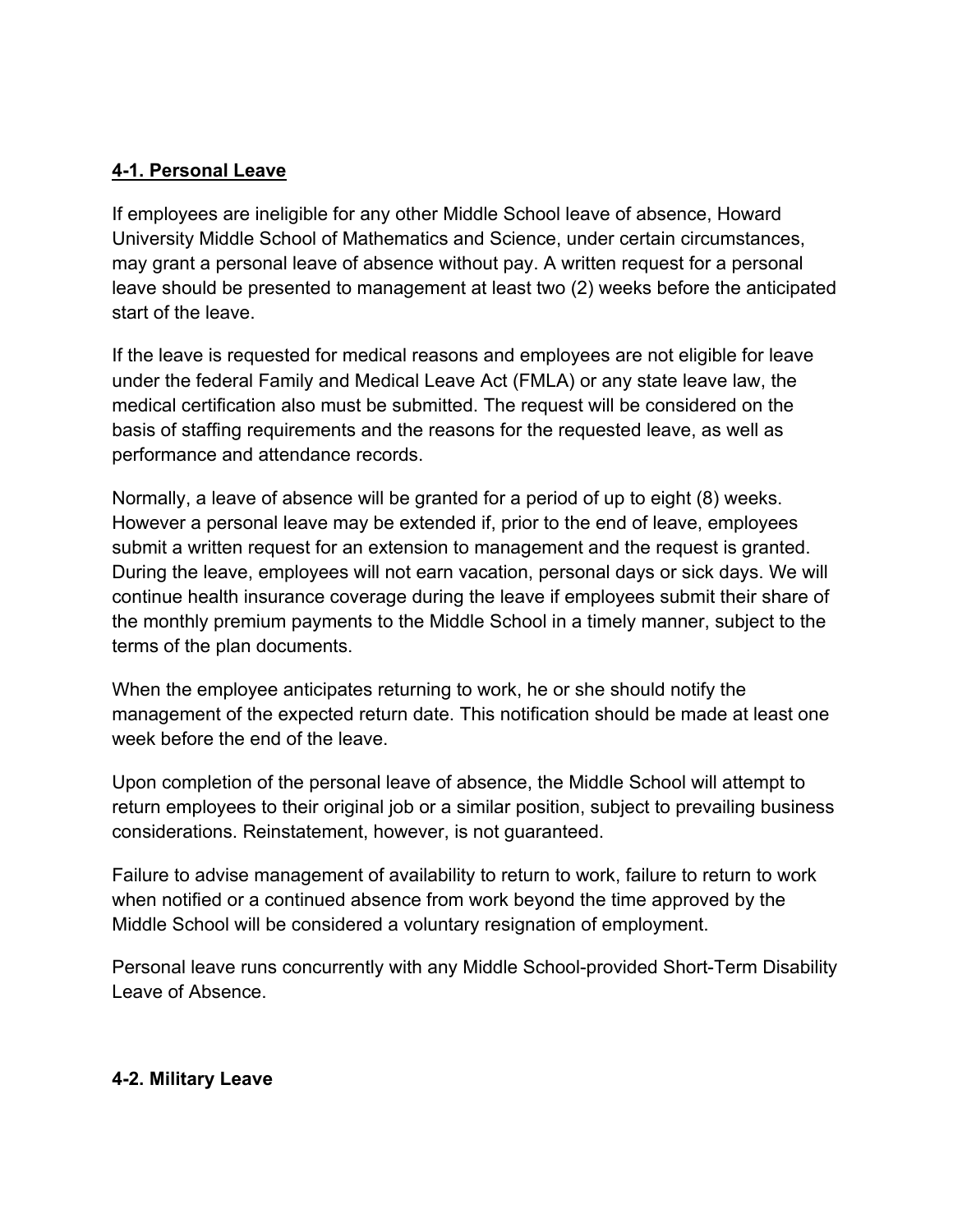## **4-1. Personal Leave**

If employees are ineligible for any other Middle School leave of absence, Howard University Middle School of Mathematics and Science, under certain circumstances, may grant a personal leave of absence without pay. A written request for a personal leave should be presented to management at least two (2) weeks before the anticipated start of the leave.

If the leave is requested for medical reasons and employees are not eligible for leave under the federal Family and Medical Leave Act (FMLA) or any state leave law, the medical certification also must be submitted. The request will be considered on the basis of staffing requirements and the reasons for the requested leave, as well as performance and attendance records.

Normally, a leave of absence will be granted for a period of up to eight (8) weeks. However a personal leave may be extended if, prior to the end of leave, employees submit a written request for an extension to management and the request is granted. During the leave, employees will not earn vacation, personal days or sick days. We will continue health insurance coverage during the leave if employees submit their share of the monthly premium payments to the Middle School in a timely manner, subject to the terms of the plan documents.

When the employee anticipates returning to work, he or she should notify the management of the expected return date. This notification should be made at least one week before the end of the leave.

Upon completion of the personal leave of absence, the Middle School will attempt to return employees to their original job or a similar position, subject to prevailing business considerations. Reinstatement, however, is not guaranteed.

Failure to advise management of availability to return to work, failure to return to work when notified or a continued absence from work beyond the time approved by the Middle School will be considered a voluntary resignation of employment.

Personal leave runs concurrently with any Middle School-provided Short-Term Disability Leave of Absence.

## **4-2. Military Leave**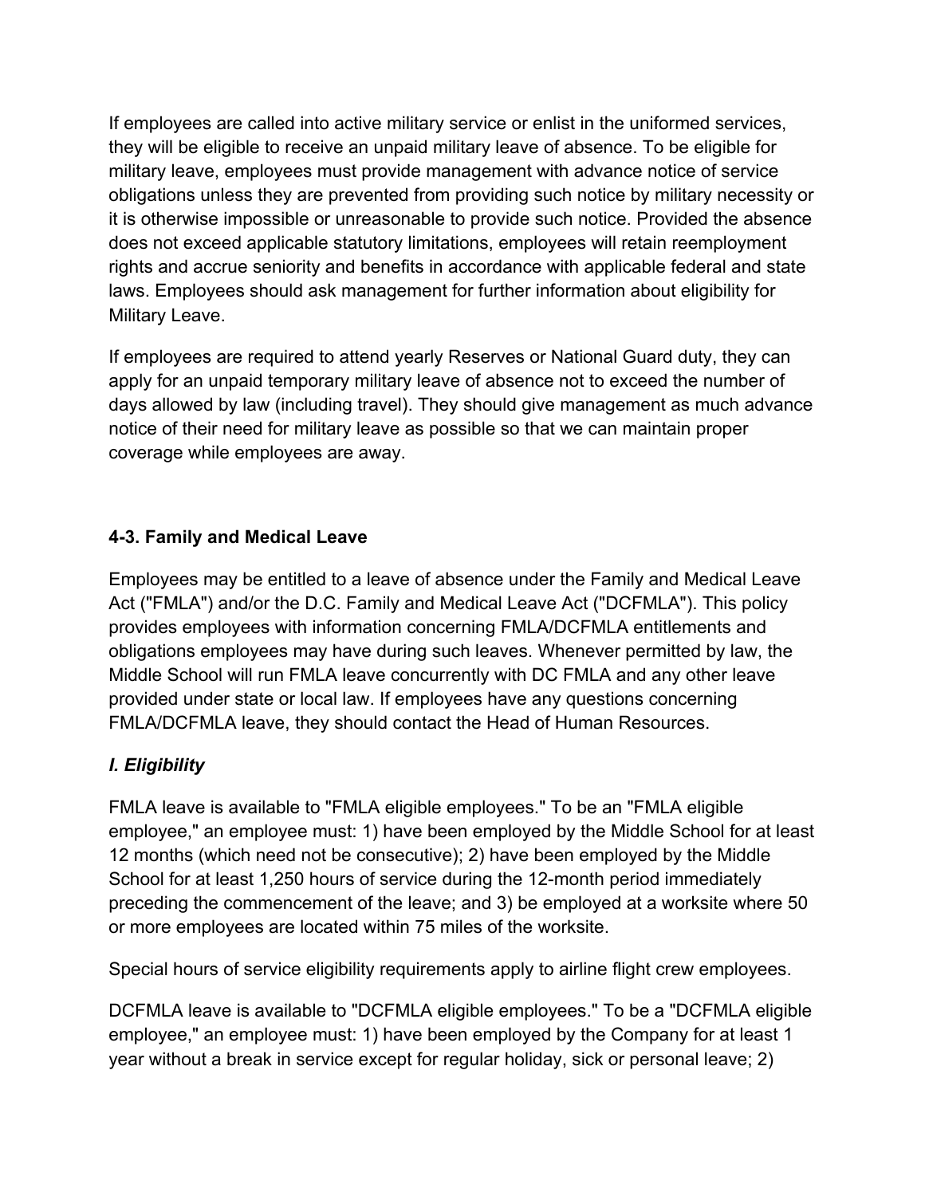If employees are called into active military service or enlist in the uniformed services, they will be eligible to receive an unpaid military leave of absence. To be eligible for military leave, employees must provide management with advance notice of service obligations unless they are prevented from providing such notice by military necessity or it is otherwise impossible or unreasonable to provide such notice. Provided the absence does not exceed applicable statutory limitations, employees will retain reemployment rights and accrue seniority and benefits in accordance with applicable federal and state laws. Employees should ask management for further information about eligibility for Military Leave.

If employees are required to attend yearly Reserves or National Guard duty, they can apply for an unpaid temporary military leave of absence not to exceed the number of days allowed by law (including travel). They should give management as much advance notice of their need for military leave as possible so that we can maintain proper coverage while employees are away.

### 4-3. Family and Medical Leave

Employees may be entitled to a leave of absence under the Family and Medical Leave Act ("FMLA") and/or the D.C. Family and Medical Leave Act ("DCFMLA"). This policy provides employees with information concerning FMLA/DCFMLA entitlements and obligations employees may have during such leaves. Whenever permitted by law, the Middle School will run FMLA leave concurrently with DC FMLA and any other leave provided under state or local law. If employees have any questions concerning FMLA/DCFMLA leave, they should contact the Head of Human Resources.

#### *I. Eligibility*

FMLA leave is available to "FMLA eligible employees." To be an "FMLA eligible employee," an employee must: 1) have been employed by the Middle School for at least 12 months (which need not be consecutive); 2) have been employed by the Middle School for at least 1,250 hours of service during the 12-month period immediately preceding the commencement of the leave; and 3) be employed at a worksite where 50 or more employees are located within 75 miles of the worksite.

Special hours of service eligibility requirements apply to airline flight crew employees.

DCFMLA leave is available to "DCFMLA eligible employees." To be a "DCFMLA eligible employee," an employee must: 1) have been employed by the Company for at least 1 year without a break in service except for regular holiday, sick or personal leave; 2)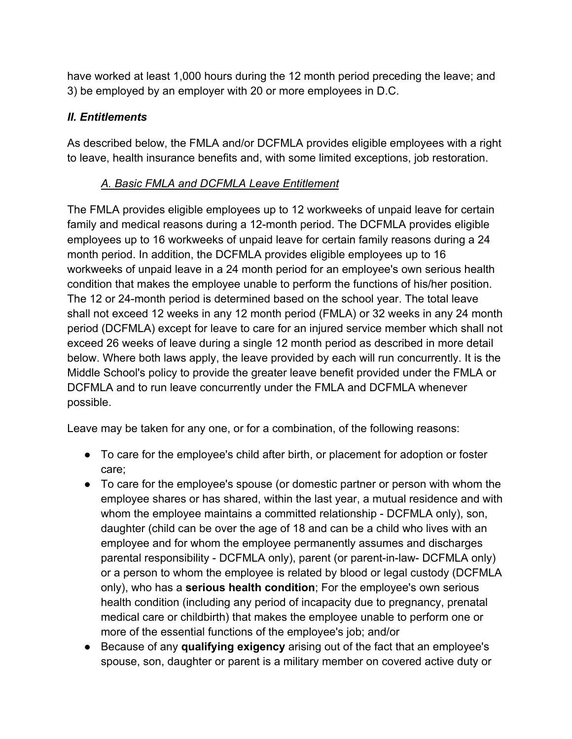have worked at least 1,000 hours during the 12 month period preceding the leave; and 3) be employed by an employer with 20 or more employees in D.C.

### *II. Entitlements*

As described below, the FMLA and/or DCFMLA provides eligible employees with a right to leave, health insurance benefits and, with some limited exceptions, job restoration.

#### *A. Basic FMLA and DCFMLA Leave Entitlement*

The FMLA provides eligible employees up to 12 workweeks of unpaid leave for certain family and medical reasons during a 12-month period. The DCFMLA provides eligible employees up to 16 workweeks of unpaid leave for certain family reasons during a 24 month period. In addition, the DCFMLA provides eligible employees up to 16 workweeks of unpaid leave in a 24 month period for an employee's own serious health condition that makes the employee unable to perform the functions of his/her position. The 12 or 24-month period is determined based on the school year. The total leave shall not exceed 12 weeks in any 12 month period (FMLA) or 32 weeks in any 24 month period (DCFMLA) except for leave to care for an injured service member which shall not exceed 26 weeks of leave during a single 12 month period as described in more detail below. Where both laws apply, the leave provided by each will run concurrently. It is the Middle School's policy to provide the greater leave benefit provided under the FMLA or DCFMLA and to run leave concurrently under the FMLA and DCFMLA whenever possible.

Leave may be taken for any one, or for a combination, of the following reasons:

- To care for the employee's child after birth, or placement for adoption or foster care;
- To care for the employee's spouse (or domestic partner or person with whom the employee shares or has shared, within the last year, a mutual residence and with whom the employee maintains a committed relationship - DCFMLA only), son, daughter (child can be over the age of 18 and can be a child who lives with an employee and for whom the employee permanently assumes and discharges parental responsibility - DCFMLA only), parent (or parent-in-law- DCFMLA only) or a person to whom the employee is related by blood or legal custody (DCFMLA only), who has a **serious health condition**; For the employee's own serious health condition (including any period of incapacity due to pregnancy, prenatal medical care or childbirth) that makes the employee unable to perform one or more of the essential functions of the employee's job; and/or
- Because of any **qualifying exigency** arising out of the fact that an employee's spouse, son, daughter or parent is a military member on covered active duty or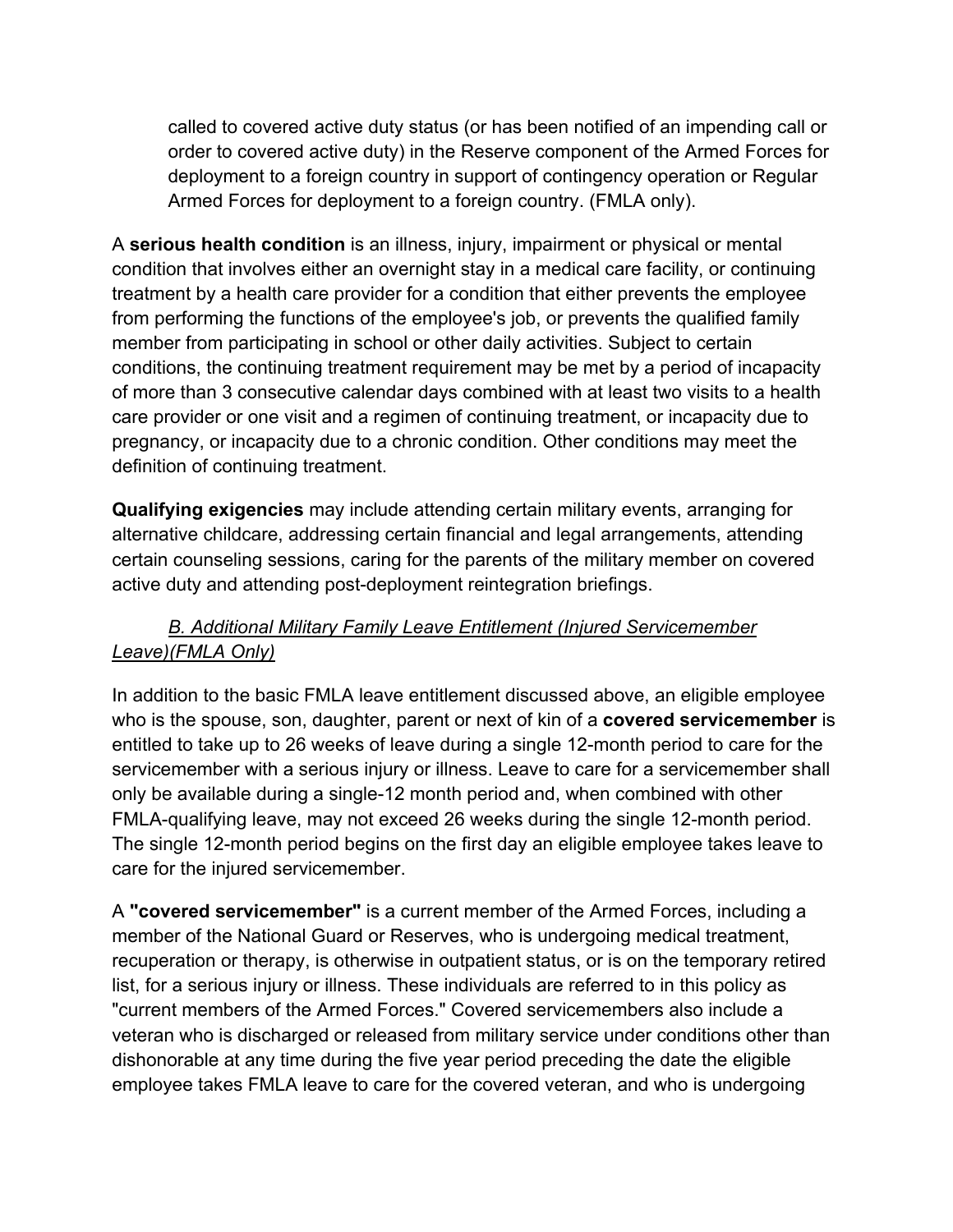called to covered active duty status (or has been notified of an impending call or order to covered active duty) in the Reserve component of the Armed Forces for deployment to a foreign country in support of contingency operation or Regular Armed Forces for deployment to a foreign country. (FMLA only).

A **serious health condition** is an illness, injury, impairment or physical or mental condition that involves either an overnight stay in a medical care facility, or continuing treatment by a health care provider for a condition that either prevents the employee from performing the functions of the employee's job, or prevents the qualified family member from participating in school or other daily activities. Subject to certain conditions, the continuing treatment requirement may be met by a period of incapacity of more than 3 consecutive calendar days combined with at least two visits to a health care provider or one visit and a regimen of continuing treatment, or incapacity due to pregnancy, or incapacity due to a chronic condition. Other conditions may meet the definition of continuing treatment.

**Qualifying exigencies** may include attending certain military events, arranging for alternative childcare, addressing certain financial and legal arrangements, attending certain counseling sessions, caring for the parents of the military member on covered active duty and attending post-deployment reintegration briefings.

*B. Additional Military Family Leave Entitlement (Injured Servicemember Leave)(FMLA Only)*

In addition to the basic FMLA leave entitlement discussed above, an eligible employee who is the spouse, son, daughter, parent or next of kin of a **covered servicemember** is entitled to take up to 26 weeks of leave during a single 12-month period to care for the servicemember with a serious injury or illness. Leave to care for a servicemember shall only be available during a single-12 month period and, when combined with other FMLA-qualifying leave, may not exceed 26 weeks during the single 12-month period. The single 12-month period begins on the first day an eligible employee takes leave to care for the injured servicemember.

A **"covered servicemember"** is a current member of the Armed Forces, including a member of the National Guard or Reserves, who is undergoing medical treatment, recuperation or therapy, is otherwise in outpatient status, or is on the temporary retired list, for a serious injury or illness. These individuals are referred to in this policy as "current members of the Armed Forces." Covered servicemembers also include a veteran who is discharged or released from military service under conditions other than dishonorable at any time during the five year period preceding the date the eligible employee takes FMLA leave to care for the covered veteran, and who is undergoing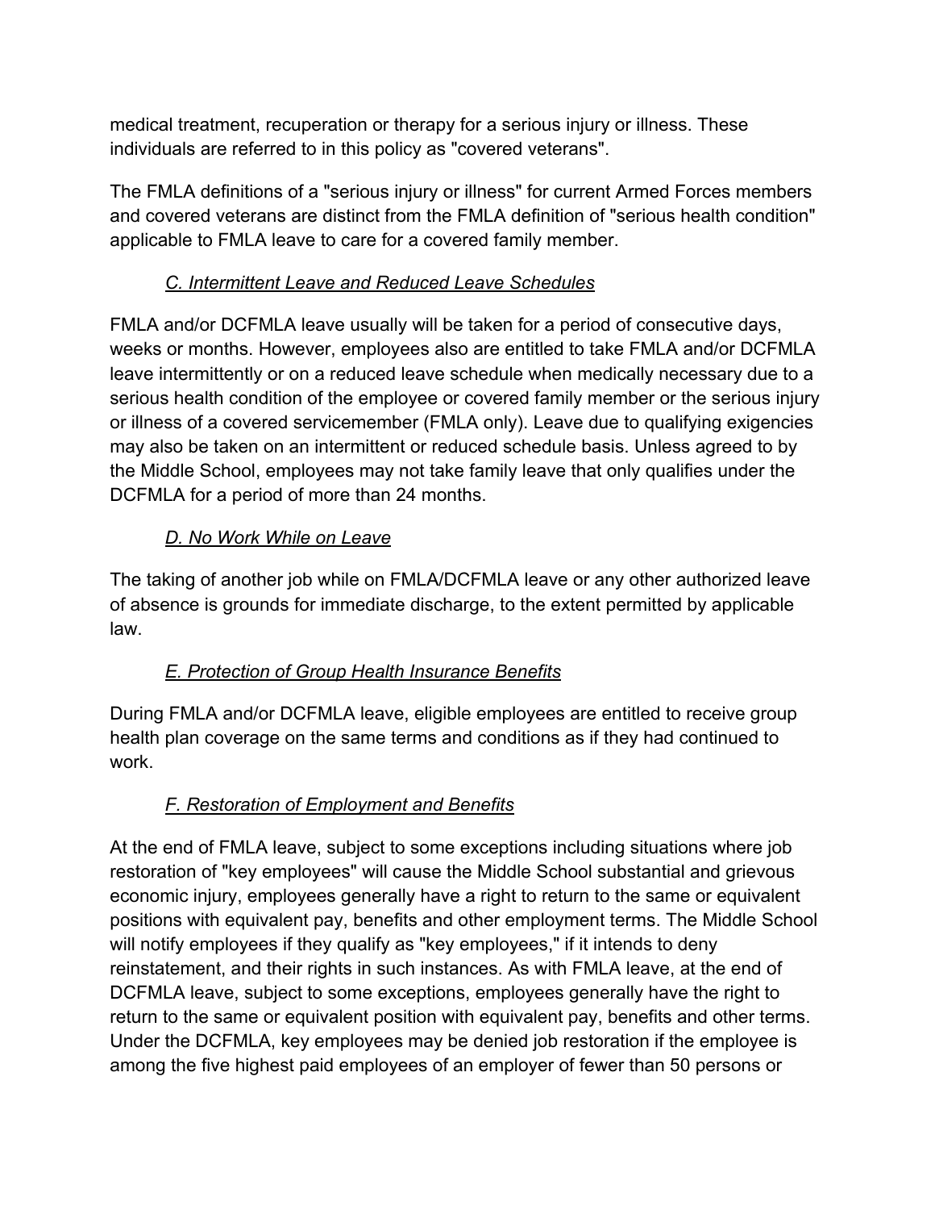medical treatment, recuperation or therapy for a serious injury or illness. These individuals are referred to in this policy as "covered veterans".

The FMLA definitions of a "serious injury or illness" for current Armed Forces members and covered veterans are distinct from the FMLA definition of "serious health condition" applicable to FMLA leave to care for a covered family member.

### *C. Intermittent Leave and Reduced Leave Schedules*

FMLA and/or DCFMLA leave usually will be taken for a period of consecutive days, weeks or months. However, employees also are entitled to take FMLA and/or DCFMLA leave intermittently or on a reduced leave schedule when medically necessary due to a serious health condition of the employee or covered family member or the serious injury or illness of a covered servicemember (FMLA only). Leave due to qualifying exigencies may also be taken on an intermittent or reduced schedule basis. Unless agreed to by the Middle School, employees may not take family leave that only qualifies under the DCFMLA for a period of more than 24 months.

### *D. No Work While on Leave*

The taking of another job while on FMLA/DCFMLA leave or any other authorized leave of absence is grounds for immediate discharge, to the extent permitted by applicable law.

### *E. Protection of Group Health Insurance Benefits*

During FMLA and/or DCFMLA leave, eligible employees are entitled to receive group health plan coverage on the same terms and conditions as if they had continued to work.

### *F. Restoration of Employment and Benefits*

At the end of FMLA leave, subject to some exceptions including situations where job restoration of "key employees" will cause the Middle School substantial and grievous economic injury, employees generally have a right to return to the same or equivalent positions with equivalent pay, benefits and other employment terms. The Middle School will notify employees if they qualify as "key employees," if it intends to deny reinstatement, and their rights in such instances. As with FMLA leave, at the end of DCFMLA leave, subject to some exceptions, employees generally have the right to return to the same or equivalent position with equivalent pay, benefits and other terms. Under the DCFMLA, key employees may be denied job restoration if the employee is among the five highest paid employees of an employer of fewer than 50 persons or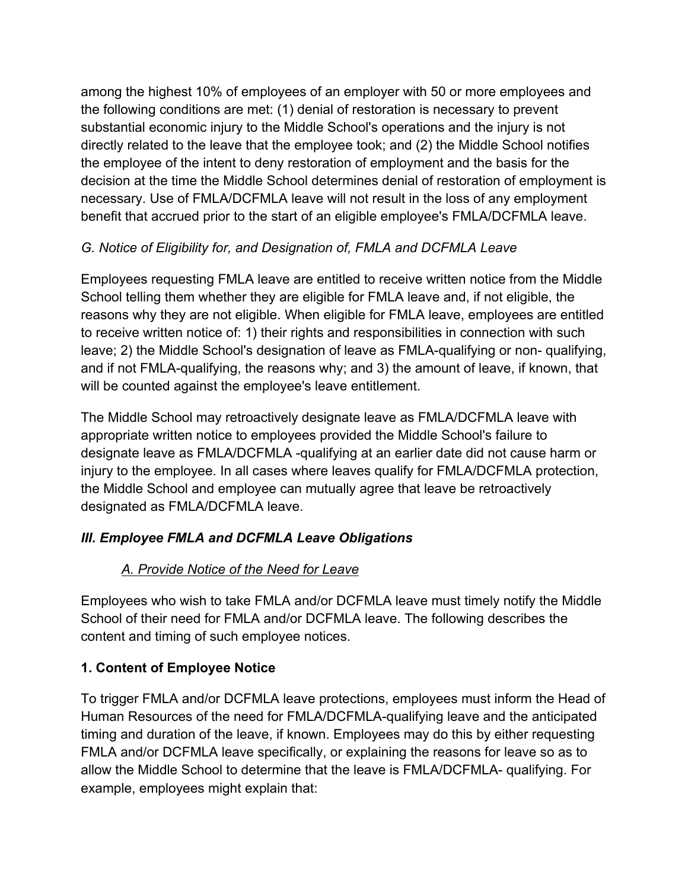among the highest 10% of employees of an employer with 50 or more employees and the following conditions are met: (1) denial of restoration is necessary to prevent substantial economic injury to the Middle School's operations and the injury is not directly related to the leave that the employee took; and (2) the Middle School notifies the employee of the intent to deny restoration of employment and the basis for the decision at the time the Middle School determines denial of restoration of employment is necessary. Use of FMLA/DCFMLA leave will not result in the loss of any employment benefit that accrued prior to the start of an eligible employee's FMLA/DCFMLA leave.

*G. Notice of Eligibility for, and Designation of, FMLA and DCFMLA Leave*

Employees requesting FMLA leave are entitled to receive written notice from the Middle School telling them whether they are eligible for FMLA leave and, if not eligible, the reasons why they are not eligible. When eligible for FMLA leave, employees are entitled to receive written notice of: 1) their rights and responsibilities in connection with such leave; 2) the Middle School's designation of leave as FMLA-qualifying or non- qualifying, and if not FMLA-qualifying, the reasons why; and 3) the amount of leave, if known, that will be counted against the employee's leave entitlement.

The Middle School may retroactively designate leave as FMLA/DCFMLA leave with appropriate written notice to employees provided the Middle School's failure to designate leave as FMLA/DCFMLA -qualifying at an earlier date did not cause harm or injury to the employee. In all cases where leaves qualify for FMLA/DCFMLA protection, the Middle School and employee can mutually agree that leave be retroactively designated as FMLA/DCFMLA leave.

## ***III. Employee FMLA and DCFMLA Leave Obligations***

*A. Provide Notice of the Need for Leave*

Employees who wish to take FMLA and/or DCFMLA leave must timely notify the Middle School of their need for FMLA and/or DCFMLA leave. The following describes the content and timing of such employee notices.

### 1. Content of Employee Notice

To trigger FMLA and/or DCFMLA leave protections, employees must inform the Head of Human Resources of the need for FMLA/DCFMLA-qualifying leave and the anticipated timing and duration of the leave, if known. Employees may do this by either requesting FMLA and/or DCFMLA leave specifically, or explaining the reasons for leave so as to allow the Middle School to determine that the leave is FMLA/DCFMLA- qualifying. For example, employees might explain that: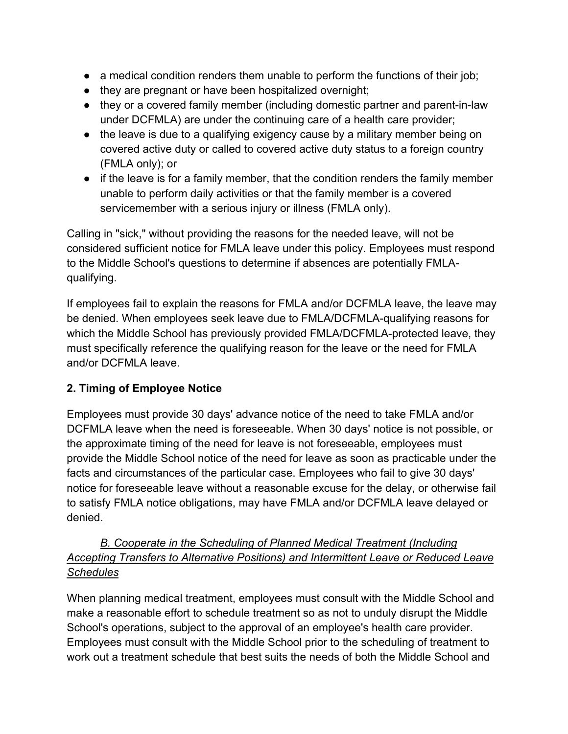- a medical condition renders them unable to perform the functions of their job;
- they are pregnant or have been hospitalized overnight;
- they or a covered family member (including domestic partner and parent-in-law under DCFMLA) are under the continuing care of a health care provider;
- the leave is due to a qualifying exigency cause by a military member being on covered active duty or called to covered active duty status to a foreign country (FMLA only); or
- if the leave is for a family member, that the condition renders the family member unable to perform daily activities or that the family member is a covered servicemember with a serious injury or illness (FMLA only).

Calling in "sick," without providing the reasons for the needed leave, will not be considered sufficient notice for FMLA leave under this policy. Employees must respond to the Middle School's questions to determine if absences are potentially FMLA-qualifying.

If employees fail to explain the reasons for FMLA and/or DCFMLA leave, the leave may be denied. When employees seek leave due to FMLA/DCFMLA-qualifying reasons for which the Middle School has previously provided FMLA/DCFMLA-protected leave, they must specifically reference the qualifying reason for the leave or the need for FMLA and/or DCFMLA leave.

**2. Timing of Employee Notice**

Employees must provide 30 days' advance notice of the need to take FMLA and/or DCFMLA leave when the need is foreseeable. When 30 days' notice is not possible, or the approximate timing of the need for leave is not foreseeable, employees must provide the Middle School notice of the need for leave as soon as practicable under the facts and circumstances of the particular case. Employees who fail to give 30 days' notice for foreseeable leave without a reasonable excuse for the delay, or otherwise fail to satisfy FMLA notice obligations, may have FMLA and/or DCFMLA leave delayed or denied.

*B. Cooperate in the Scheduling of Planned Medical Treatment (Including Accepting Transfers to Alternative Positions) and Intermittent Leave or Reduced Leave Schedules*

When planning medical treatment, employees must consult with the Middle School and make a reasonable effort to schedule treatment so as not to unduly disrupt the Middle School's operations, subject to the approval of an employee's health care provider. Employees must consult with the Middle School prior to the scheduling of treatment to work out a treatment schedule that best suits the needs of both the Middle School and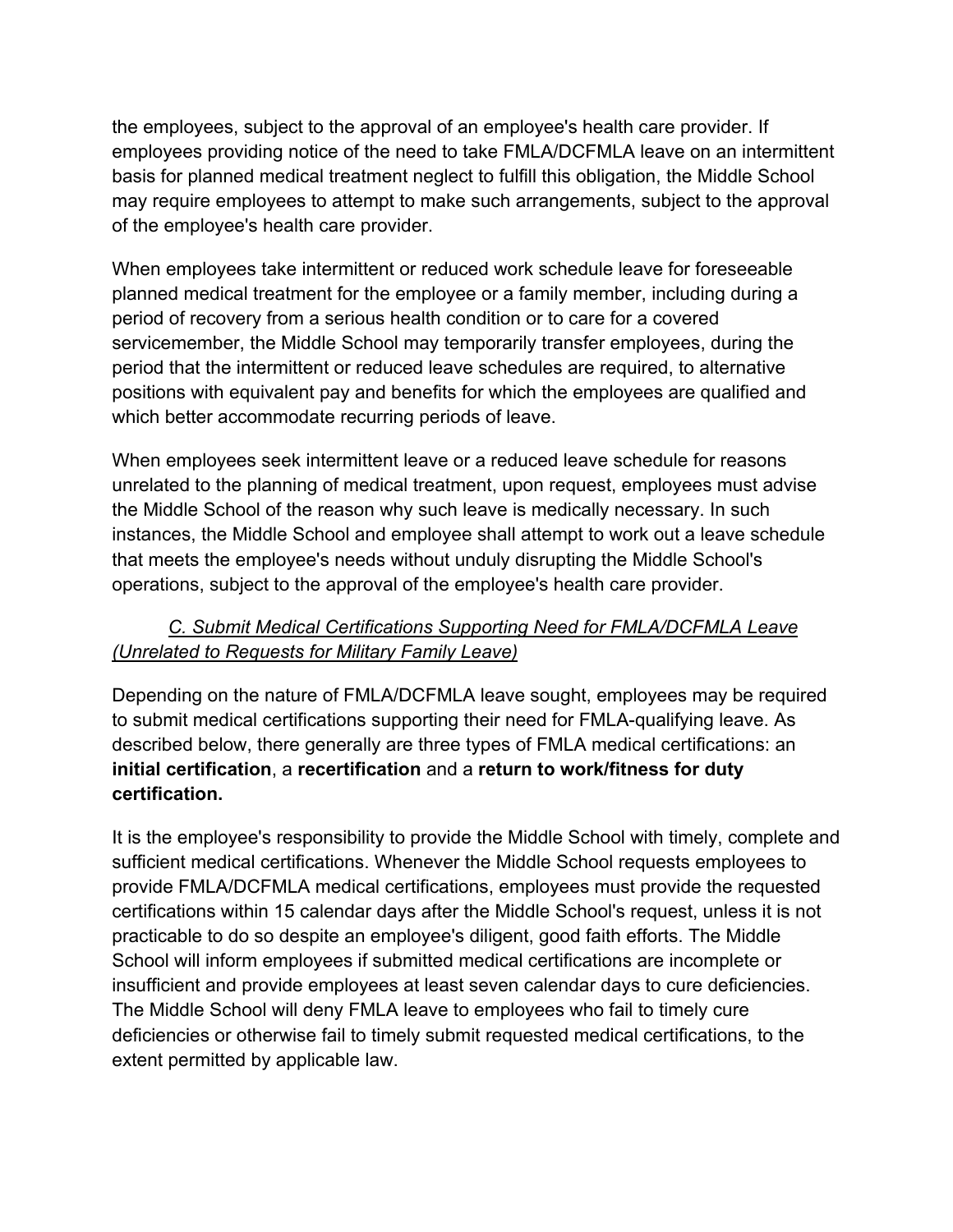the employees, subject to the approval of an employee's health care provider. If employees providing notice of the need to take FMLA/DCFMLA leave on an intermittent basis for planned medical treatment neglect to fulfill this obligation, the Middle School may require employees to attempt to make such arrangements, subject to the approval of the employee's health care provider.

When employees take intermittent or reduced work schedule leave for foreseeable planned medical treatment for the employee or a family member, including during a period of recovery from a serious health condition or to care for a covered servicemember, the Middle School may temporarily transfer employees, during the period that the intermittent or reduced leave schedules are required, to alternative positions with equivalent pay and benefits for which the employees are qualified and which better accommodate recurring periods of leave.

When employees seek intermittent leave or a reduced leave schedule for reasons unrelated to the planning of medical treatment, upon request, employees must advise the Middle School of the reason why such leave is medically necessary. In such instances, the Middle School and employee shall attempt to work out a leave schedule that meets the employee's needs without unduly disrupting the Middle School's operations, subject to the approval of the employee's health care provider.

*C. Submit Medical Certifications Supporting Need for FMLA/DCFMLA Leave (Unrelated to Requests for Military Family Leave)*

Depending on the nature of FMLA/DCFMLA leave sought, employees may be required to submit medical certifications supporting their need for FMLA-qualifying leave. As described below, there generally are three types of FMLA medical certifications: an **initial certification**, a **recertification** and a **return to work/fitness for duty certification.**

It is the employee's responsibility to provide the Middle School with timely, complete and sufficient medical certifications. Whenever the Middle School requests employees to provide FMLA/DCFMLA medical certifications, employees must provide the requested certifications within 15 calendar days after the Middle School's request, unless it is not practicable to do so despite an employee's diligent, good faith efforts. The Middle School will inform employees if submitted medical certifications are incomplete or insufficient and provide employees at least seven calendar days to cure deficiencies. The Middle School will deny FMLA leave to employees who fail to timely cure deficiencies or otherwise fail to timely submit requested medical certifications, to the extent permitted by applicable law.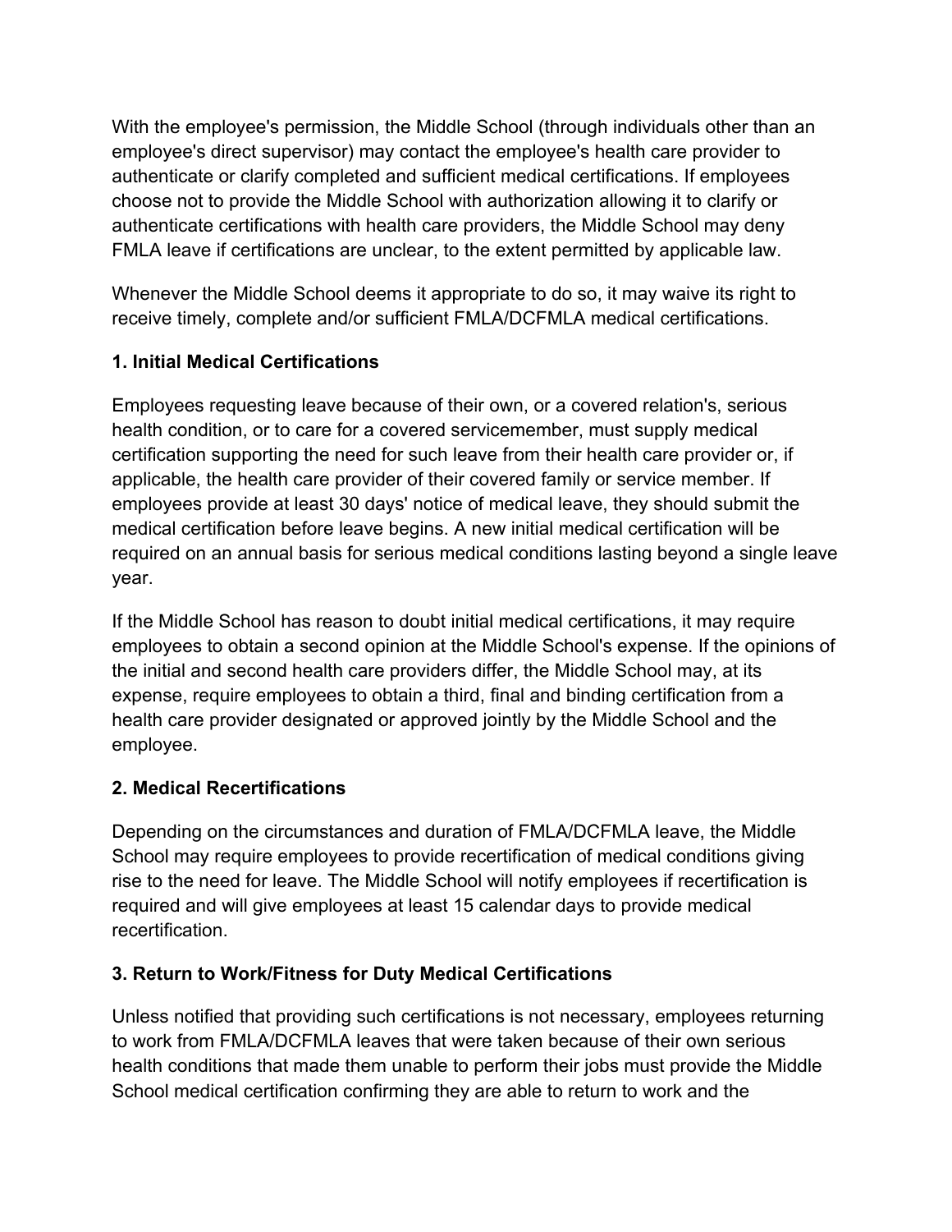With the employee's permission, the Middle School (through individuals other than an employee's direct supervisor) may contact the employee's health care provider to authenticate or clarify completed and sufficient medical certifications. If employees choose not to provide the Middle School with authorization allowing it to clarify or authenticate certifications with health care providers, the Middle School may deny FMLA leave if certifications are unclear, to the extent permitted by applicable law.

Whenever the Middle School deems it appropriate to do so, it may waive its right to receive timely, complete and/or sufficient FMLA/DCFMLA medical certifications.

### 1. Initial Medical Certifications

Employees requesting leave because of their own, or a covered relation's, serious health condition, or to care for a covered servicemember, must supply medical certification supporting the need for such leave from their health care provider or, if applicable, the health care provider of their covered family or service member. If employees provide at least 30 days' notice of medical leave, they should submit the medical certification before leave begins. A new initial medical certification will be required on an annual basis for serious medical conditions lasting beyond a single leave year.

If the Middle School has reason to doubt initial medical certifications, it may require employees to obtain a second opinion at the Middle School's expense. If the opinions of the initial and second health care providers differ, the Middle School may, at its expense, require employees to obtain a third, final and binding certification from a health care provider designated or approved jointly by the Middle School and the employee.

### 2. Medical Recertifications

Depending on the circumstances and duration of FMLA/DCFMLA leave, the Middle School may require employees to provide recertification of medical conditions giving rise to the need for leave. The Middle School will notify employees if recertification is required and will give employees at least 15 calendar days to provide medical recertification.

### 3. Return to Work/Fitness for Duty Medical Certifications

Unless notified that providing such certifications is not necessary, employees returning to work from FMLA/DCFMLA leaves that were taken because of their own serious health conditions that made them unable to perform their jobs must provide the Middle School medical certification confirming they are able to return to work and the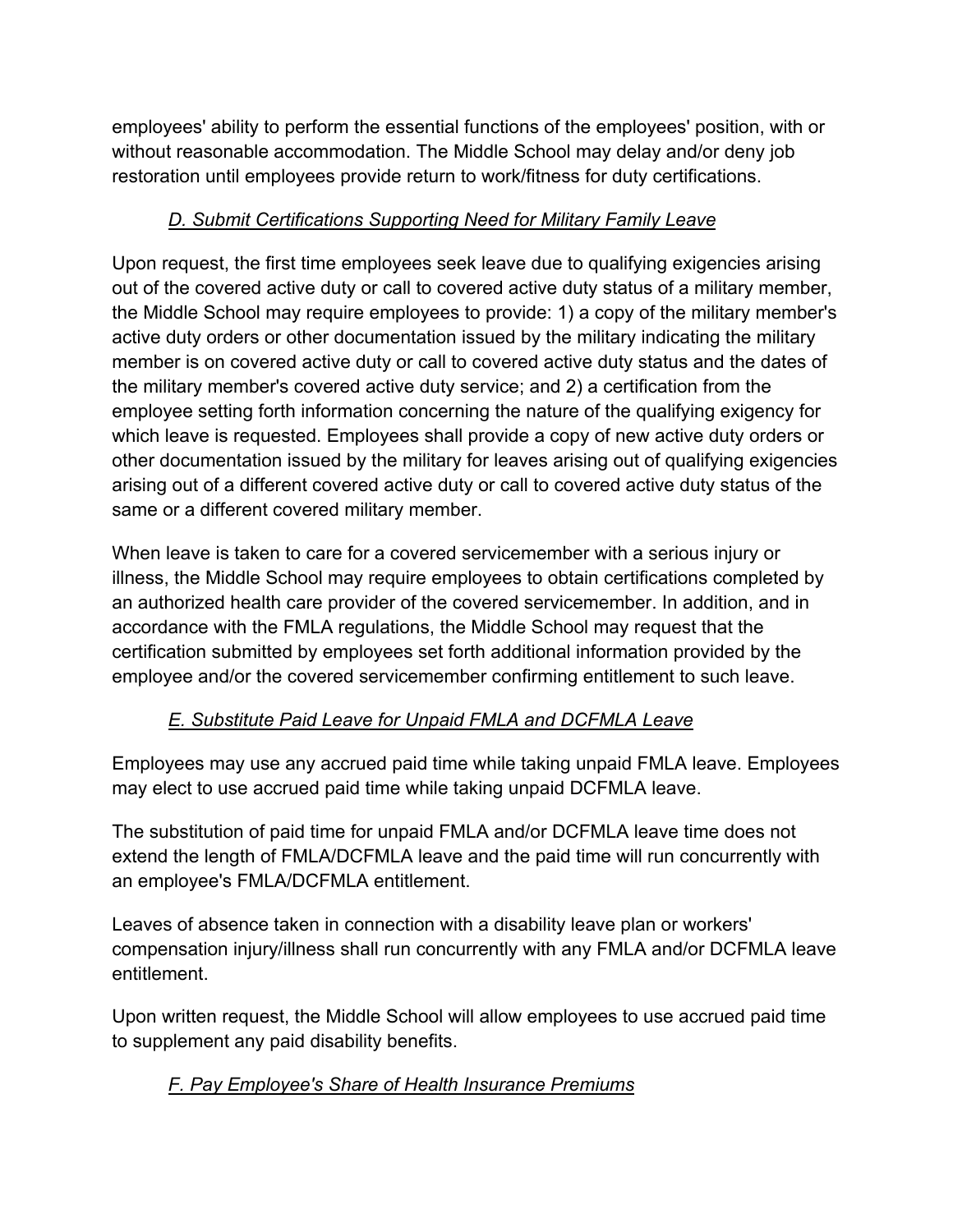employees' ability to perform the essential functions of the employees' position, with or without reasonable accommodation. The Middle School may delay and/or deny job restoration until employees provide return to work/fitness for duty certifications.

### *D. Submit Certifications Supporting Need for Military Family Leave*

Upon request, the first time employees seek leave due to qualifying exigencies arising out of the covered active duty or call to covered active duty status of a military member, the Middle School may require employees to provide: 1) a copy of the military member's active duty orders or other documentation issued by the military indicating the military member is on covered active duty or call to covered active duty status and the dates of the military member's covered active duty service; and 2) a certification from the employee setting forth information concerning the nature of the qualifying exigency for which leave is requested. Employees shall provide a copy of new active duty orders or other documentation issued by the military for leaves arising out of qualifying exigencies arising out of a different covered active duty or call to covered active duty status of the same or a different covered military member.

When leave is taken to care for a covered servicemember with a serious injury or illness, the Middle School may require employees to obtain certifications completed by an authorized health care provider of the covered servicemember. In addition, and in accordance with the FMLA regulations, the Middle School may request that the certification submitted by employees set forth additional information provided by the employee and/or the covered servicemember confirming entitlement to such leave.

### *E. Substitute Paid Leave for Unpaid FMLA and DCFMLA Leave*

Employees may use any accrued paid time while taking unpaid FMLA leave. Employees may elect to use accrued paid time while taking unpaid DCFMLA leave.

The substitution of paid time for unpaid FMLA and/or DCFMLA leave time does not extend the length of FMLA/DCFMLA leave and the paid time will run concurrently with an employee's FMLA/DCFMLA entitlement.

Leaves of absence taken in connection with a disability leave plan or workers' compensation injury/illness shall run concurrently with any FMLA and/or DCFMLA leave entitlement.

Upon written request, the Middle School will allow employees to use accrued paid time to supplement any paid disability benefits.

### *F. Pay Employee's Share of Health Insurance Premiums*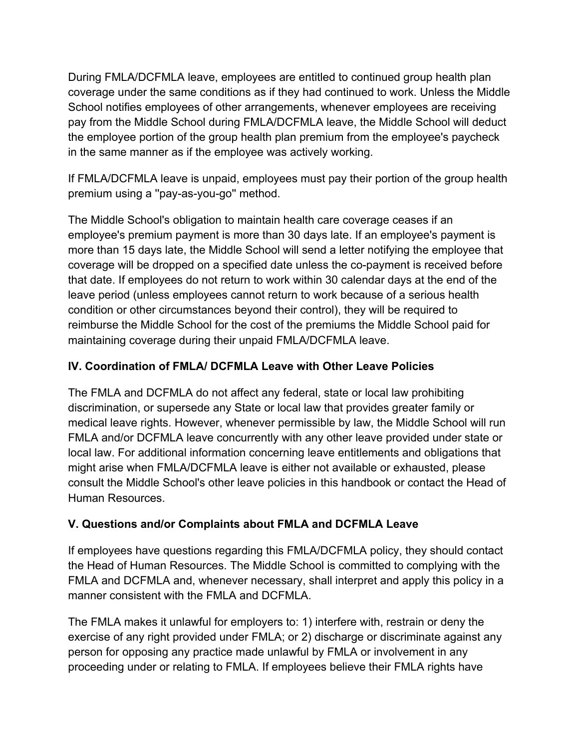During FMLA/DCFMLA leave, employees are entitled to continued group health plan coverage under the same conditions as if they had continued to work. Unless the Middle School notifies employees of other arrangements, whenever employees are receiving pay from the Middle School during FMLA/DCFMLA leave, the Middle School will deduct the employee portion of the group health plan premium from the employee's paycheck in the same manner as if the employee was actively working.

If FMLA/DCFMLA leave is unpaid, employees must pay their portion of the group health premium using a "pay-as-you-go" method.

The Middle School's obligation to maintain health care coverage ceases if an employee's premium payment is more than 30 days late. If an employee's payment is more than 15 days late, the Middle School will send a letter notifying the employee that coverage will be dropped on a specified date unless the co-payment is received before that date. If employees do not return to work within 30 calendar days at the end of the leave period (unless employees cannot return to work because of a serious health condition or other circumstances beyond their control), they will be required to reimburse the Middle School for the cost of the premiums the Middle School paid for maintaining coverage during their unpaid FMLA/DCFMLA leave.

### IV. Coordination of FMLA/ DCFMLA Leave with Other Leave Policies

The FMLA and DCFMLA do not affect any federal, state or local law prohibiting discrimination, or supersede any State or local law that provides greater family or medical leave rights. However, whenever permissible by law, the Middle School will run FMLA and/or DCFMLA leave concurrently with any other leave provided under state or local law. For additional information concerning leave entitlements and obligations that might arise when FMLA/DCFMLA leave is either not available or exhausted, please consult the Middle School's other leave policies in this handbook or contact the Head of Human Resources.

### V. Questions and/or Complaints about FMLA and DCFMLA Leave

If employees have questions regarding this FMLA/DCFMLA policy, they should contact the Head of Human Resources. The Middle School is committed to complying with the FMLA and DCFMLA and, whenever necessary, shall interpret and apply this policy in a manner consistent with the FMLA and DCFMLA.

The FMLA makes it unlawful for employers to: 1) interfere with, restrain or deny the exercise of any right provided under FMLA; or 2) discharge or discriminate against any person for opposing any practice made unlawful by FMLA or involvement in any proceeding under or relating to FMLA. If employees believe their FMLA rights have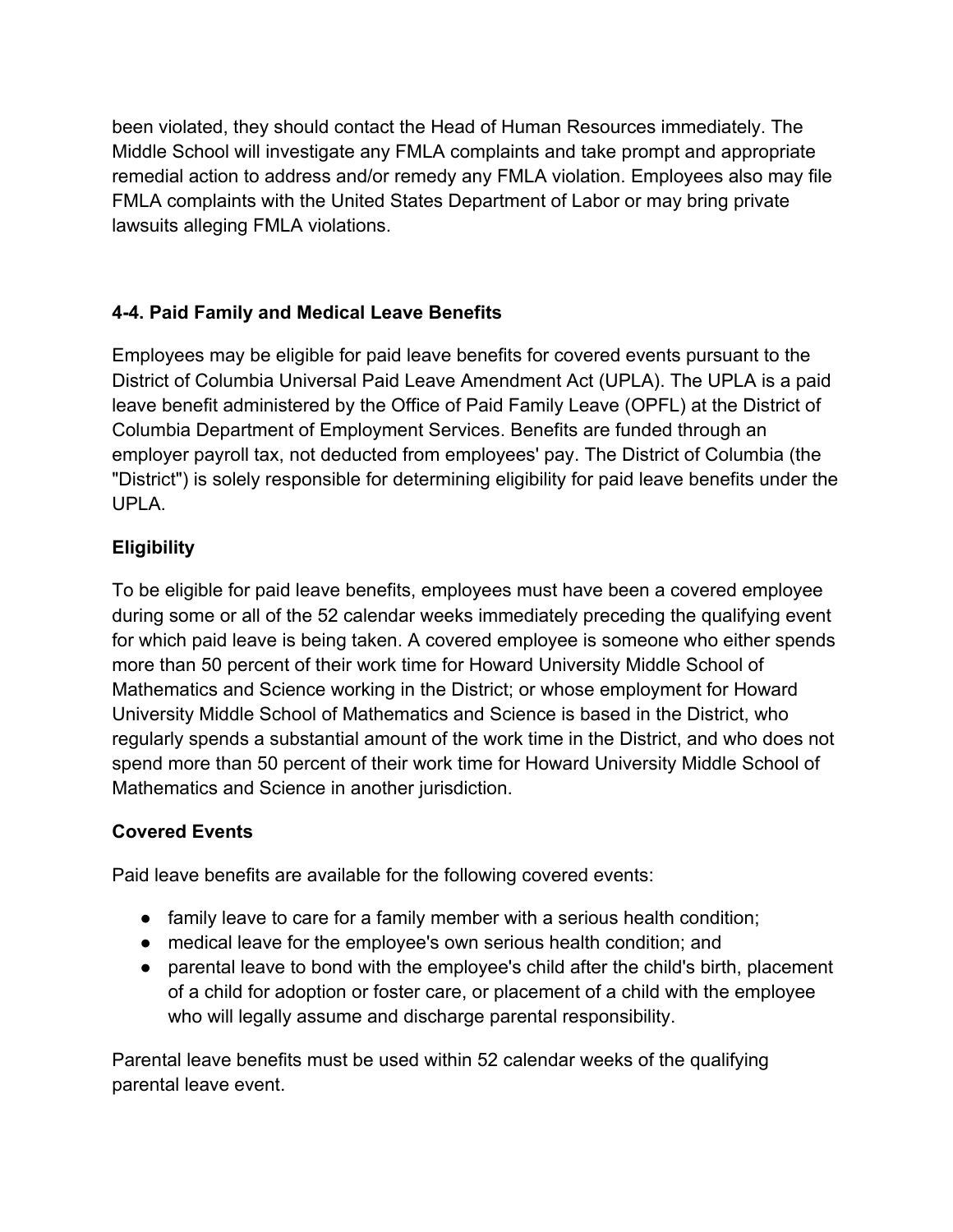been violated, they should contact the Head of Human Resources immediately. The Middle School will investigate any FMLA complaints and take prompt and appropriate remedial action to address and/or remedy any FMLA violation. Employees also may file FMLA complaints with the United States Department of Labor or may bring private lawsuits alleging FMLA violations.

### 4-4. Paid Family and Medical Leave Benefits

Employees may be eligible for paid leave benefits for covered events pursuant to the District of Columbia Universal Paid Leave Amendment Act (UPLA). The UPLA is a paid leave benefit administered by the Office of Paid Family Leave (OPFL) at the District of Columbia Department of Employment Services. Benefits are funded through an employer payroll tax, not deducted from employees' pay. The District of Columbia (the "District") is solely responsible for determining eligibility for paid leave benefits under the UPLA.

#### Eligibility

To be eligible for paid leave benefits, employees must have been a covered employee during some or all of the 52 calendar weeks immediately preceding the qualifying event for which paid leave is being taken. A covered employee is someone who either spends more than 50 percent of their work time for Howard University Middle School of Mathematics and Science working in the District; or whose employment for Howard University Middle School of Mathematics and Science is based in the District, who regularly spends a substantial amount of the work time in the District, and who does not spend more than 50 percent of their work time for Howard University Middle School of Mathematics and Science in another jurisdiction.

#### Covered Events

Paid leave benefits are available for the following covered events:

- family leave to care for a family member with a serious health condition;
- medical leave for the employee's own serious health condition; and
- parental leave to bond with the employee's child after the child's birth, placement of a child for adoption or foster care, or placement of a child with the employee who will legally assume and discharge parental responsibility.

Parental leave benefits must be used within 52 calendar weeks of the qualifying parental leave event.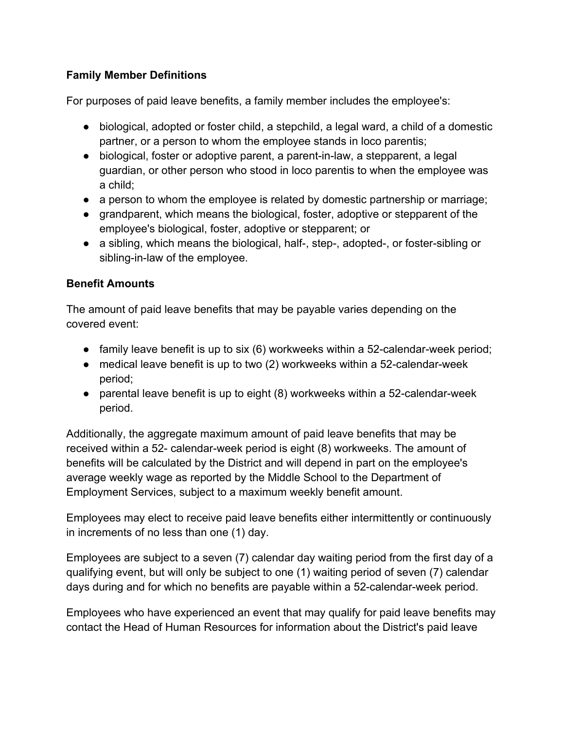**Family Member Definitions**

For purposes of paid leave benefits, a family member includes the employee's:

- biological, adopted or foster child, a stepchild, a legal ward, a child of a domestic partner, or a person to whom the employee stands in loco parentis;
- biological, foster or adoptive parent, a parent-in-law, a stepparent, a legal guardian, or other person who stood in loco parentis to when the employee was a child;
- a person to whom the employee is related by domestic partnership or marriage;
- grandparent, which means the biological, foster, adoptive or stepparent of the employee's biological, foster, adoptive or stepparent; or
- a sibling, which means the biological, half-, step-, adopted-, or foster-sibling or sibling-in-law of the employee.

**Benefit Amounts**

The amount of paid leave benefits that may be payable varies depending on the covered event:

- family leave benefit is up to six (6) workweeks within a 52-calendar-week period;
- medical leave benefit is up to two (2) workweeks within a 52-calendar-week period;
- parental leave benefit is up to eight (8) workweeks within a 52-calendar-week period.

Additionally, the aggregate maximum amount of paid leave benefits that may be received within a 52- calendar-week period is eight (8) workweeks. The amount of benefits will be calculated by the District and will depend in part on the employee's average weekly wage as reported by the Middle School to the Department of Employment Services, subject to a maximum weekly benefit amount.

Employees may elect to receive paid leave benefits either intermittently or continuously in increments of no less than one (1) day.

Employees are subject to a seven (7) calendar day waiting period from the first day of a qualifying event, but will only be subject to one (1) waiting period of seven (7) calendar days during and for which no benefits are payable within a 52-calendar-week period.

Employees who have experienced an event that may qualify for paid leave benefits may contact the Head of Human Resources for information about the District's paid leave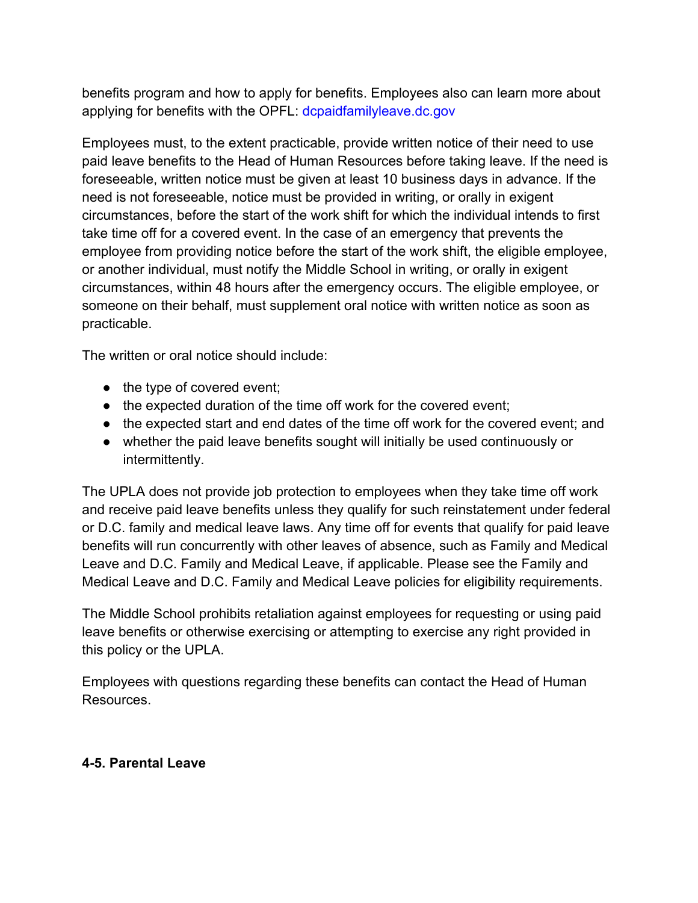benefits program and how to apply for benefits. Employees also can learn more about applying for benefits with the OPFL: dcpaidfamilyleave.dc.gov

Employees must, to the extent practicable, provide written notice of their need to use paid leave benefits to the Head of Human Resources before taking leave. If the need is foreseeable, written notice must be given at least 10 business days in advance. If the need is not foreseeable, notice must be provided in writing, or orally in exigent circumstances, before the start of the work shift for which the individual intends to first take time off for a covered event. In the case of an emergency that prevents the employee from providing notice before the start of the work shift, the eligible employee, or another individual, must notify the Middle School in writing, or orally in exigent circumstances, within 48 hours after the emergency occurs. The eligible employee, or someone on their behalf, must supplement oral notice with written notice as soon as practicable.

The written or oral notice should include:

- the type of covered event;
- the expected duration of the time off work for the covered event;
- the expected start and end dates of the time off work for the covered event; and
- whether the paid leave benefits sought will initially be used continuously or intermittently.

The UPLA does not provide job protection to employees when they take time off work and receive paid leave benefits unless they qualify for such reinstatement under federal or D.C. family and medical leave laws. Any time off for events that qualify for paid leave benefits will run concurrently with other leaves of absence, such as Family and Medical Leave and D.C. Family and Medical Leave, if applicable. Please see the Family and Medical Leave and D.C. Family and Medical Leave policies for eligibility requirements.

The Middle School prohibits retaliation against employees for requesting or using paid leave benefits or otherwise exercising or attempting to exercise any right provided in this policy or the UPLA.

Employees with questions regarding these benefits can contact the Head of Human Resources.

**4-5. Parental Leave**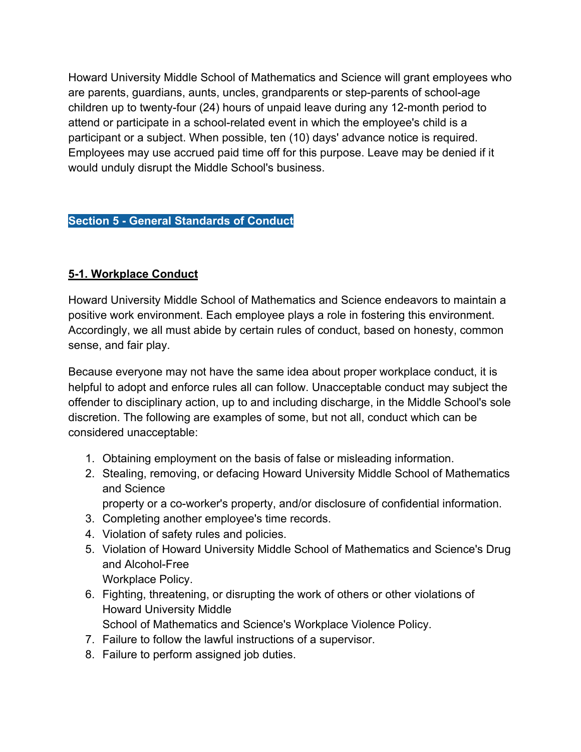Howard University Middle School of Mathematics and Science will grant employees who are parents, guardians, aunts, uncles, grandparents or step-parents of school-age children up to twenty-four (24) hours of unpaid leave during any 12-month period to attend or participate in a school-related event in which the employee's child is a participant or a subject. When possible, ten (10) days' advance notice is required. Employees may use accrued paid time off for this purpose. Leave may be denied if it would unduly disrupt the Middle School's business.

## Section 5 - General Standards of Conduct

### 5-1. Workplace Conduct

Howard University Middle School of Mathematics and Science endeavors to maintain a positive work environment. Each employee plays a role in fostering this environment. Accordingly, we all must abide by certain rules of conduct, based on honesty, common sense, and fair play.

Because everyone may not have the same idea about proper workplace conduct, it is helpful to adopt and enforce rules all can follow. Unacceptable conduct may subject the offender to disciplinary action, up to and including discharge, in the Middle School's sole discretion. The following are examples of some, but not all, conduct which can be considered unacceptable:

1. Obtaining employment on the basis of false or misleading information.
2. Stealing, removing, or defacing Howard University Middle School of Mathematics and Science property or a co-worker's property, and/or disclosure of confidential information.
3. Completing another employee's time records.
4. Violation of safety rules and policies.
5. Violation of Howard University Middle School of Mathematics and Science's Drug and Alcohol-Free Workplace Policy.
6. Fighting, threatening, or disrupting the work of others or other violations of Howard University Middle School of Mathematics and Science's Workplace Violence Policy.
7. Failure to follow the lawful instructions of a supervisor.
8. Failure to perform assigned job duties.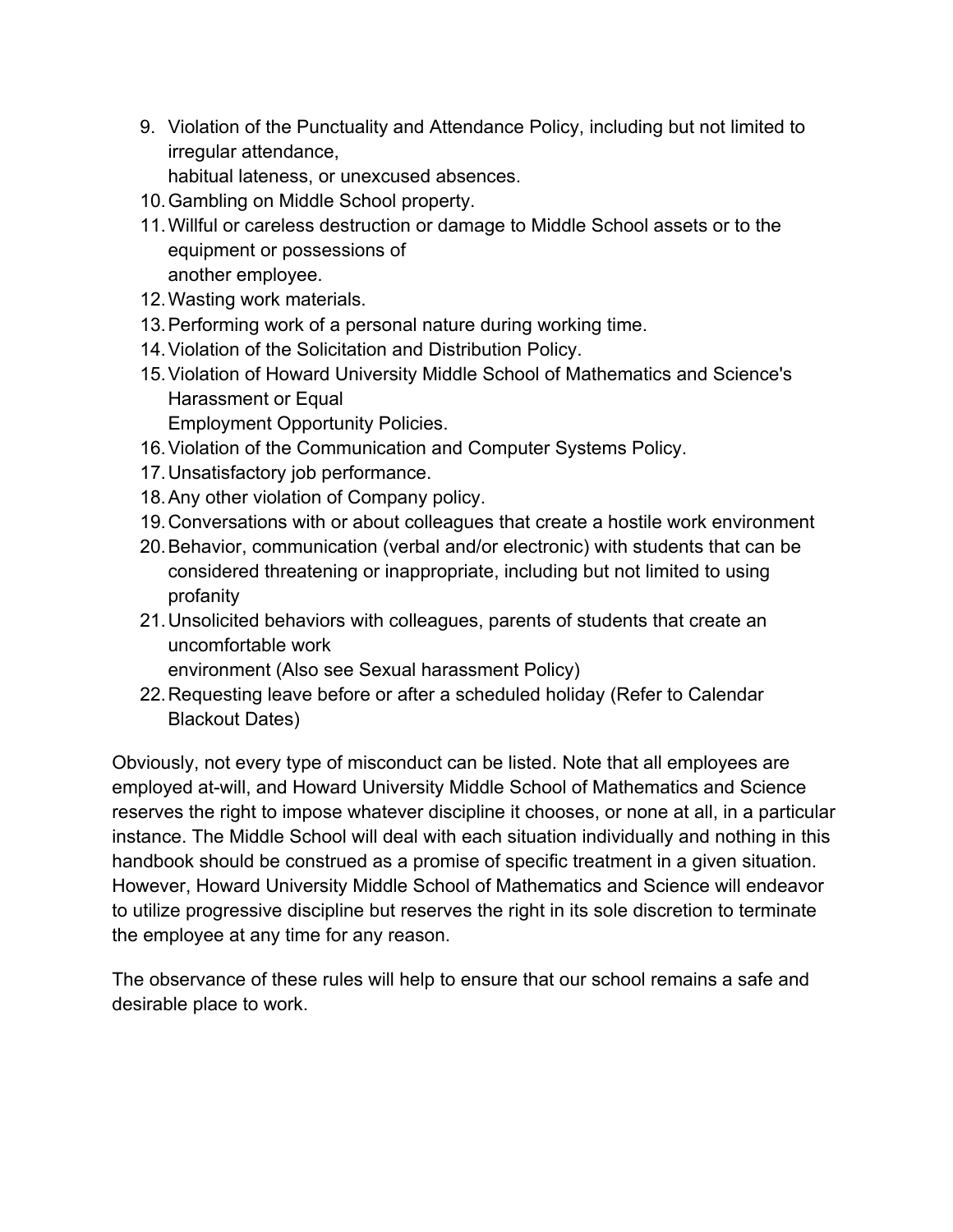9. Violation of the Punctuality and Attendance Policy, including but not limited to irregular attendance, habitual lateness, or unexcused absences.
10. Gambling on Middle School property.
11. Willful or careless destruction or damage to Middle School assets or to the equipment or possessions of another employee.
12. Wasting work materials.
13. Performing work of a personal nature during working time.
14. Violation of the Solicitation and Distribution Policy.
15. Violation of Howard University Middle School of Mathematics and Science's Harassment or Equal Employment Opportunity Policies.
16. Violation of the Communication and Computer Systems Policy.
17. Unsatisfactory job performance.
18. Any other violation of Company policy.
19. Conversations with or about colleagues that create a hostile work environment
20. Behavior, communication (verbal and/or electronic) with students that can be considered threatening or inappropriate, including but not limited to using profanity
21. Unsolicited behaviors with colleagues, parents of students that create an uncomfortable work environment (Also see Sexual harassment Policy)
22. Requesting leave before or after a scheduled holiday (Refer to Calendar Blackout Dates)

Obviously, not every type of misconduct can be listed. Note that all employees are employed at-will, and Howard University Middle School of Mathematics and Science reserves the right to impose whatever discipline it chooses, or none at all, in a particular instance. The Middle School will deal with each situation individually and nothing in this handbook should be construed as a promise of specific treatment in a given situation. However, Howard University Middle School of Mathematics and Science will endeavor to utilize progressive discipline but reserves the right in its sole discretion to terminate the employee at any time for any reason.

The observance of these rules will help to ensure that our school remains a safe and desirable place to work.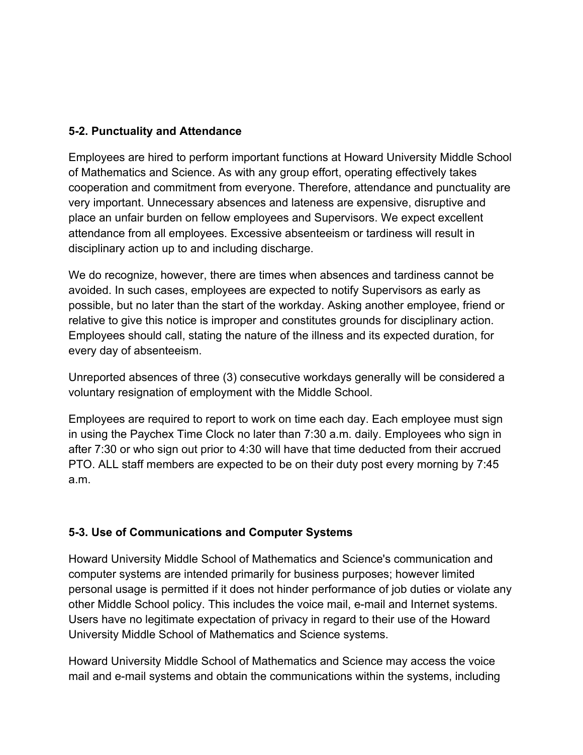### 5-2. Punctuality and Attendance

Employees are hired to perform important functions at Howard University Middle School of Mathematics and Science. As with any group effort, operating effectively takes cooperation and commitment from everyone. Therefore, attendance and punctuality are very important. Unnecessary absences and lateness are expensive, disruptive and place an unfair burden on fellow employees and Supervisors. We expect excellent attendance from all employees. Excessive absenteeism or tardiness will result in disciplinary action up to and including discharge.

We do recognize, however, there are times when absences and tardiness cannot be avoided. In such cases, employees are expected to notify Supervisors as early as possible, but no later than the start of the workday. Asking another employee, friend or relative to give this notice is improper and constitutes grounds for disciplinary action. Employees should call, stating the nature of the illness and its expected duration, for every day of absenteeism.

Unreported absences of three (3) consecutive workdays generally will be considered a voluntary resignation of employment with the Middle School.

Employees are required to report to work on time each day. Each employee must sign in using the Paychex Time Clock no later than 7:30 a.m. daily. Employees who sign in after 7:30 or who sign out prior to 4:30 will have that time deducted from their accrued PTO. ALL staff members are expected to be on their duty post every morning by 7:45 a.m.

### 5-3. Use of Communications and Computer Systems

Howard University Middle School of Mathematics and Science's communication and computer systems are intended primarily for business purposes; however limited personal usage is permitted if it does not hinder performance of job duties or violate any other Middle School policy. This includes the voice mail, e-mail and Internet systems. Users have no legitimate expectation of privacy in regard to their use of the Howard University Middle School of Mathematics and Science systems.

Howard University Middle School of Mathematics and Science may access the voice mail and e-mail systems and obtain the communications within the systems, including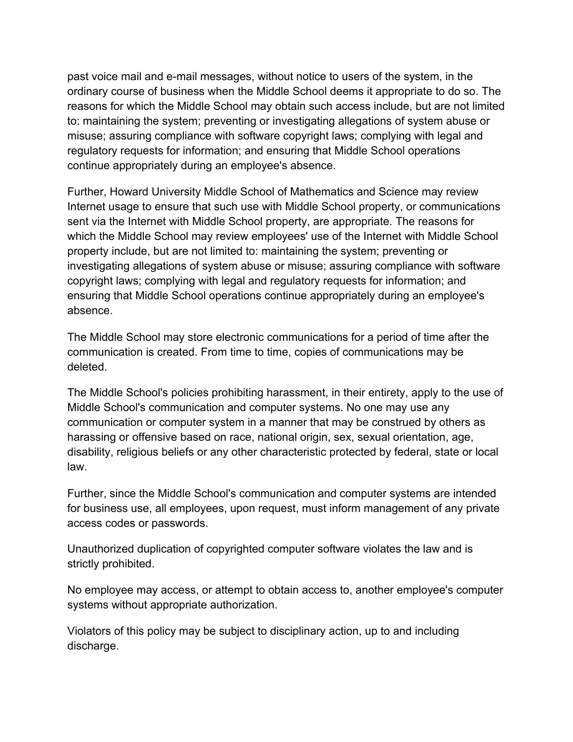past voice mail and e-mail messages, without notice to users of the system, in the ordinary course of business when the Middle School deems it appropriate to do so. The reasons for which the Middle School may obtain such access include, but are not limited to: maintaining the system; preventing or investigating allegations of system abuse or misuse; assuring compliance with software copyright laws; complying with legal and regulatory requests for information; and ensuring that Middle School operations continue appropriately during an employee's absence.

Further, Howard University Middle School of Mathematics and Science may review Internet usage to ensure that such use with Middle School property, or communications sent via the Internet with Middle School property, are appropriate. The reasons for which the Middle School may review employees' use of the Internet with Middle School property include, but are not limited to: maintaining the system; preventing or investigating allegations of system abuse or misuse; assuring compliance with software copyright laws; complying with legal and regulatory requests for information; and ensuring that Middle School operations continue appropriately during an employee's absence.

The Middle School may store electronic communications for a period of time after the communication is created. From time to time, copies of communications may be deleted.

The Middle School's policies prohibiting harassment, in their entirety, apply to the use of Middle School's communication and computer systems. No one may use any communication or computer system in a manner that may be construed by others as harassing or offensive based on race, national origin, sex, sexual orientation, age, disability, religious beliefs or any other characteristic protected by federal, state or local law.

Further, since the Middle School's communication and computer systems are intended for business use, all employees, upon request, must inform management of any private access codes or passwords.

Unauthorized duplication of copyrighted computer software violates the law and is strictly prohibited.

No employee may access, or attempt to obtain access to, another employee's computer systems without appropriate authorization.

Violators of this policy may be subject to disciplinary action, up to and including discharge.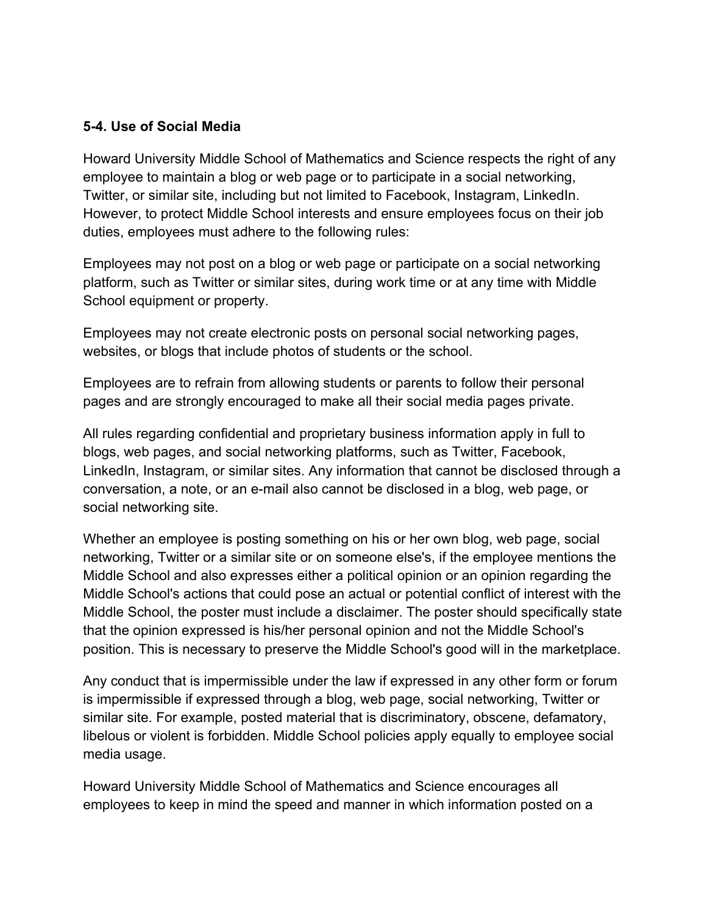**5-4. Use of Social Media**

Howard University Middle School of Mathematics and Science respects the right of any employee to maintain a blog or web page or to participate in a social networking, Twitter, or similar site, including but not limited to Facebook, Instagram, LinkedIn. However, to protect Middle School interests and ensure employees focus on their job duties, employees must adhere to the following rules:

Employees may not post on a blog or web page or participate on a social networking platform, such as Twitter or similar sites, during work time or at any time with Middle School equipment or property.

Employees may not create electronic posts on personal social networking pages, websites, or blogs that include photos of students or the school.

Employees are to refrain from allowing students or parents to follow their personal pages and are strongly encouraged to make all their social media pages private.

All rules regarding confidential and proprietary business information apply in full to blogs, web pages, and social networking platforms, such as Twitter, Facebook, LinkedIn, Instagram, or similar sites. Any information that cannot be disclosed through a conversation, a note, or an e-mail also cannot be disclosed in a blog, web page, or social networking site.

Whether an employee is posting something on his or her own blog, web page, social networking, Twitter or a similar site or on someone else's, if the employee mentions the Middle School and also expresses either a political opinion or an opinion regarding the Middle School's actions that could pose an actual or potential conflict of interest with the Middle School, the poster must include a disclaimer. The poster should specifically state that the opinion expressed is his/her personal opinion and not the Middle School's position. This is necessary to preserve the Middle School's good will in the marketplace.

Any conduct that is impermissible under the law if expressed in any other form or forum is impermissible if expressed through a blog, web page, social networking, Twitter or similar site. For example, posted material that is discriminatory, obscene, defamatory, libelous or violent is forbidden. Middle School policies apply equally to employee social media usage.

Howard University Middle School of Mathematics and Science encourages all employees to keep in mind the speed and manner in which information posted on a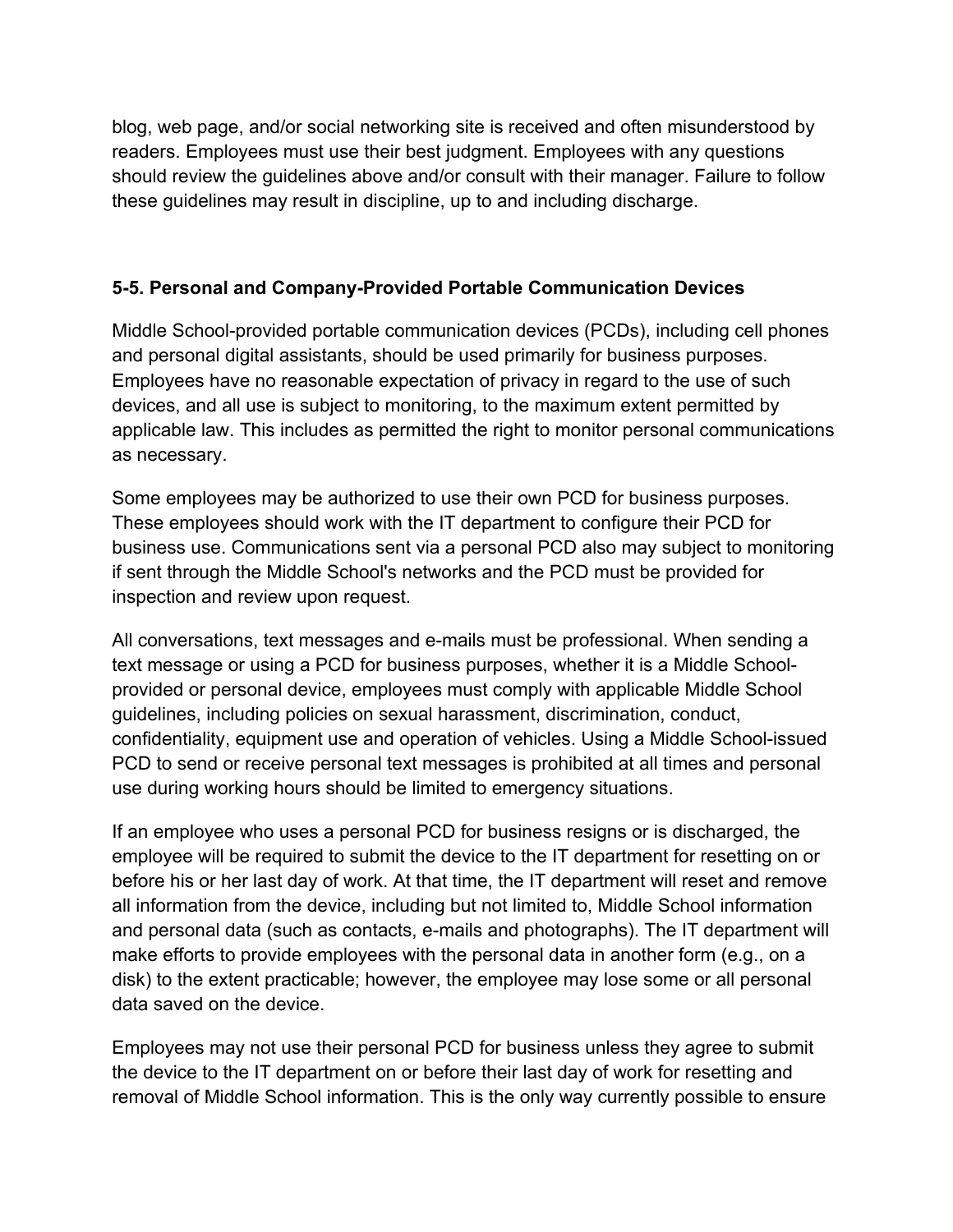blog, web page, and/or social networking site is received and often misunderstood by readers. Employees must use their best judgment. Employees with any questions should review the guidelines above and/or consult with their manager. Failure to follow these guidelines may result in discipline, up to and including discharge.

### 5-5. Personal and Company-Provided Portable Communication Devices

Middle School-provided portable communication devices (PCDs), including cell phones and personal digital assistants, should be used primarily for business purposes. Employees have no reasonable expectation of privacy in regard to the use of such devices, and all use is subject to monitoring, to the maximum extent permitted by applicable law. This includes as permitted the right to monitor personal communications as necessary.

Some employees may be authorized to use their own PCD for business purposes. These employees should work with the IT department to configure their PCD for business use. Communications sent via a personal PCD also may subject to monitoring if sent through the Middle School's networks and the PCD must be provided for inspection and review upon request.

All conversations, text messages and e-mails must be professional. When sending a text message or using a PCD for business purposes, whether it is a Middle School-provided or personal device, employees must comply with applicable Middle School guidelines, including policies on sexual harassment, discrimination, conduct, confidentiality, equipment use and operation of vehicles. Using a Middle School-issued PCD to send or receive personal text messages is prohibited at all times and personal use during working hours should be limited to emergency situations.

If an employee who uses a personal PCD for business resigns or is discharged, the employee will be required to submit the device to the IT department for resetting on or before his or her last day of work. At that time, the IT department will reset and remove all information from the device, including but not limited to, Middle School information and personal data (such as contacts, e-mails and photographs). The IT department will make efforts to provide employees with the personal data in another form (e.g., on a disk) to the extent practicable; however, the employee may lose some or all personal data saved on the device.

Employees may not use their personal PCD for business unless they agree to submit the device to the IT department on or before their last day of work for resetting and removal of Middle School information. This is the only way currently possible to ensure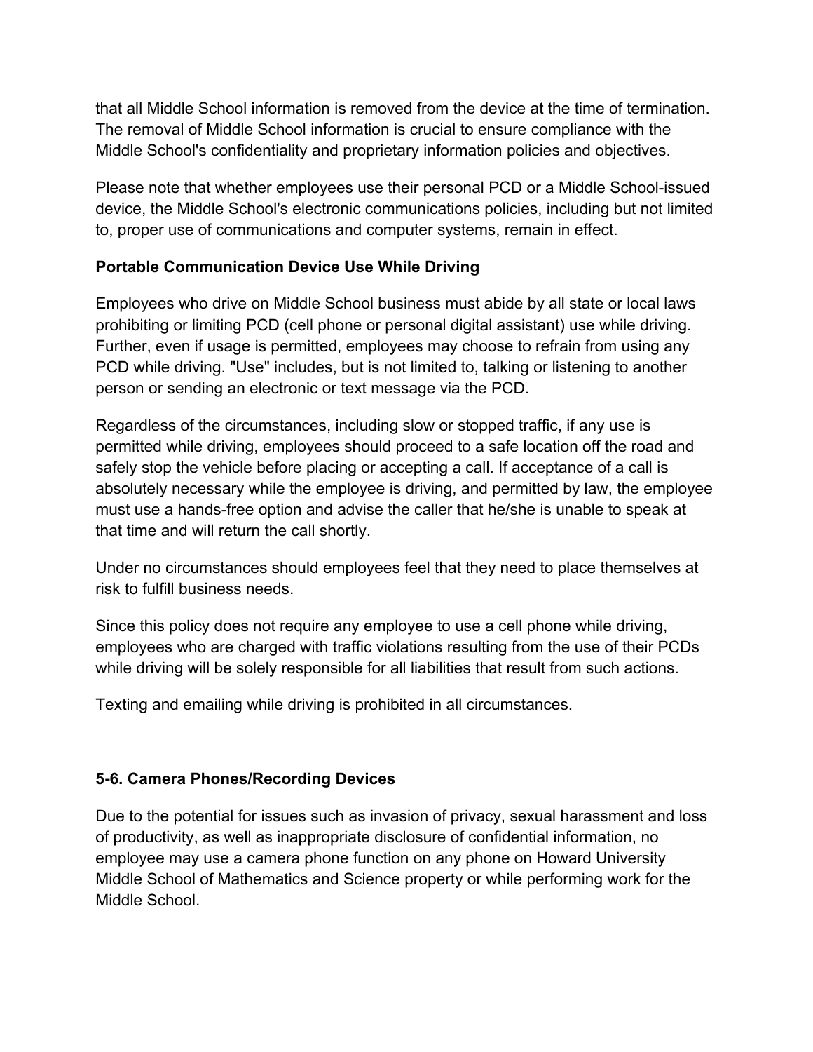that all Middle School information is removed from the device at the time of termination. The removal of Middle School information is crucial to ensure compliance with the Middle School's confidentiality and proprietary information policies and objectives.

Please note that whether employees use their personal PCD or a Middle School-issued device, the Middle School's electronic communications policies, including but not limited to, proper use of communications and computer systems, remain in effect.

**Portable Communication Device Use While Driving**

Employees who drive on Middle School business must abide by all state or local laws prohibiting or limiting PCD (cell phone or personal digital assistant) use while driving. Further, even if usage is permitted, employees may choose to refrain from using any PCD while driving. "Use" includes, but is not limited to, talking or listening to another person or sending an electronic or text message via the PCD.

Regardless of the circumstances, including slow or stopped traffic, if any use is permitted while driving, employees should proceed to a safe location off the road and safely stop the vehicle before placing or accepting a call. If acceptance of a call is absolutely necessary while the employee is driving, and permitted by law, the employee must use a hands-free option and advise the caller that he/she is unable to speak at that time and will return the call shortly.

Under no circumstances should employees feel that they need to place themselves at risk to fulfill business needs.

Since this policy does not require any employee to use a cell phone while driving, employees who are charged with traffic violations resulting from the use of their PCDs while driving will be solely responsible for all liabilities that result from such actions.

Texting and emailing while driving is prohibited in all circumstances.

### 5-6. Camera Phones/Recording Devices

Due to the potential for issues such as invasion of privacy, sexual harassment and loss of productivity, as well as inappropriate disclosure of confidential information, no employee may use a camera phone function on any phone on Howard University Middle School of Mathematics and Science property or while performing work for the Middle School.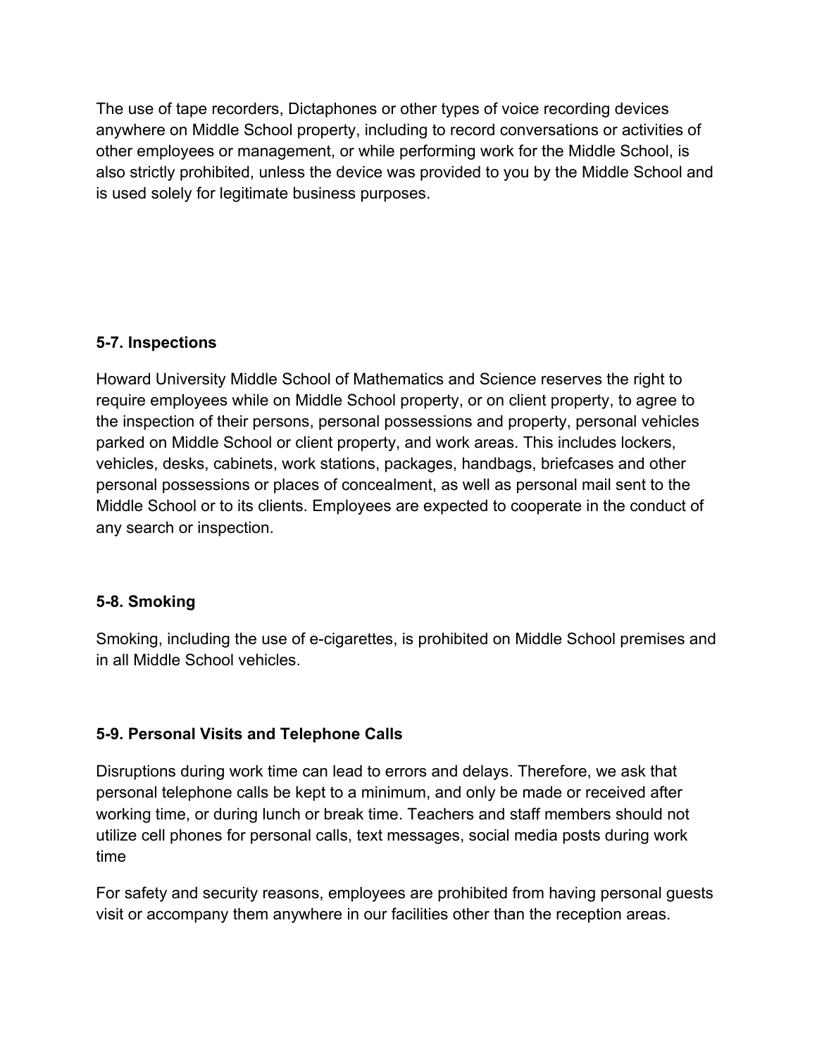The use of tape recorders, Dictaphones or other types of voice recording devices anywhere on Middle School property, including to record conversations or activities of other employees or management, or while performing work for the Middle School, is also strictly prohibited, unless the device was provided to you by the Middle School and is used solely for legitimate business purposes.

### 5-7. Inspections

Howard University Middle School of Mathematics and Science reserves the right to require employees while on Middle School property, or on client property, to agree to the inspection of their persons, personal possessions and property, personal vehicles parked on Middle School or client property, and work areas. This includes lockers, vehicles, desks, cabinets, work stations, packages, handbags, briefcases and other personal possessions or places of concealment, as well as personal mail sent to the Middle School or to its clients. Employees are expected to cooperate in the conduct of any search or inspection.

### 5-8. Smoking

Smoking, including the use of e-cigarettes, is prohibited on Middle School premises and in all Middle School vehicles.

### 5-9. Personal Visits and Telephone Calls

Disruptions during work time can lead to errors and delays. Therefore, we ask that personal telephone calls be kept to a minimum, and only be made or received after working time, or during lunch or break time. Teachers and staff members should not utilize cell phones for personal calls, text messages, social media posts during work time

For safety and security reasons, employees are prohibited from having personal guests visit or accompany them anywhere in our facilities other than the reception areas.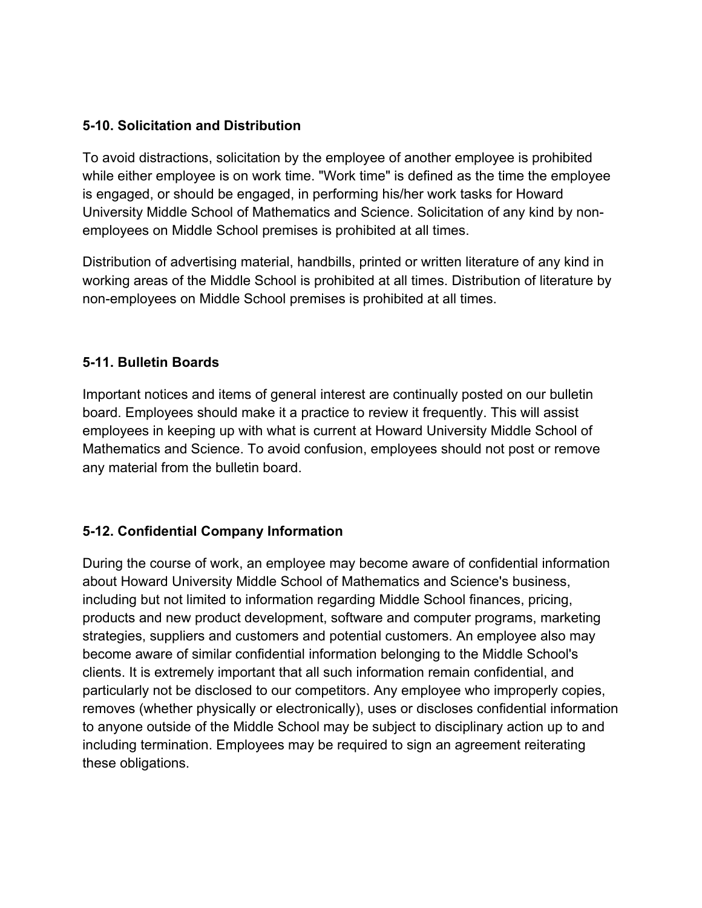### 5-10. Solicitation and Distribution

To avoid distractions, solicitation by the employee of another employee is prohibited while either employee is on work time. "Work time" is defined as the time the employee is engaged, or should be engaged, in performing his/her work tasks for Howard University Middle School of Mathematics and Science. Solicitation of any kind by non-employees on Middle School premises is prohibited at all times.

Distribution of advertising material, handbills, printed or written literature of any kind in working areas of the Middle School is prohibited at all times. Distribution of literature by non-employees on Middle School premises is prohibited at all times.

### 5-11. Bulletin Boards

Important notices and items of general interest are continually posted on our bulletin board. Employees should make it a practice to review it frequently. This will assist employees in keeping up with what is current at Howard University Middle School of Mathematics and Science. To avoid confusion, employees should not post or remove any material from the bulletin board.

### 5-12. Confidential Company Information

During the course of work, an employee may become aware of confidential information about Howard University Middle School of Mathematics and Science's business, including but not limited to information regarding Middle School finances, pricing, products and new product development, software and computer programs, marketing strategies, suppliers and customers and potential customers. An employee also may become aware of similar confidential information belonging to the Middle School's clients. It is extremely important that all such information remain confidential, and particularly not be disclosed to our competitors. Any employee who improperly copies, removes (whether physically or electronically), uses or discloses confidential information to anyone outside of the Middle School may be subject to disciplinary action up to and including termination. Employees may be required to sign an agreement reiterating these obligations.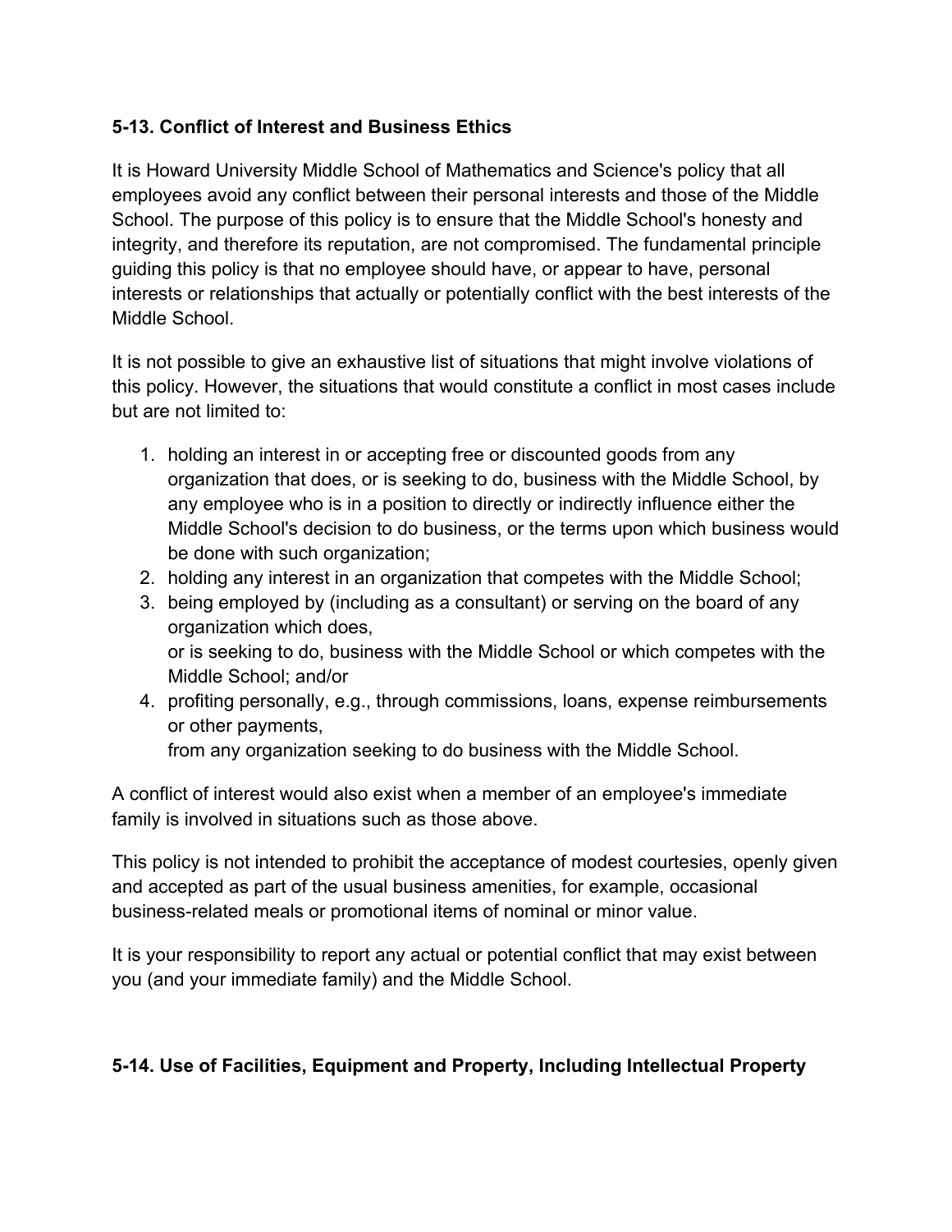### 5-13. Conflict of Interest and Business Ethics

It is Howard University Middle School of Mathematics and Science's policy that all employees avoid any conflict between their personal interests and those of the Middle School. The purpose of this policy is to ensure that the Middle School's honesty and integrity, and therefore its reputation, are not compromised. The fundamental principle guiding this policy is that no employee should have, or appear to have, personal interests or relationships that actually or potentially conflict with the best interests of the Middle School.

It is not possible to give an exhaustive list of situations that might involve violations of this policy. However, the situations that would constitute a conflict in most cases include but are not limited to:

1. holding an interest in or accepting free or discounted goods from any organization that does, or is seeking to do, business with the Middle School, by any employee who is in a position to directly or indirectly influence either the Middle School's decision to do business, or the terms upon which business would be done with such organization;
2. holding any interest in an organization that competes with the Middle School;
3. being employed by (including as a consultant) or serving on the board of any organization which does, or is seeking to do, business with the Middle School or which competes with the Middle School; and/or
4. profiting personally, e.g., through commissions, loans, expense reimbursements or other payments, from any organization seeking to do business with the Middle School.

A conflict of interest would also exist when a member of an employee's immediate family is involved in situations such as those above.

This policy is not intended to prohibit the acceptance of modest courtesies, openly given and accepted as part of the usual business amenities, for example, occasional business-related meals or promotional items of nominal or minor value.

It is your responsibility to report any actual or potential conflict that may exist between you (and your immediate family) and the Middle School.

### 5-14. Use of Facilities, Equipment and Property, Including Intellectual Property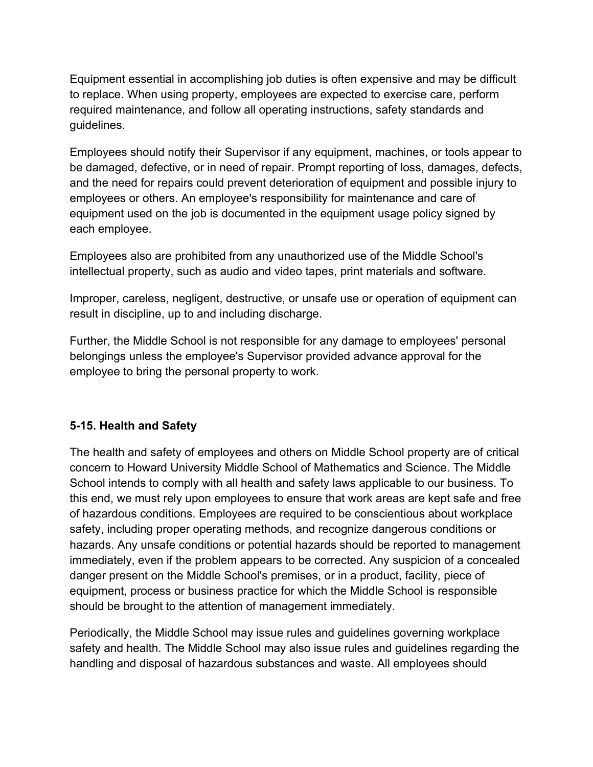Equipment essential in accomplishing job duties is often expensive and may be difficult to replace. When using property, employees are expected to exercise care, perform required maintenance, and follow all operating instructions, safety standards and guidelines.

Employees should notify their Supervisor if any equipment, machines, or tools appear to be damaged, defective, or in need of repair. Prompt reporting of loss, damages, defects, and the need for repairs could prevent deterioration of equipment and possible injury to employees or others. An employee's responsibility for maintenance and care of equipment used on the job is documented in the equipment usage policy signed by each employee.

Employees also are prohibited from any unauthorized use of the Middle School's intellectual property, such as audio and video tapes, print materials and software.

Improper, careless, negligent, destructive, or unsafe use or operation of equipment can result in discipline, up to and including discharge.

Further, the Middle School is not responsible for any damage to employees' personal belongings unless the employee's Supervisor provided advance approval for the employee to bring the personal property to work.

### 5-15. Health and Safety

The health and safety of employees and others on Middle School property are of critical concern to Howard University Middle School of Mathematics and Science. The Middle School intends to comply with all health and safety laws applicable to our business. To this end, we must rely upon employees to ensure that work areas are kept safe and free of hazardous conditions. Employees are required to be conscientious about workplace safety, including proper operating methods, and recognize dangerous conditions or hazards. Any unsafe conditions or potential hazards should be reported to management immediately, even if the problem appears to be corrected. Any suspicion of a concealed danger present on the Middle School's premises, or in a product, facility, piece of equipment, process or business practice for which the Middle School is responsible should be brought to the attention of management immediately.

Periodically, the Middle School may issue rules and guidelines governing workplace safety and health. The Middle School may also issue rules and guidelines regarding the handling and disposal of hazardous substances and waste. All employees should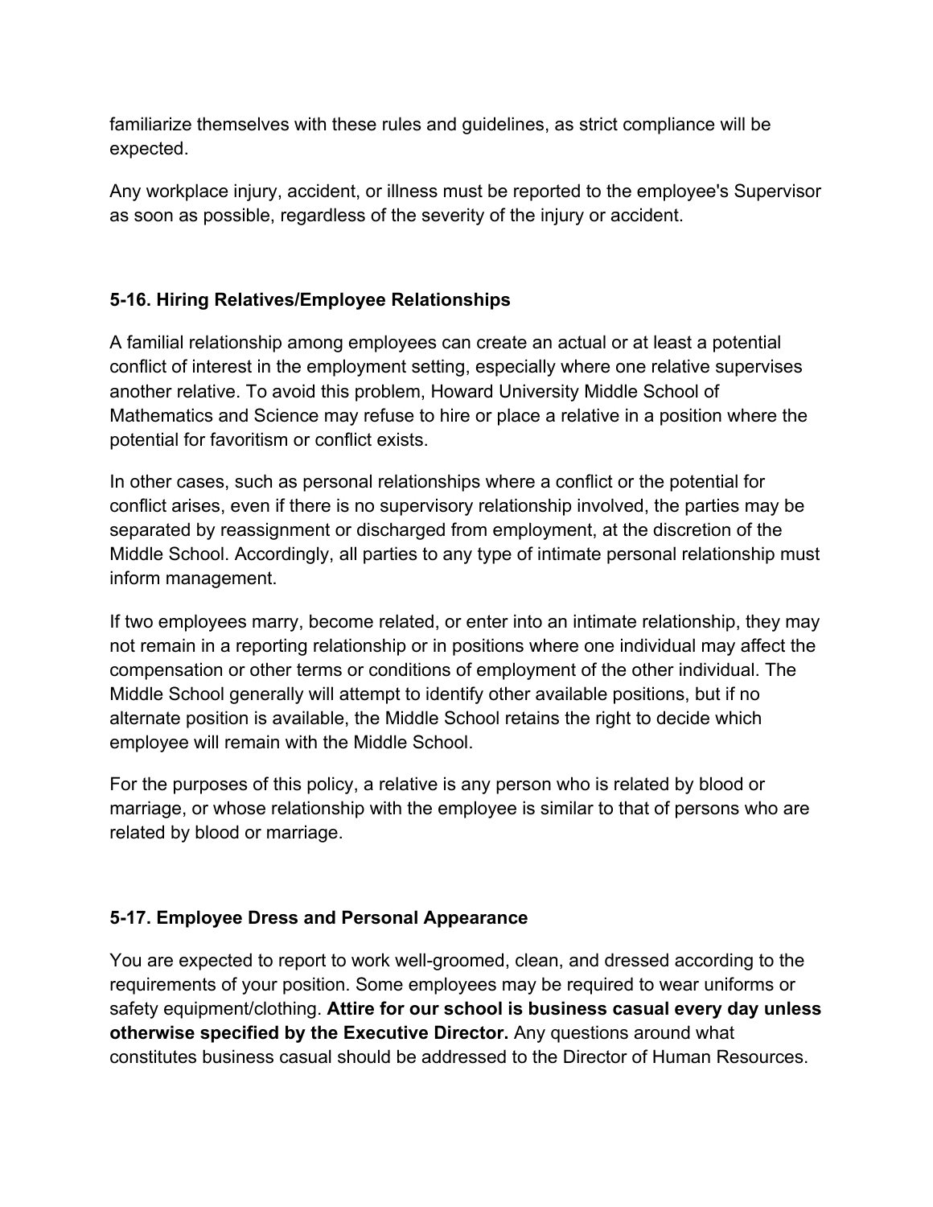familiarize themselves with these rules and guidelines, as strict compliance will be expected.

Any workplace injury, accident, or illness must be reported to the employee's Supervisor as soon as possible, regardless of the severity of the injury or accident.

### 5-16. Hiring Relatives/Employee Relationships

A familial relationship among employees can create an actual or at least a potential conflict of interest in the employment setting, especially where one relative supervises another relative. To avoid this problem, Howard University Middle School of Mathematics and Science may refuse to hire or place a relative in a position where the potential for favoritism or conflict exists.

In other cases, such as personal relationships where a conflict or the potential for conflict arises, even if there is no supervisory relationship involved, the parties may be separated by reassignment or discharged from employment, at the discretion of the Middle School. Accordingly, all parties to any type of intimate personal relationship must inform management.

If two employees marry, become related, or enter into an intimate relationship, they may not remain in a reporting relationship or in positions where one individual may affect the compensation or other terms or conditions of employment of the other individual. The Middle School generally will attempt to identify other available positions, but if no alternate position is available, the Middle School retains the right to decide which employee will remain with the Middle School.

For the purposes of this policy, a relative is any person who is related by blood or marriage, or whose relationship with the employee is similar to that of persons who are related by blood or marriage.

### 5-17. Employee Dress and Personal Appearance

You are expected to report to work well-groomed, clean, and dressed according to the requirements of your position. Some employees may be required to wear uniforms or safety equipment/clothing. **Attire for our school is business casual every day unless otherwise specified by the Executive Director.** Any questions around what constitutes business casual should be addressed to the Director of Human Resources.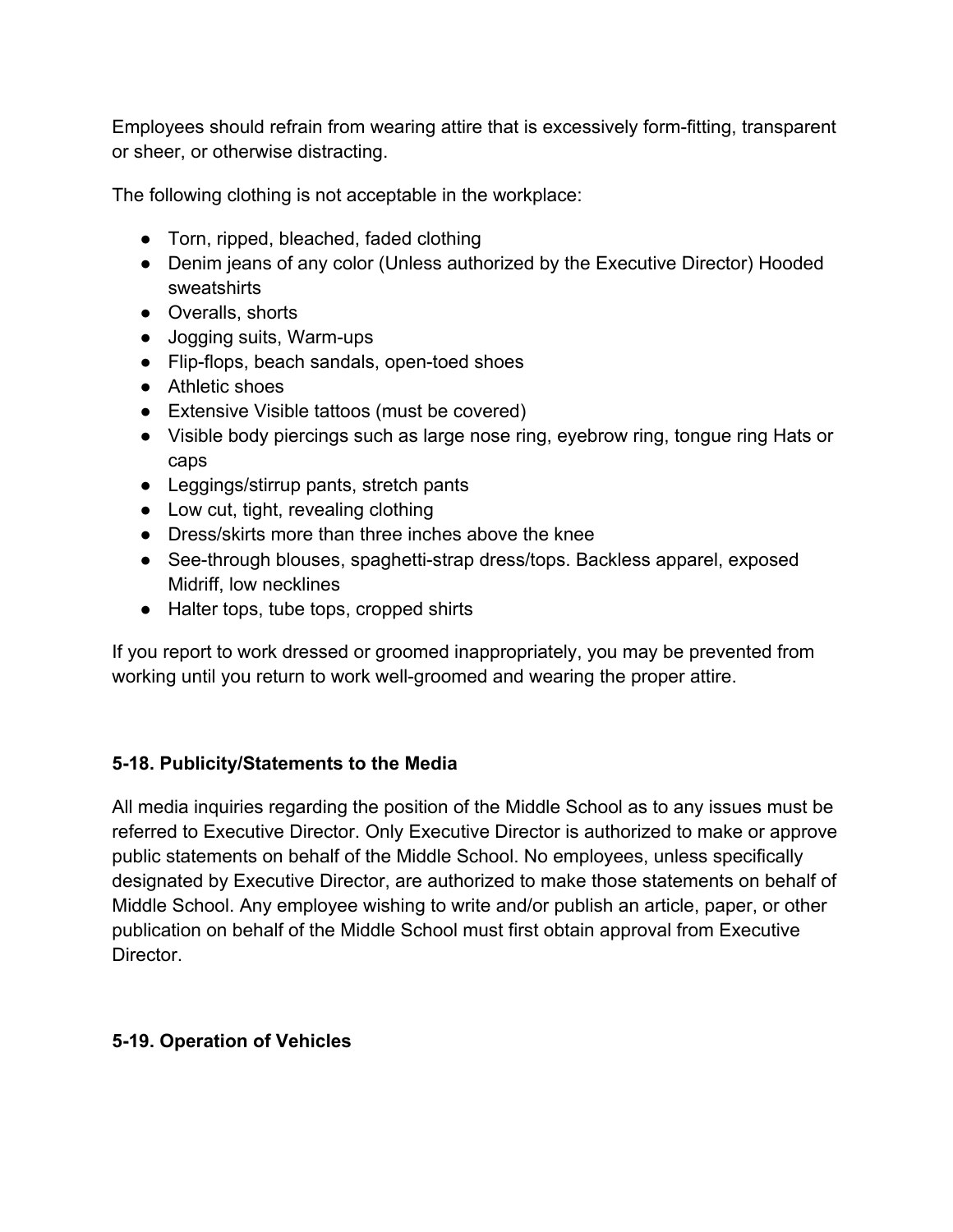Employees should refrain from wearing attire that is excessively form-fitting, transparent or sheer, or otherwise distracting.

The following clothing is not acceptable in the workplace:

- Torn, ripped, bleached, faded clothing
- Denim jeans of any color (Unless authorized by the Executive Director) Hooded sweatshirts
- Overalls, shorts
- Jogging suits, Warm-ups
- Flip-flops, beach sandals, open-toed shoes
- Athletic shoes
- Extensive Visible tattoos (must be covered)
- Visible body piercings such as large nose ring, eyebrow ring, tongue ring Hats or caps
- Leggings/stirrup pants, stretch pants
- Low cut, tight, revealing clothing
- Dress/skirts more than three inches above the knee
- See-through blouses, spaghetti-strap dress/tops. Backless apparel, exposed Midriff, low necklines
- Halter tops, tube tops, cropped shirts

If you report to work dressed or groomed inappropriately, you may be prevented from working until you return to work well-groomed and wearing the proper attire.

### 5-18. Publicity/Statements to the Media

All media inquiries regarding the position of the Middle School as to any issues must be referred to Executive Director. Only Executive Director is authorized to make or approve public statements on behalf of the Middle School. No employees, unless specifically designated by Executive Director, are authorized to make those statements on behalf of Middle School. Any employee wishing to write and/or publish an article, paper, or other publication on behalf of the Middle School must first obtain approval from Executive Director.

### 5-19. Operation of Vehicles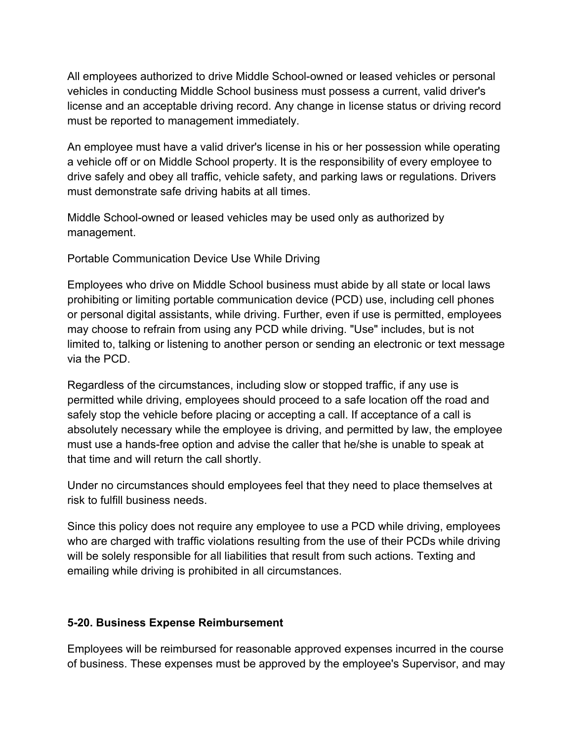All employees authorized to drive Middle School-owned or leased vehicles or personal vehicles in conducting Middle School business must possess a current, valid driver's license and an acceptable driving record. Any change in license status or driving record must be reported to management immediately.

An employee must have a valid driver's license in his or her possession while operating a vehicle off or on Middle School property. It is the responsibility of every employee to drive safely and obey all traffic, vehicle safety, and parking laws or regulations. Drivers must demonstrate safe driving habits at all times.

Middle School-owned or leased vehicles may be used only as authorized by management.

Portable Communication Device Use While Driving

Employees who drive on Middle School business must abide by all state or local laws prohibiting or limiting portable communication device (PCD) use, including cell phones or personal digital assistants, while driving. Further, even if use is permitted, employees may choose to refrain from using any PCD while driving. "Use" includes, but is not limited to, talking or listening to another person or sending an electronic or text message via the PCD.

Regardless of the circumstances, including slow or stopped traffic, if any use is permitted while driving, employees should proceed to a safe location off the road and safely stop the vehicle before placing or accepting a call. If acceptance of a call is absolutely necessary while the employee is driving, and permitted by law, the employee must use a hands-free option and advise the caller that he/she is unable to speak at that time and will return the call shortly.

Under no circumstances should employees feel that they need to place themselves at risk to fulfill business needs.

Since this policy does not require any employee to use a PCD while driving, employees who are charged with traffic violations resulting from the use of their PCDs while driving will be solely responsible for all liabilities that result from such actions. Texting and emailing while driving is prohibited in all circumstances.

### 5-20. Business Expense Reimbursement

Employees will be reimbursed for reasonable approved expenses incurred in the course of business. These expenses must be approved by the employee's Supervisor, and may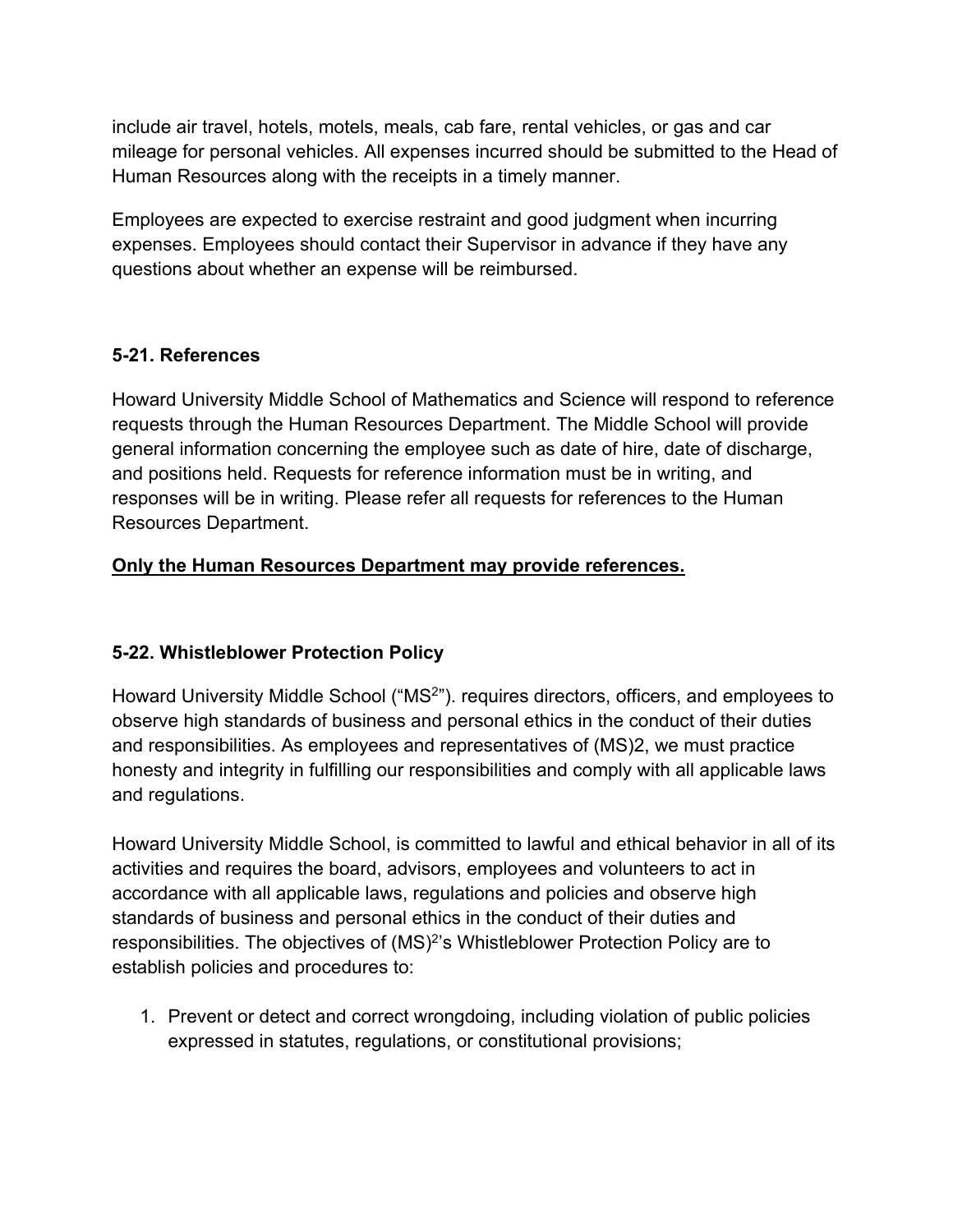include air travel, hotels, motels, meals, cab fare, rental vehicles, or gas and car mileage for personal vehicles. All expenses incurred should be submitted to the Head of Human Resources along with the receipts in a timely manner.

Employees are expected to exercise restraint and good judgment when incurring expenses. Employees should contact their Supervisor in advance if they have any questions about whether an expense will be reimbursed.

### 5-21. References

Howard University Middle School of Mathematics and Science will respond to reference requests through the Human Resources Department. The Middle School will provide general information concerning the employee such as date of hire, date of discharge, and positions held. Requests for reference information must be in writing, and responses will be in writing. Please refer all requests for references to the Human Resources Department.

**<u>Only the Human Resources Department may provide references.</u>**

### 5-22. Whistleblower Protection Policy

Howard University Middle School ("MS$^2$"). requires directors, officers, and employees to observe high standards of business and personal ethics in the conduct of their duties and responsibilities. As employees and representatives of (MS)2, we must practice honesty and integrity in fulfilling our responsibilities and comply with all applicable laws and regulations.

Howard University Middle School, is committed to lawful and ethical behavior in all of its activities and requires the board, advisors, employees and volunteers to act in accordance with all applicable laws, regulations and policies and observe high standards of business and personal ethics in the conduct of their duties and responsibilities. The objectives of (MS)$^2$'s Whistleblower Protection Policy are to establish policies and procedures to:

1. Prevent or detect and correct wrongdoing, including violation of public policies expressed in statutes, regulations, or constitutional provisions;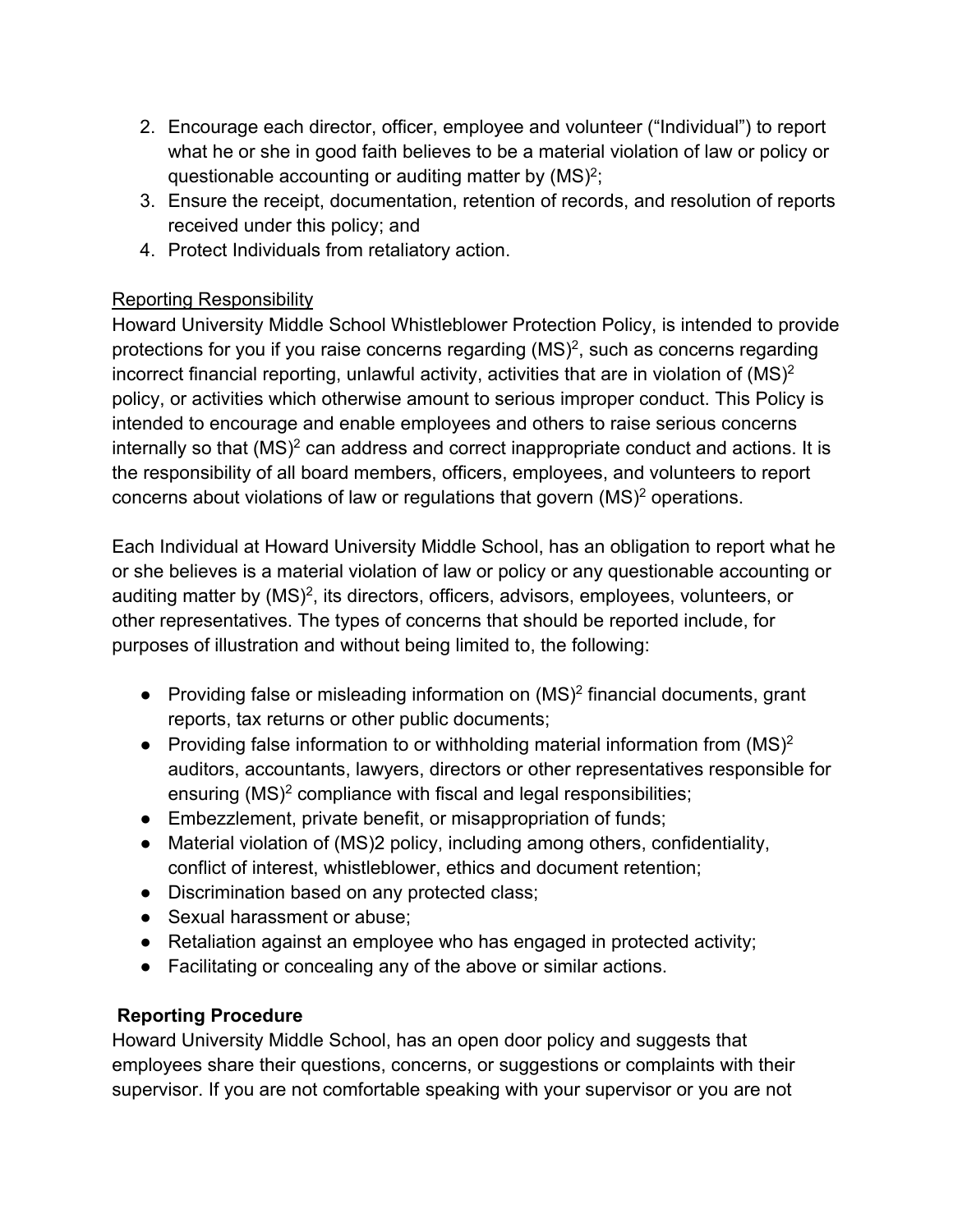2. Encourage each director, officer, employee and volunteer ("Individual") to report what he or she in good faith believes to be a material violation of law or policy or questionable accounting or auditing matter by $(MS)^2$;
3. Ensure the receipt, documentation, retention of records, and resolution of reports received under this policy; and
4. Protect Individuals from retaliatory action.

Reporting Responsibility

Howard University Middle School Whistleblower Protection Policy, is intended to provide protections for you if you raise concerns regarding $(MS)^2$, such as concerns regarding incorrect financial reporting, unlawful activity, activities that are in violation of $(MS)^2$ policy, or activities which otherwise amount to serious improper conduct. This Policy is intended to encourage and enable employees and others to raise serious concerns internally so that $(MS)^2$ can address and correct inappropriate conduct and actions. It is the responsibility of all board members, officers, employees, and volunteers to report concerns about violations of law or regulations that govern $(MS)^2$ operations.

Each Individual at Howard University Middle School, has an obligation to report what he or she believes is a material violation of law or policy or any questionable accounting or auditing matter by $(MS)^2$, its directors, officers, advisors, employees, volunteers, or other representatives. The types of concerns that should be reported include, for purposes of illustration and without being limited to, the following:

- Providing false or misleading information on $(MS)^2$ financial documents, grant reports, tax returns or other public documents;
- Providing false information to or withholding material information from $(MS)^2$ auditors, accountants, lawyers, directors or other representatives responsible for ensuring $(MS)^2$ compliance with fiscal and legal responsibilities;
- Embezzlement, private benefit, or misappropriation of funds;
- Material violation of (MS)2 policy, including among others, confidentiality, conflict of interest, whistleblower, ethics and document retention;
- Discrimination based on any protected class;
- Sexual harassment or abuse;
- Retaliation against an employee who has engaged in protected activity;
- Facilitating or concealing any of the above or similar actions.

**Reporting Procedure**

Howard University Middle School, has an open door policy and suggests that employees share their questions, concerns, or suggestions or complaints with their supervisor. If you are not comfortable speaking with your supervisor or you are not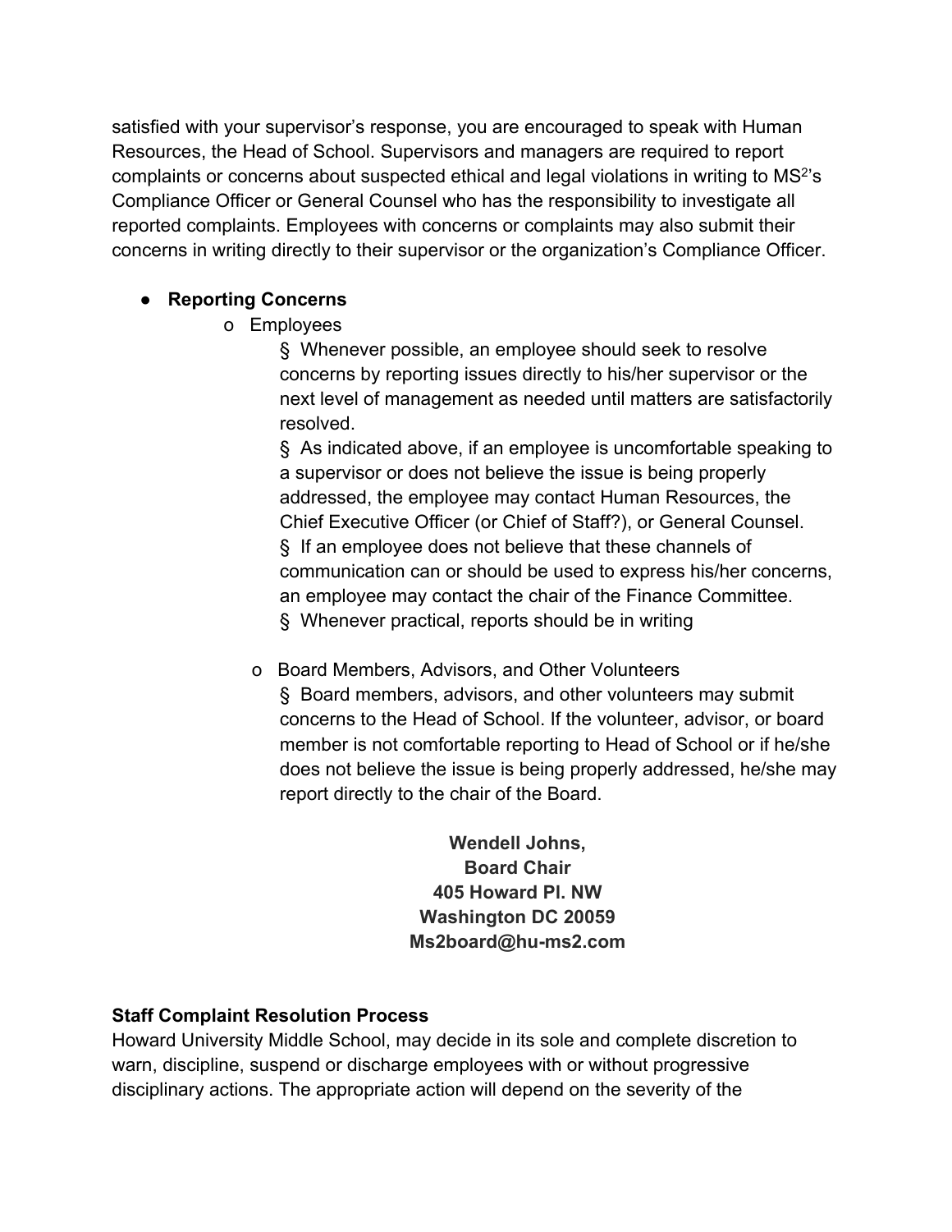satisfied with your supervisor's response, you are encouraged to speak with Human Resources, the Head of School. Supervisors and managers are required to report complaints or concerns about suspected ethical and legal violations in writing to MS[2]'s Compliance Officer or General Counsel who has the responsibility to investigate all reported complaints. Employees with concerns or complaints may also submit their concerns in writing directly to their supervisor or the organization's Compliance Officer.

- **Reporting Concerns**
  - Employees
    - Whenever possible, an employee should seek to resolve concerns by reporting issues directly to his/her supervisor or the next level of management as needed until matters are satisfactorily resolved.
    - As indicated above, if an employee is uncomfortable speaking to a supervisor or does not believe the issue is being properly addressed, the employee may contact Human Resources, the Chief Executive Officer (or Chief of Staff?), or General Counsel.
    - If an employee does not believe that these channels of communication can or should be used to express his/her concerns, an employee may contact the chair of the Finance Committee.
    - Whenever practical, reports should be in writing
  - Board Members, Advisors, and Other Volunteers
    - Board members, advisors, and other volunteers may submit concerns to the Head of School. If the volunteer, advisor, or board member is not comfortable reporting to Head of School or if he/she does not believe the issue is being properly addressed, he/she may report directly to the chair of the Board.

**Wendell Johns,**
**Board Chair**
**405 Howard Pl. NW**
**Washington DC 20059**
**Ms2board@hu-ms2.com**

**Staff Complaint Resolution Process**

Howard University Middle School, may decide in its sole and complete discretion to warn, discipline, suspend or discharge employees with or without progressive disciplinary actions. The appropriate action will depend on the severity of the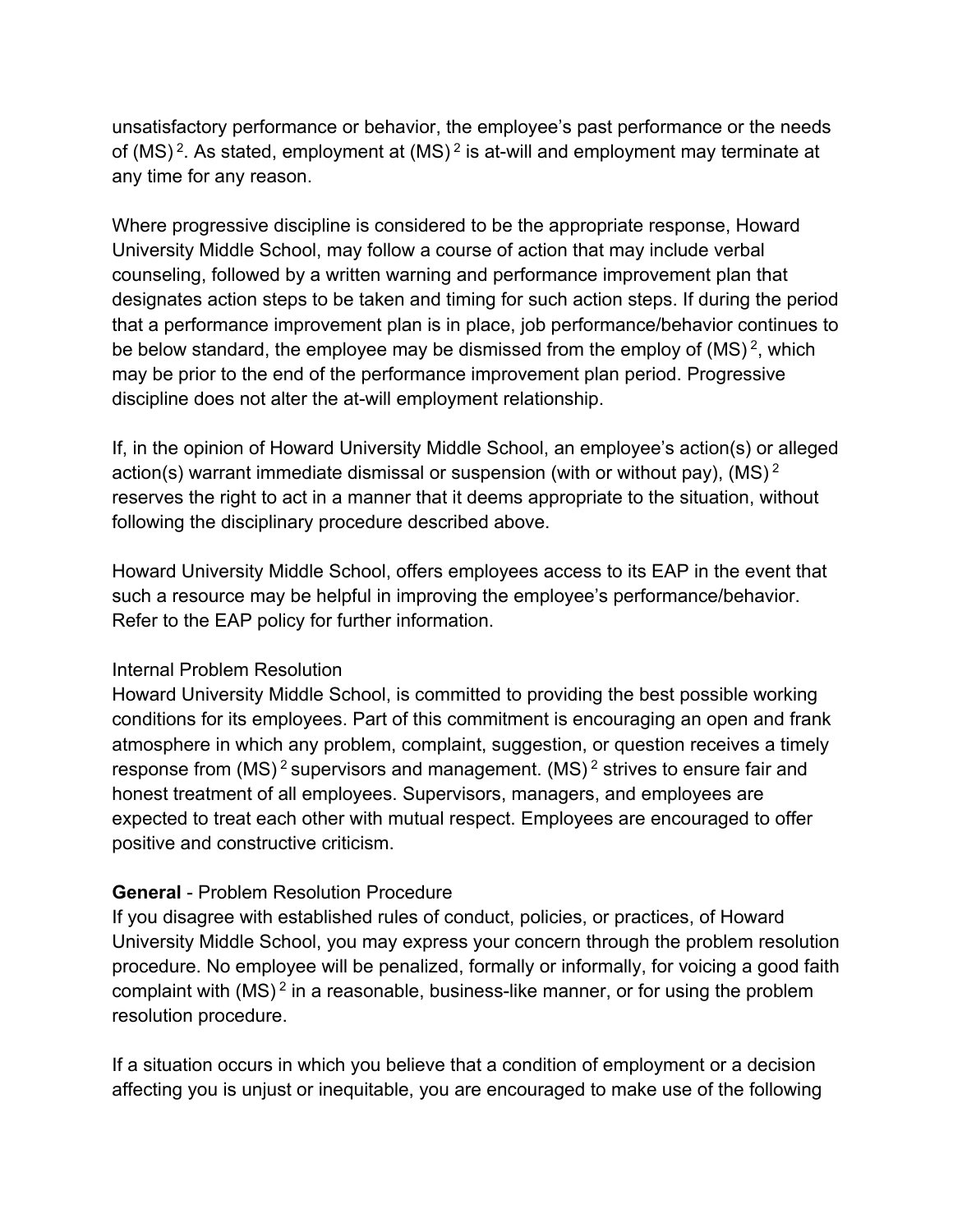unsatisfactory performance or behavior, the employee's past performance or the needs of (MS)[2]. As stated, employment at (MS)[2] is at-will and employment may terminate at any time for any reason.

Where progressive discipline is considered to be the appropriate response, Howard University Middle School, may follow a course of action that may include verbal counseling, followed by a written warning and performance improvement plan that designates action steps to be taken and timing for such action steps. If during the period that a performance improvement plan is in place, job performance/behavior continues to be below standard, the employee may be dismissed from the employ of (MS)[2], which may be prior to the end of the performance improvement plan period. Progressive discipline does not alter the at-will employment relationship.

If, in the opinion of Howard University Middle School, an employee's action(s) or alleged action(s) warrant immediate dismissal or suspension (with or without pay), (MS)[2] reserves the right to act in a manner that it deems appropriate to the situation, without following the disciplinary procedure described above.

Howard University Middle School, offers employees access to its EAP in the event that such a resource may be helpful in improving the employee's performance/behavior. Refer to the EAP policy for further information.

Internal Problem Resolution
Howard University Middle School, is committed to providing the best possible working conditions for its employees. Part of this commitment is encouraging an open and frank atmosphere in which any problem, complaint, suggestion, or question receives a timely response from (MS)[2] supervisors and management. (MS)[2] strives to ensure fair and honest treatment of all employees. Supervisors, managers, and employees are expected to treat each other with mutual respect. Employees are encouraged to offer positive and constructive criticism.

**General** - Problem Resolution Procedure
If you disagree with established rules of conduct, policies, or practices, of Howard University Middle School, you may express your concern through the problem resolution procedure. No employee will be penalized, formally or informally, for voicing a good faith complaint with (MS)[2] in a reasonable, business-like manner, or for using the problem resolution procedure.

If a situation occurs in which you believe that a condition of employment or a decision affecting you is unjust or inequitable, you are encouraged to make use of the following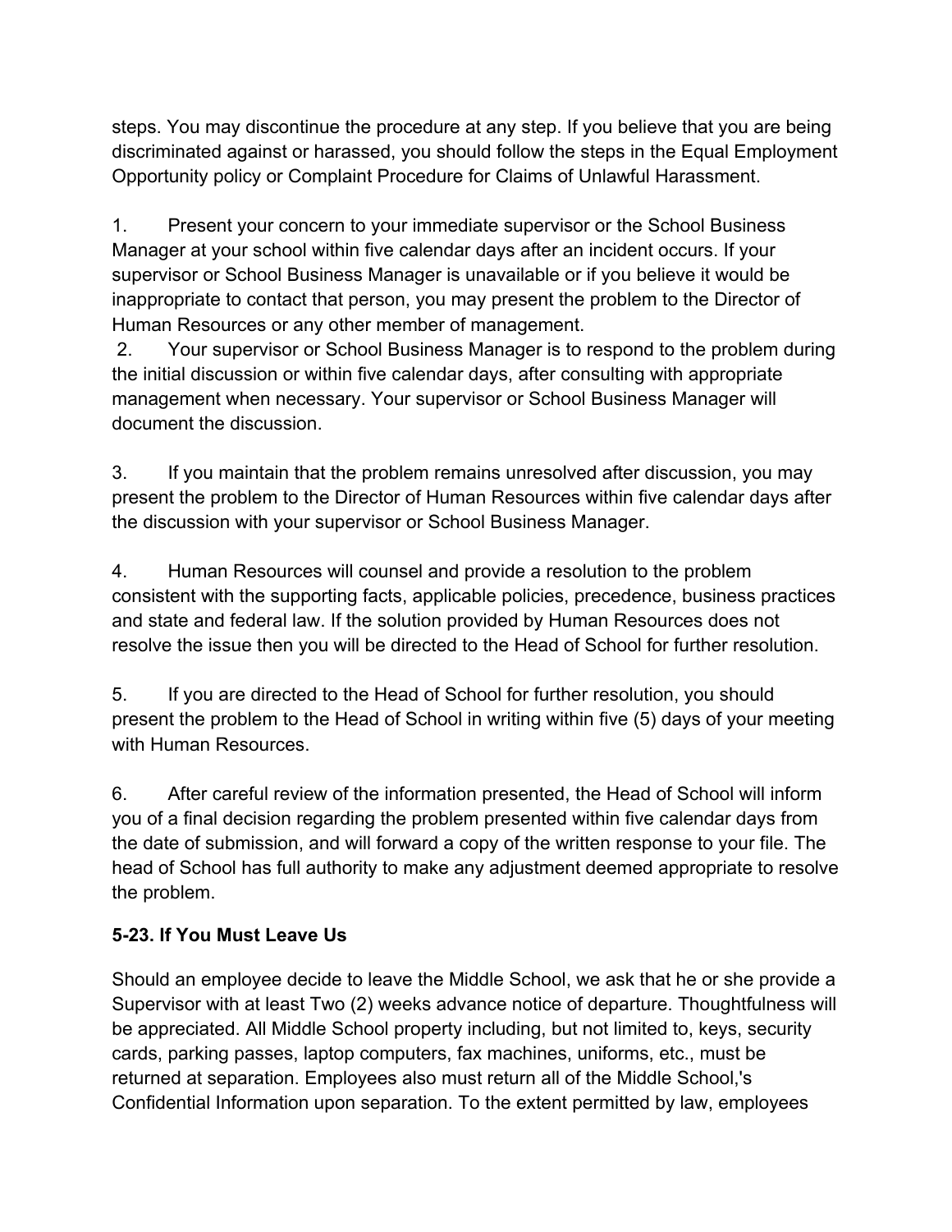steps. You may discontinue the procedure at any step. If you believe that you are being discriminated against or harassed, you should follow the steps in the Equal Employment Opportunity policy or Complaint Procedure for Claims of Unlawful Harassment.

1. Present your concern to your immediate supervisor or the School Business Manager at your school within five calendar days after an incident occurs. If your supervisor or School Business Manager is unavailable or if you believe it would be inappropriate to contact that person, you may present the problem to the Director of Human Resources or any other member of management.
2. Your supervisor or School Business Manager is to respond to the problem during the initial discussion or within five calendar days, after consulting with appropriate management when necessary. Your supervisor or School Business Manager will document the discussion.

3. If you maintain that the problem remains unresolved after discussion, you may present the problem to the Director of Human Resources within five calendar days after the discussion with your supervisor or School Business Manager.

4. Human Resources will counsel and provide a resolution to the problem consistent with the supporting facts, applicable policies, precedence, business practices and state and federal law. If the solution provided by Human Resources does not resolve the issue then you will be directed to the Head of School for further resolution.

5. If you are directed to the Head of School for further resolution, you should present the problem to the Head of School in writing within five (5) days of your meeting with Human Resources.

6. After careful review of the information presented, the Head of School will inform you of a final decision regarding the problem presented within five calendar days from the date of submission, and will forward a copy of the written response to your file. The head of School has full authority to make any adjustment deemed appropriate to resolve the problem.

**5-23. If You Must Leave Us**

Should an employee decide to leave the Middle School, we ask that he or she provide a Supervisor with at least Two (2) weeks advance notice of departure. Thoughtfulness will be appreciated. All Middle School property including, but not limited to, keys, security cards, parking passes, laptop computers, fax machines, uniforms, etc., must be returned at separation. Employees also must return all of the Middle School,'s Confidential Information upon separation. To the extent permitted by law, employees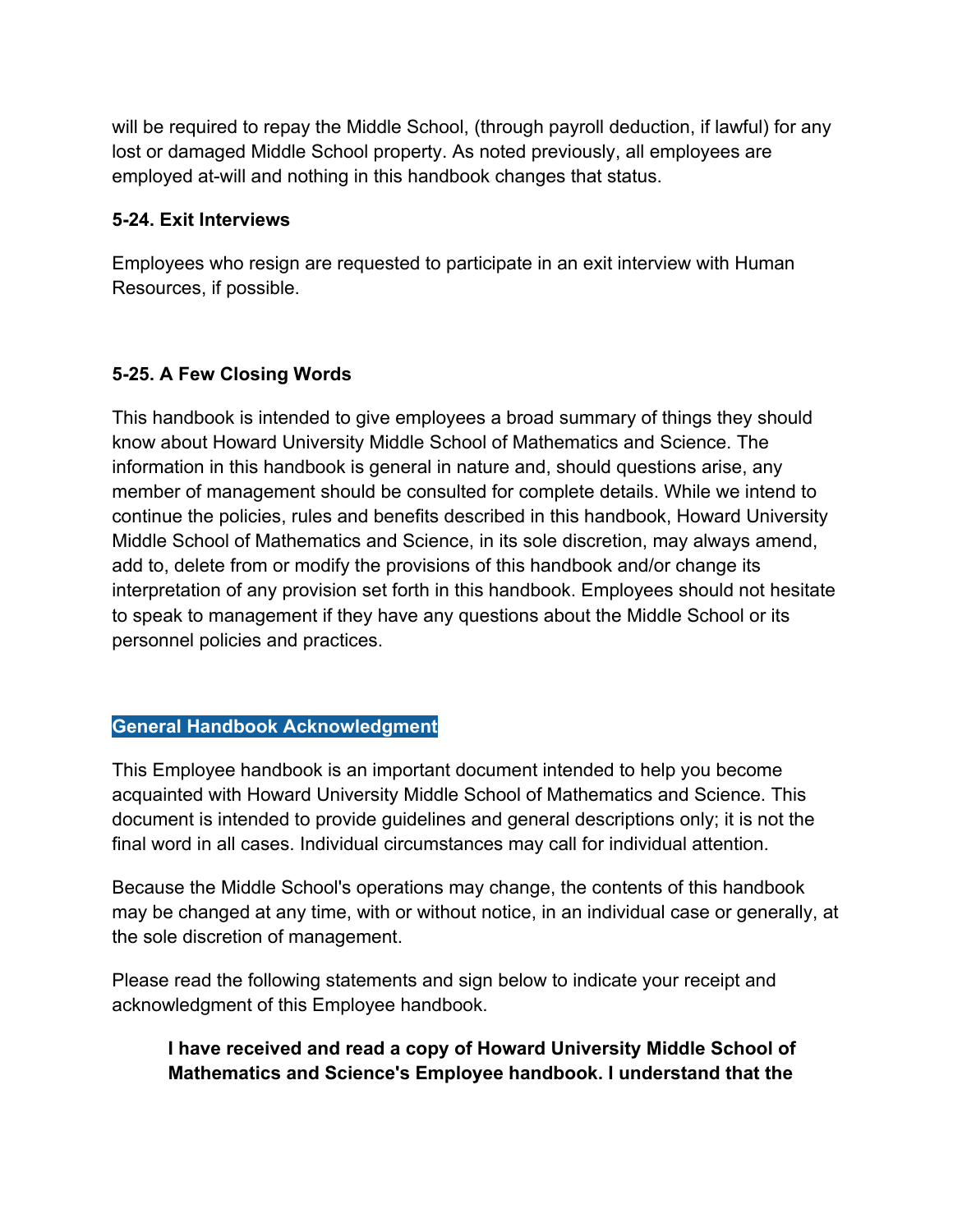will be required to repay the Middle School, (through payroll deduction, if lawful) for any lost or damaged Middle School property. As noted previously, all employees are employed at-will and nothing in this handbook changes that status.

**5-24. Exit Interviews**

Employees who resign are requested to participate in an exit interview with Human Resources, if possible.

**5-25. A Few Closing Words**

This handbook is intended to give employees a broad summary of things they should know about Howard University Middle School of Mathematics and Science. The information in this handbook is general in nature and, should questions arise, any member of management should be consulted for complete details. While we intend to continue the policies, rules and benefits described in this handbook, Howard University Middle School of Mathematics and Science, in its sole discretion, may always amend, add to, delete from or modify the provisions of this handbook and/or change its interpretation of any provision set forth in this handbook. Employees should not hesitate to speak to management if they have any questions about the Middle School or its personnel policies and practices.

## General Handbook Acknowledgment

This Employee handbook is an important document intended to help you become acquainted with Howard University Middle School of Mathematics and Science. This document is intended to provide guidelines and general descriptions only; it is not the final word in all cases. Individual circumstances may call for individual attention.

Because the Middle School's operations may change, the contents of this handbook may be changed at any time, with or without notice, in an individual case or generally, at the sole discretion of management.

Please read the following statements and sign below to indicate your receipt and acknowledgment of this Employee handbook.

> **I have received and read a copy of Howard University Middle School of Mathematics and Science's Employee handbook. I understand that the**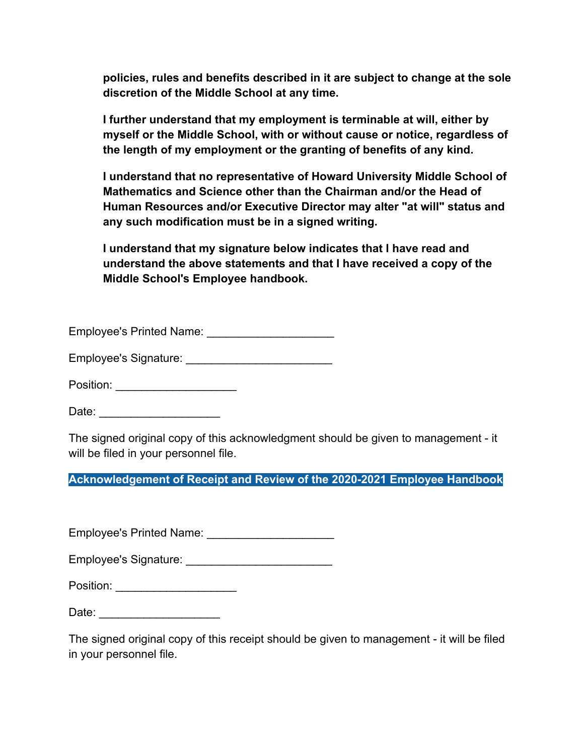**policies, rules and benefits described in it are subject to change at the sole discretion of the Middle School at any time.**

**I further understand that my employment is terminable at will, either by myself or the Middle School, with or without cause or notice, regardless of the length of my employment or the granting of benefits of any kind.**

**I understand that no representative of Howard University Middle School of Mathematics and Science other than the Chairman and/or the Head of Human Resources and/or Executive Director may alter "at will" status and any such modification must be in a signed writing.**

**I understand that my signature below indicates that I have read and understand the above statements and that I have received a copy of the Middle School's Employee handbook.**

Employee's Printed Name: ____________________

Employee's Signature: ______________________

Position: __________________

Date: __________________

The signed original copy of this acknowledgment should be given to management - it will be filed in your personnel file.

## Acknowledgement of Receipt and Review of the 2020-2021 Employee Handbook

Employee's Printed Name: ____________________

Employee's Signature: ______________________

Position: __________________

Date: __________________

The signed original copy of this receipt should be given to management - it will be filed in your personnel file.